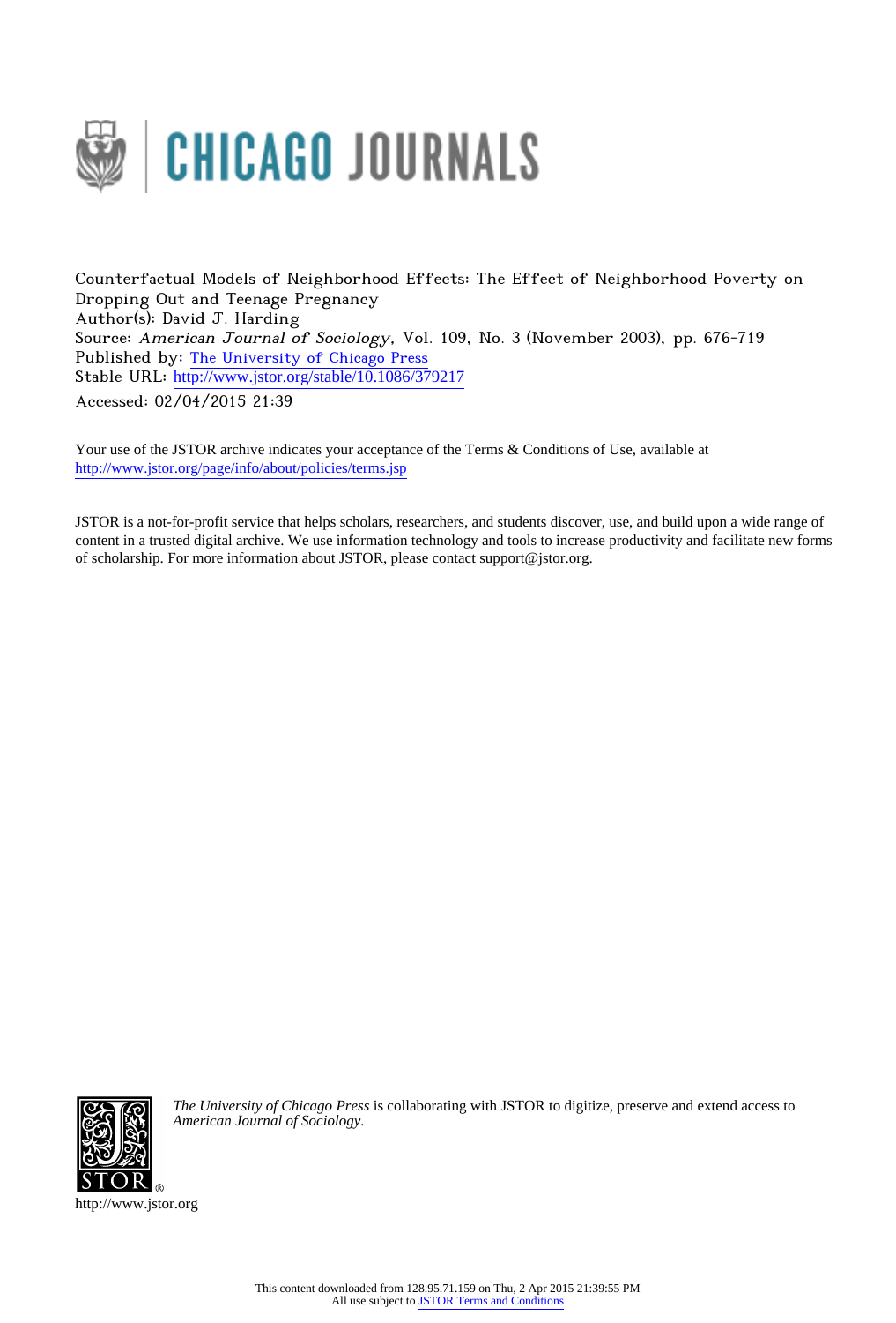CHICAGO JOURNALS

Counterfactual Models of Neighborhood Effects: The Effect of Neighborhood Poverty on Dropping Out and Teenage Pregnancy
Author(s): David J. Harding
Source: *American Journal of Sociology*, Vol. 109, No. 3 (November 2003), pp. 676-719
Published by: The University of Chicago Press
Stable URL: http://www.jstor.org/stable/10.1086/379217
Accessed: 02/04/2015 21:39

Your use of the JSTOR archive indicates your acceptance of the Terms & Conditions of Use, available at
http://www.jstor.org/page/info/about/policies/terms.jsp

JSTOR is a not-for-profit service that helps scholars, researchers, and students discover, use, and build upon a wide range of content in a trusted digital archive. We use information technology and tools to increase productivity and facilitate new forms of scholarship. For more information about JSTOR, please contact support@jstor.org.

*The University of Chicago Press* is collaborating with JSTOR to digitize, preserve and extend access to *American Journal of Sociology.*

http://www.jstor.org

This content downloaded from 128.95.71.159 on Thu, 2 Apr 2015 21:39:55 PM
All use subject to JSTOR Terms and Conditions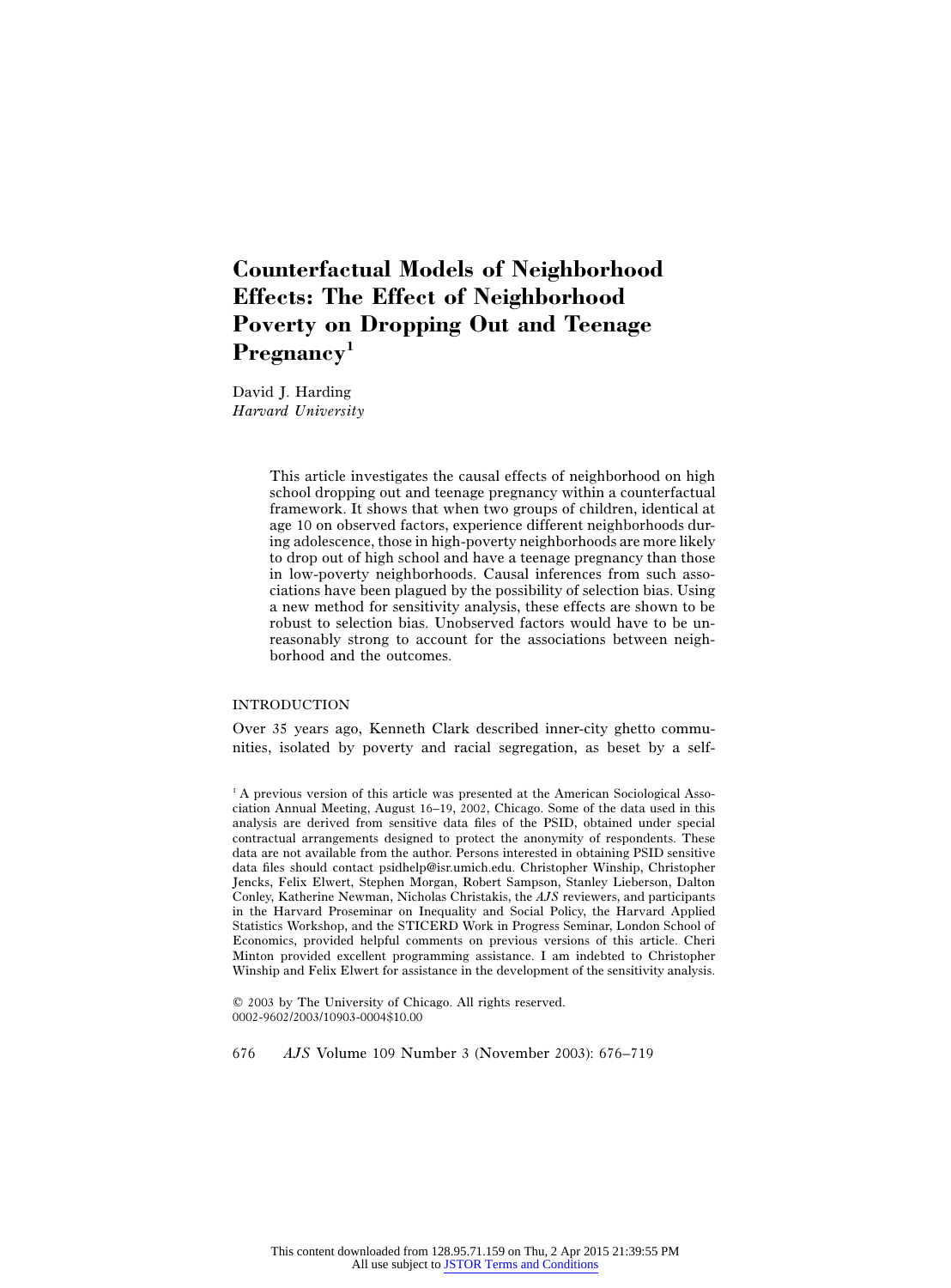# Counterfactual Models of Neighborhood Effects: The Effect of Neighborhood Poverty on Dropping Out and Teenage Pregnancy[1]

David J. Harding
*Harvard University*

> This article investigates the causal effects of neighborhood on high school dropping out and teenage pregnancy within a counterfactual framework. It shows that when two groups of children, identical at age 10 on observed factors, experience different neighborhoods during adolescence, those in high-poverty neighborhoods are more likely to drop out of high school and have a teenage pregnancy than those in low-poverty neighborhoods. Causal inferences from such associations have been plagued by the possibility of selection bias. Using a new method for sensitivity analysis, these effects are shown to be robust to selection bias. Unobserved factors would have to be unreasonably strong to account for the associations between neighborhood and the outcomes.

## INTRODUCTION

Over 35 years ago, Kenneth Clark described inner-city ghetto communities, isolated by poverty and racial segregation, as beset by a self-

[1] A previous version of this article was presented at the American Sociological Association Annual Meeting, August 16–19, 2002, Chicago. Some of the data used in this analysis are derived from sensitive data files of the PSID, obtained under special contractual arrangements designed to protect the anonymity of respondents. These data are not available from the author. Persons interested in obtaining PSID sensitive data files should contact psidhelp@isr.umich.edu. Christopher Winship, Christopher Jencks, Felix Elwert, Stephen Morgan, Robert Sampson, Stanley Lieberson, Dalton Conley, Katherine Newman, Nicholas Christakis, the *AJS* reviewers, and participants in the Harvard Proseminar on Inequality and Social Policy, the Harvard Applied Statistics Workshop, and the STICERD Work in Progress Seminar, London School of Economics, provided helpful comments on previous versions of this article. Cheri Minton provided excellent programming assistance. I am indebted to Christopher Winship and Felix Elwert for assistance in the development of the sensitivity analysis.

© 2003 by The University of Chicago. All rights reserved.
0002-9602/2003/10903-0004$10.00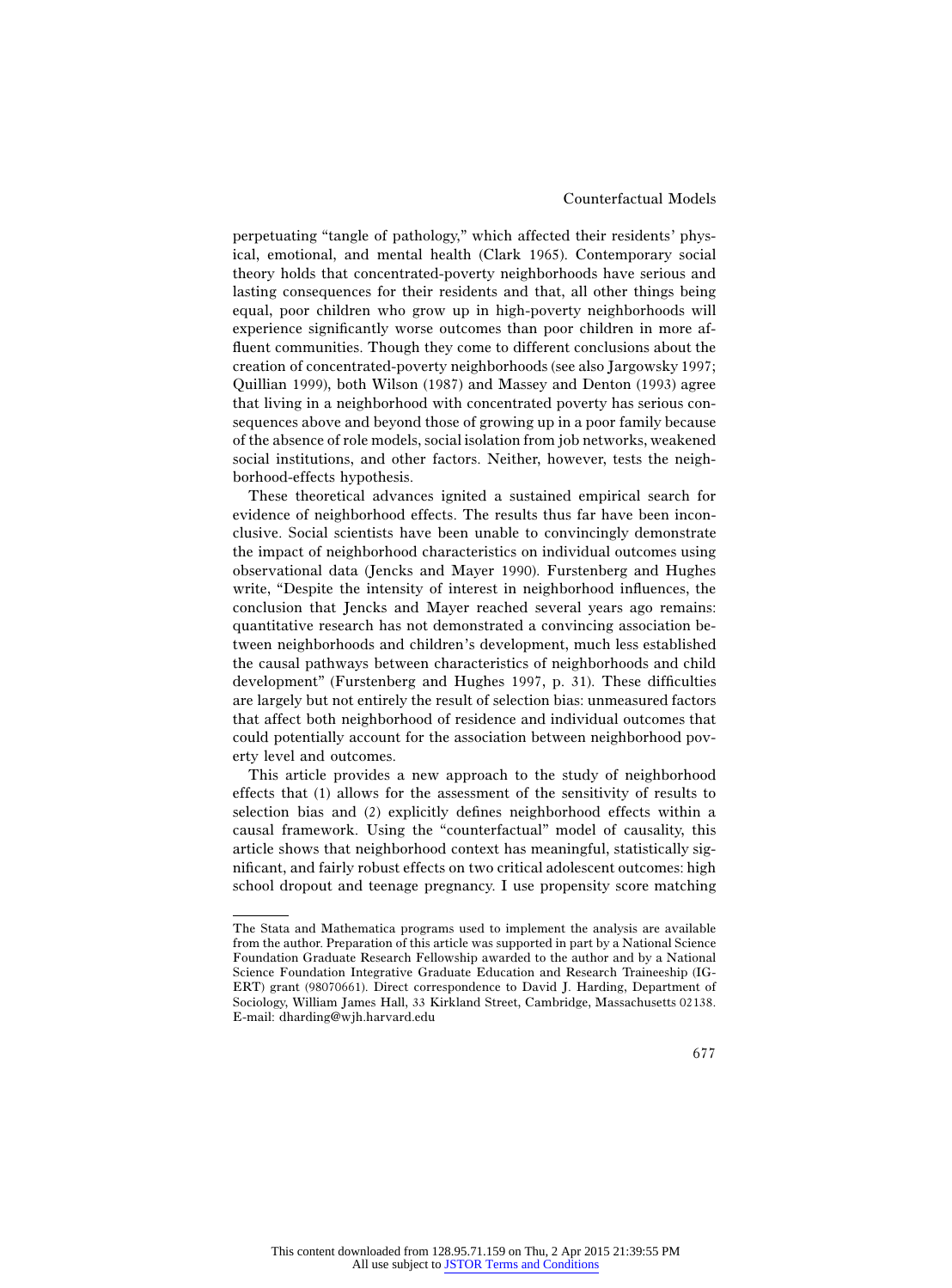perpetuating "tangle of pathology," which affected their residents' physical, emotional, and mental health (Clark 1965). Contemporary social theory holds that concentrated-poverty neighborhoods have serious and lasting consequences for their residents and that, all other things being equal, poor children who grow up in high-poverty neighborhoods will experience significantly worse outcomes than poor children in more affluent communities. Though they come to different conclusions about the creation of concentrated-poverty neighborhoods (see also Jargowsky 1997; Quillian 1999), both Wilson (1987) and Massey and Denton (1993) agree that living in a neighborhood with concentrated poverty has serious consequences above and beyond those of growing up in a poor family because of the absence of role models, social isolation from job networks, weakened social institutions, and other factors. Neither, however, tests the neighborhood-effects hypothesis.

These theoretical advances ignited a sustained empirical search for evidence of neighborhood effects. The results thus far have been inconclusive. Social scientists have been unable to convincingly demonstrate the impact of neighborhood characteristics on individual outcomes using observational data (Jencks and Mayer 1990). Furstenberg and Hughes write, "Despite the intensity of interest in neighborhood influences, the conclusion that Jencks and Mayer reached several years ago remains: quantitative research has not demonstrated a convincing association between neighborhoods and children's development, much less established the causal pathways between characteristics of neighborhoods and child development" (Furstenberg and Hughes 1997, p. 31). These difficulties are largely but not entirely the result of selection bias: unmeasured factors that affect both neighborhood of residence and individual outcomes that could potentially account for the association between neighborhood poverty level and outcomes.

This article provides a new approach to the study of neighborhood effects that (1) allows for the assessment of the sensitivity of results to selection bias and (2) explicitly defines neighborhood effects within a causal framework. Using the "counterfactual" model of causality, this article shows that neighborhood context has meaningful, statistically significant, and fairly robust effects on two critical adolescent outcomes: high school dropout and teenage pregnancy. I use propensity score matching

The Stata and Mathematica programs used to implement the analysis are available from the author. Preparation of this article was supported in part by a National Science Foundation Graduate Research Fellowship awarded to the author and by a National Science Foundation Integrative Graduate Education and Research Traineeship (IGERT) grant (98070661). Direct correspondence to David J. Harding, Department of Sociology, William James Hall, 33 Kirkland Street, Cambridge, Massachusetts 02138. E-mail: dharding@wjh.harvard.edu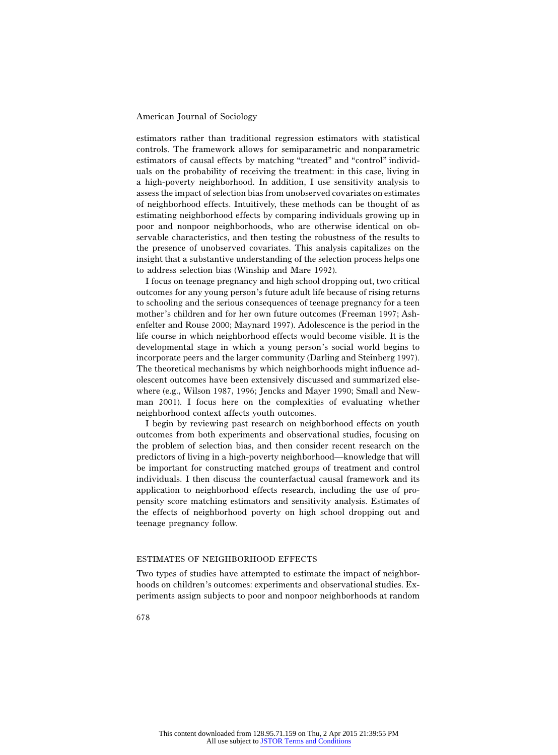estimators rather than traditional regression estimators with statistical controls. The framework allows for semiparametric and nonparametric estimators of causal effects by matching "treated" and "control" individuals on the probability of receiving the treatment: in this case, living in a high-poverty neighborhood. In addition, I use sensitivity analysis to assess the impact of selection bias from unobserved covariates on estimates of neighborhood effects. Intuitively, these methods can be thought of as estimating neighborhood effects by comparing individuals growing up in poor and nonpoor neighborhoods, who are otherwise identical on observable characteristics, and then testing the robustness of the results to the presence of unobserved covariates. This analysis capitalizes on the insight that a substantive understanding of the selection process helps one to address selection bias (Winship and Mare 1992).

I focus on teenage pregnancy and high school dropping out, two critical outcomes for any young person's future adult life because of rising returns to schooling and the serious consequences of teenage pregnancy for a teen mother's children and for her own future outcomes (Freeman 1997; Ashenfelter and Rouse 2000; Maynard 1997). Adolescence is the period in the life course in which neighborhood effects would become visible. It is the developmental stage in which a young person's social world begins to incorporate peers and the larger community (Darling and Steinberg 1997). The theoretical mechanisms by which neighborhoods might influence adolescent outcomes have been extensively discussed and summarized elsewhere (e.g., Wilson 1987, 1996; Jencks and Mayer 1990; Small and Newman 2001). I focus here on the complexities of evaluating whether neighborhood context affects youth outcomes.

I begin by reviewing past research on neighborhood effects on youth outcomes from both experiments and observational studies, focusing on the problem of selection bias, and then consider recent research on the predictors of living in a high-poverty neighborhood—knowledge that will be important for constructing matched groups of treatment and control individuals. I then discuss the counterfactual causal framework and its application to neighborhood effects research, including the use of propensity score matching estimators and sensitivity analysis. Estimates of the effects of neighborhood poverty on high school dropping out and teenage pregnancy follow.

## ESTIMATES OF NEIGHBORHOOD EFFECTS

Two types of studies have attempted to estimate the impact of neighborhoods on children's outcomes: experiments and observational studies. Experiments assign subjects to poor and nonpoor neighborhoods at random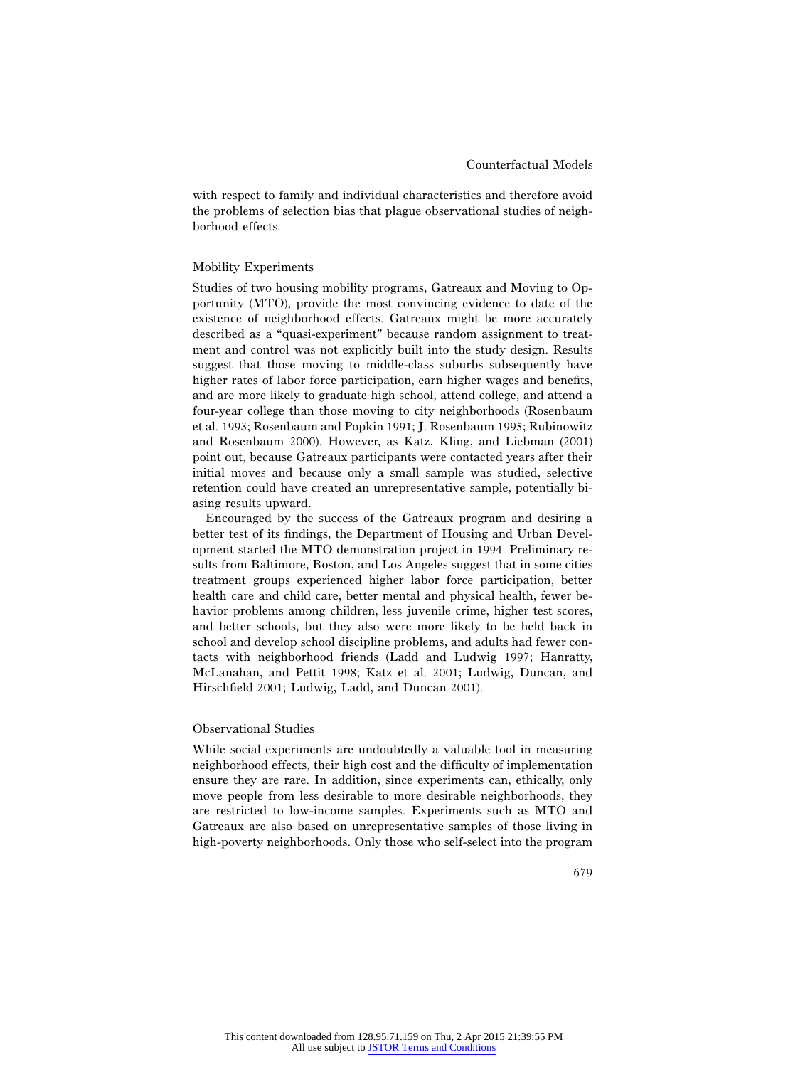with respect to family and individual characteristics and therefore avoid the problems of selection bias that plague observational studies of neighborhood effects.

### Mobility Experiments

Studies of two housing mobility programs, Gatreaux and Moving to Opportunity (MTO), provide the most convincing evidence to date of the existence of neighborhood effects. Gatreaux might be more accurately described as a "quasi-experiment" because random assignment to treatment and control was not explicitly built into the study design. Results suggest that those moving to middle-class suburbs subsequently have higher rates of labor force participation, earn higher wages and benefits, and are more likely to graduate high school, attend college, and attend a four-year college than those moving to city neighborhoods (Rosenbaum et al. 1993; Rosenbaum and Popkin 1991; J. Rosenbaum 1995; Rubinowitz and Rosenbaum 2000). However, as Katz, Kling, and Liebman (2001) point out, because Gatreaux participants were contacted years after their initial moves and because only a small sample was studied, selective retention could have created an unrepresentative sample, potentially biasing results upward.

Encouraged by the success of the Gatreaux program and desiring a better test of its findings, the Department of Housing and Urban Development started the MTO demonstration project in 1994. Preliminary results from Baltimore, Boston, and Los Angeles suggest that in some cities treatment groups experienced higher labor force participation, better health care and child care, better mental and physical health, fewer behavior problems among children, less juvenile crime, higher test scores, and better schools, but they also were more likely to be held back in school and develop school discipline problems, and adults had fewer contacts with neighborhood friends (Ladd and Ludwig 1997; Hanratty, McLanahan, and Pettit 1998; Katz et al. 2001; Ludwig, Duncan, and Hirschfield 2001; Ludwig, Ladd, and Duncan 2001).

### Observational Studies

While social experiments are undoubtedly a valuable tool in measuring neighborhood effects, their high cost and the difficulty of implementation ensure they are rare. In addition, since experiments can, ethically, only move people from less desirable to more desirable neighborhoods, they are restricted to low-income samples. Experiments such as MTO and Gatreaux are also based on unrepresentative samples of those living in high-poverty neighborhoods. Only those who self-select into the program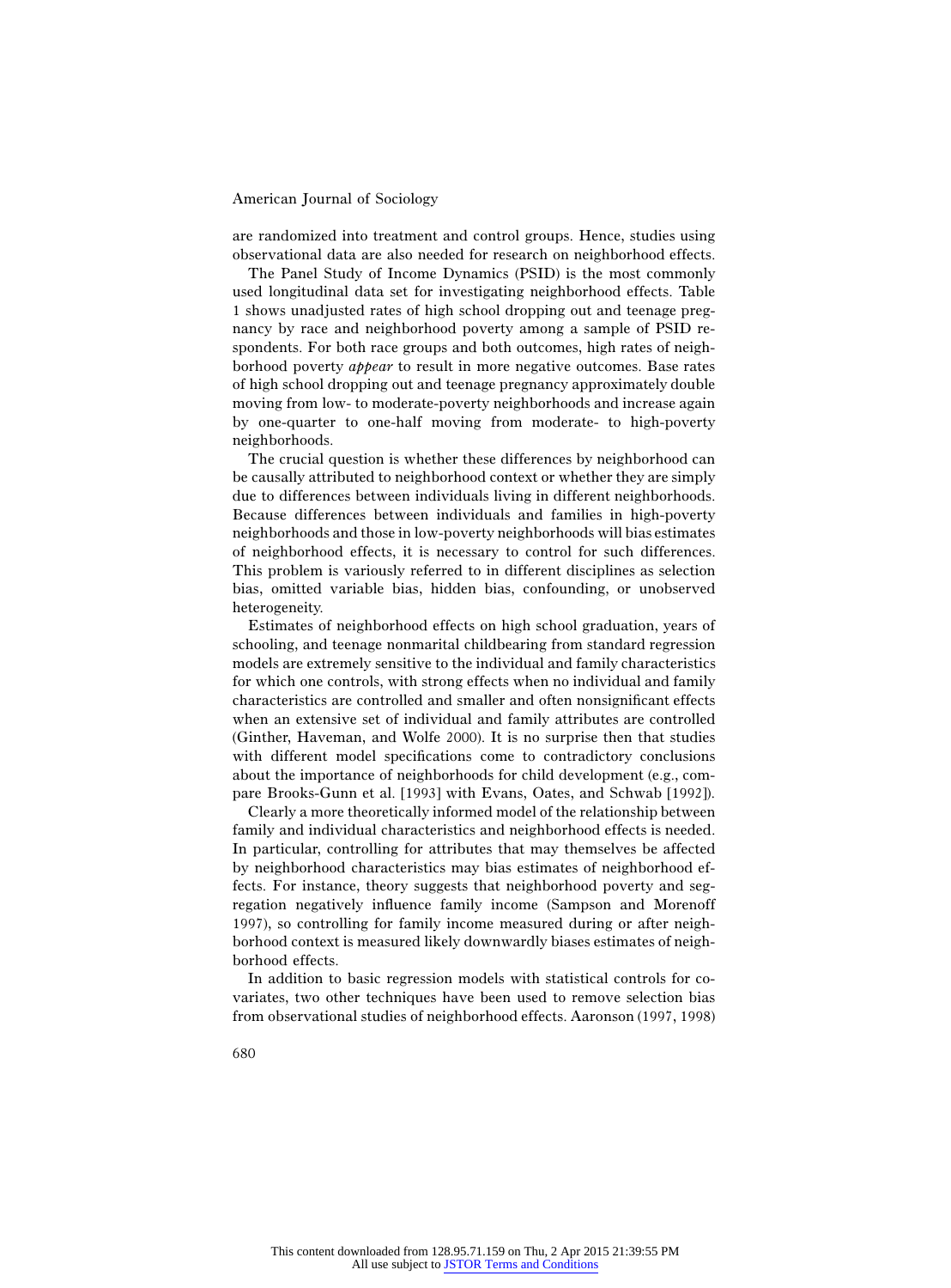are randomized into treatment and control groups. Hence, studies using observational data are also needed for research on neighborhood effects.

The Panel Study of Income Dynamics (PSID) is the most commonly used longitudinal data set for investigating neighborhood effects. Table 1 shows unadjusted rates of high school dropping out and teenage pregnancy by race and neighborhood poverty among a sample of PSID respondents. For both race groups and both outcomes, high rates of neighborhood poverty *appear* to result in more negative outcomes. Base rates of high school dropping out and teenage pregnancy approximately double moving from low- to moderate-poverty neighborhoods and increase again by one-quarter to one-half moving from moderate- to high-poverty neighborhoods.

The crucial question is whether these differences by neighborhood can be causally attributed to neighborhood context or whether they are simply due to differences between individuals living in different neighborhoods. Because differences between individuals and families in high-poverty neighborhoods and those in low-poverty neighborhoods will bias estimates of neighborhood effects, it is necessary to control for such differences. This problem is variously referred to in different disciplines as selection bias, omitted variable bias, hidden bias, confounding, or unobserved heterogeneity.

Estimates of neighborhood effects on high school graduation, years of schooling, and teenage nonmarital childbearing from standard regression models are extremely sensitive to the individual and family characteristics for which one controls, with strong effects when no individual and family characteristics are controlled and smaller and often nonsignificant effects when an extensive set of individual and family attributes are controlled (Ginther, Haveman, and Wolfe 2000). It is no surprise then that studies with different model specifications come to contradictory conclusions about the importance of neighborhoods for child development (e.g., compare Brooks-Gunn et al. [1993] with Evans, Oates, and Schwab [1992]).

Clearly a more theoretically informed model of the relationship between family and individual characteristics and neighborhood effects is needed. In particular, controlling for attributes that may themselves be affected by neighborhood characteristics may bias estimates of neighborhood effects. For instance, theory suggests that neighborhood poverty and segregation negatively influence family income (Sampson and Morenoff 1997), so controlling for family income measured during or after neighborhood context is measured likely downwardly biases estimates of neighborhood effects.

In addition to basic regression models with statistical controls for covariates, two other techniques have been used to remove selection bias from observational studies of neighborhood effects. Aaronson (1997, 1998)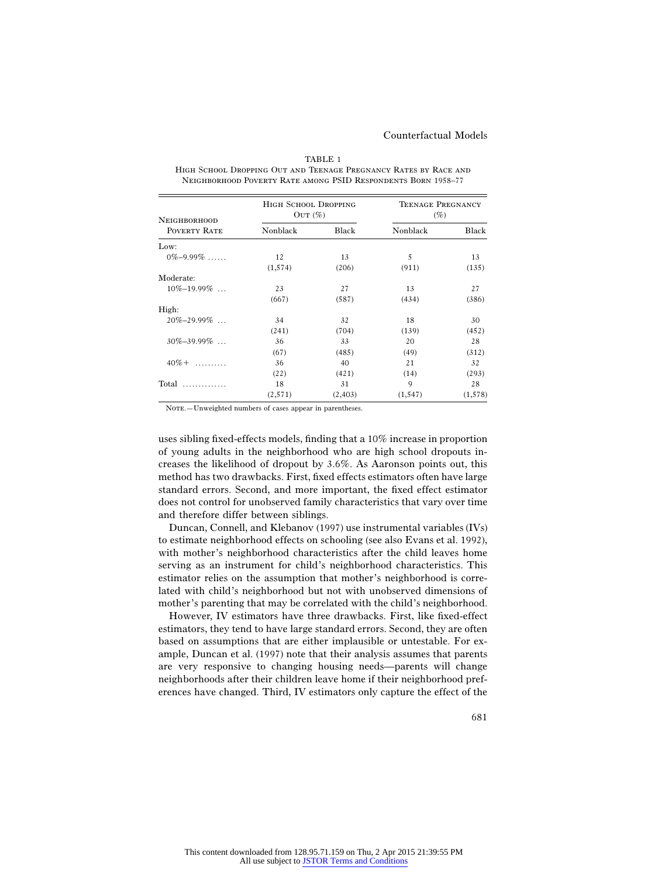TABLE 1

High School Dropping Out and Teenage Pregnancy Rates by Race and Neighborhood Poverty Rate among PSID Respondents Born 1958–77

| Neighborhood Poverty Rate | High School Dropping Out (%) | | Teenage Pregnancy (%) | |
|---|---|---|---|---|
| | Nonblack | Black | Nonblack | Black |
| Low: | | | | |
| 0%–9.99% | 12 | 13 | 5 | 13 |
| | (1,574) | (206) | (911) | (135) |
| Moderate: | | | | |
| 10%–19.99% | 23 | 27 | 13 | 27 |
| | (667) | (587) | (434) | (386) |
| High: | | | | |
| 20%–29.99% | 34 | 32 | 18 | 30 |
| | (241) | (704) | (139) | (452) |
| 30%–39.99% | 36 | 33 | 20 | 28 |
| | (67) | (485) | (49) | (312) |
| 40%+ | 36 | 40 | 21 | 32 |
| | (22) | (421) | (14) | (293) |
| Total | 18 | 31 | 9 | 28 |
| | (2,571) | (2,403) | (1,547) | (1,578) |

Note.—Unweighted numbers of cases appear in parentheses.

uses sibling fixed-effects models, finding that a 10% increase in proportion of young adults in the neighborhood who are high school dropouts increases the likelihood of dropout by 3.6%. As Aaronson points out, this method has two drawbacks. First, fixed effects estimators often have large standard errors. Second, and more important, the fixed effect estimator does not control for unobserved family characteristics that vary over time and therefore differ between siblings.

Duncan, Connell, and Klebanov (1997) use instrumental variables (IVs) to estimate neighborhood effects on schooling (see also Evans et al. 1992), with mother's neighborhood characteristics after the child leaves home serving as an instrument for child's neighborhood characteristics. This estimator relies on the assumption that mother's neighborhood is correlated with child's neighborhood but not with unobserved dimensions of mother's parenting that may be correlated with the child's neighborhood.

However, IV estimators have three drawbacks. First, like fixed-effect estimators, they tend to have large standard errors. Second, they are often based on assumptions that are either implausible or untestable. For example, Duncan et al. (1997) note that their analysis assumes that parents are very responsive to changing housing needs—parents will change neighborhoods after their children leave home if their neighborhood preferences have changed. Third, IV estimators only capture the effect of the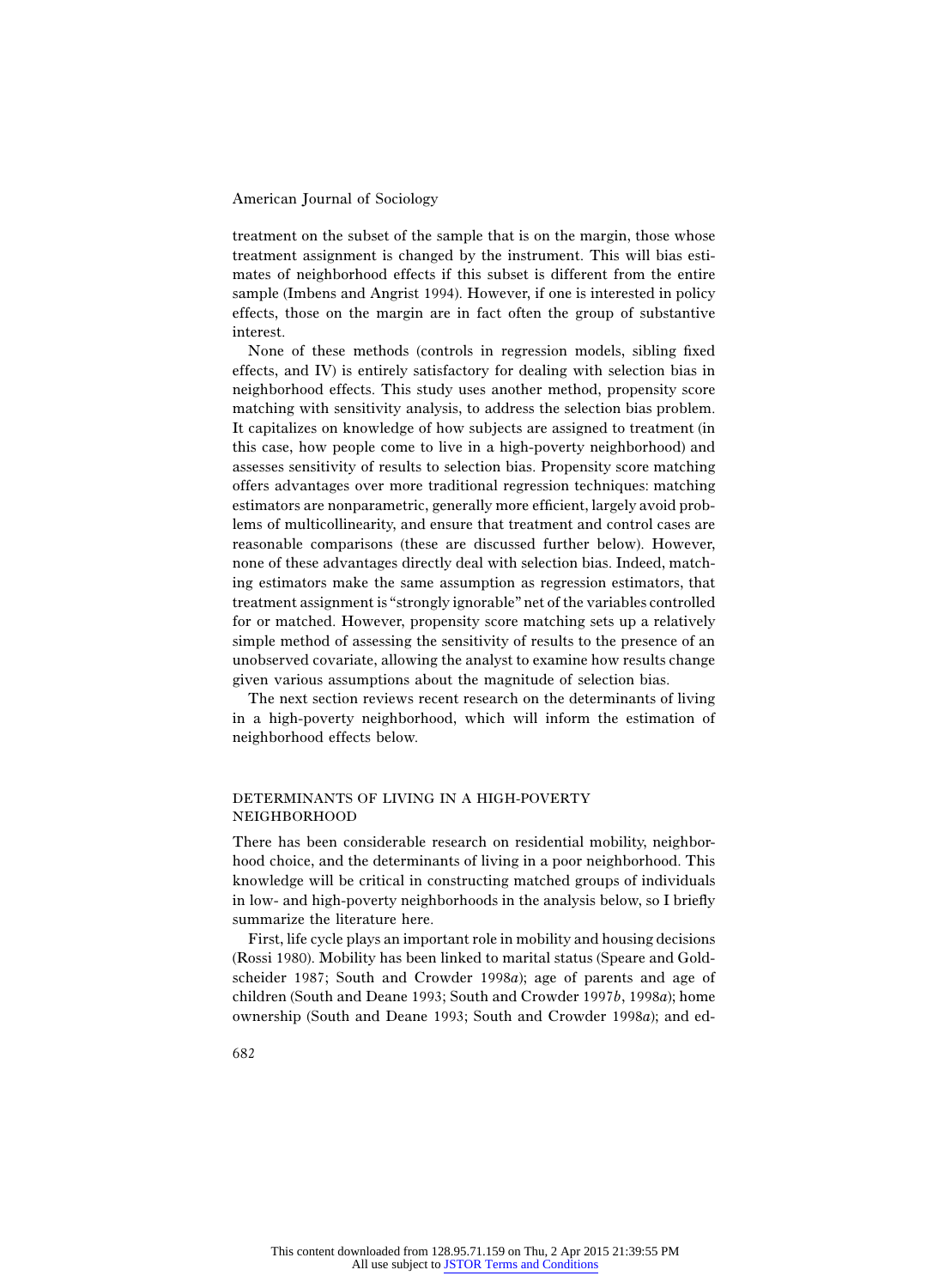treatment on the subset of the sample that is on the margin, those whose treatment assignment is changed by the instrument. This will bias estimates of neighborhood effects if this subset is different from the entire sample (Imbens and Angrist 1994). However, if one is interested in policy effects, those on the margin are in fact often the group of substantive interest.

None of these methods (controls in regression models, sibling fixed effects, and IV) is entirely satisfactory for dealing with selection bias in neighborhood effects. This study uses another method, propensity score matching with sensitivity analysis, to address the selection bias problem. It capitalizes on knowledge of how subjects are assigned to treatment (in this case, how people come to live in a high-poverty neighborhood) and assesses sensitivity of results to selection bias. Propensity score matching offers advantages over more traditional regression techniques: matching estimators are nonparametric, generally more efficient, largely avoid problems of multicollinearity, and ensure that treatment and control cases are reasonable comparisons (these are discussed further below). However, none of these advantages directly deal with selection bias. Indeed, matching estimators make the same assumption as regression estimators, that treatment assignment is "strongly ignorable" net of the variables controlled for or matched. However, propensity score matching sets up a relatively simple method of assessing the sensitivity of results to the presence of an unobserved covariate, allowing the analyst to examine how results change given various assumptions about the magnitude of selection bias.

The next section reviews recent research on the determinants of living in a high-poverty neighborhood, which will inform the estimation of neighborhood effects below.

## DETERMINANTS OF LIVING IN A HIGH-POVERTY NEIGHBORHOOD

There has been considerable research on residential mobility, neighborhood choice, and the determinants of living in a poor neighborhood. This knowledge will be critical in constructing matched groups of individuals in low- and high-poverty neighborhoods in the analysis below, so I briefly summarize the literature here.

First, life cycle plays an important role in mobility and housing decisions (Rossi 1980). Mobility has been linked to marital status (Speare and Goldscheider 1987; South and Crowder 1998*a*); age of parents and age of children (South and Deane 1993; South and Crowder 1997*b*, 1998*a*); home ownership (South and Deane 1993; South and Crowder 1998*a*); and ed-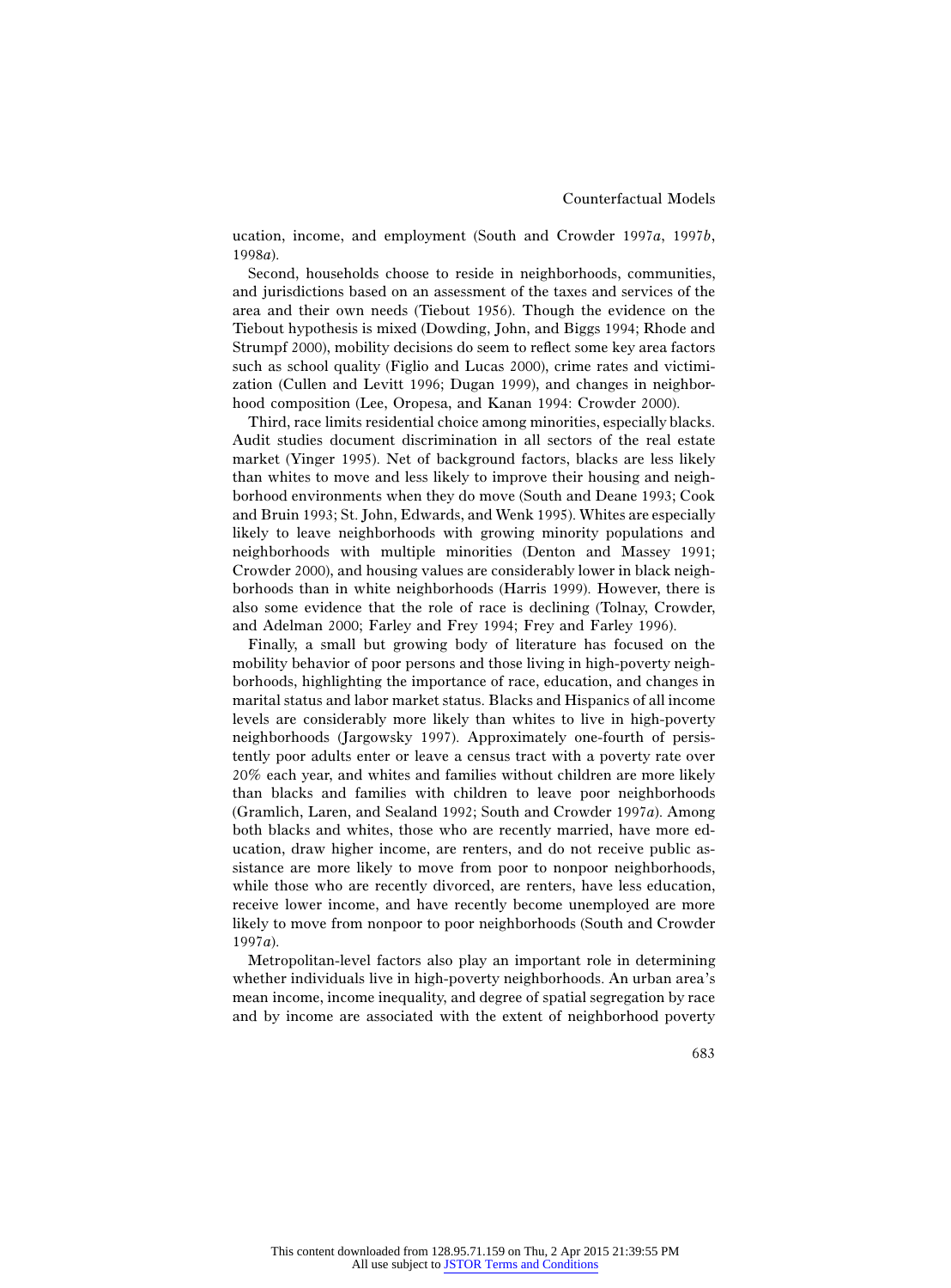ucation, income, and employment (South and Crowder 1997*a*, 1997*b*, 1998*a*).

Second, households choose to reside in neighborhoods, communities, and jurisdictions based on an assessment of the taxes and services of the area and their own needs (Tiebout 1956). Though the evidence on the Tiebout hypothesis is mixed (Dowding, John, and Biggs 1994; Rhode and Strumpf 2000), mobility decisions do seem to reflect some key area factors such as school quality (Figlio and Lucas 2000), crime rates and victimization (Cullen and Levitt 1996; Dugan 1999), and changes in neighborhood composition (Lee, Oropesa, and Kanan 1994: Crowder 2000).

Third, race limits residential choice among minorities, especially blacks. Audit studies document discrimination in all sectors of the real estate market (Yinger 1995). Net of background factors, blacks are less likely than whites to move and less likely to improve their housing and neighborhood environments when they do move (South and Deane 1993; Cook and Bruin 1993; St. John, Edwards, and Wenk 1995). Whites are especially likely to leave neighborhoods with growing minority populations and neighborhoods with multiple minorities (Denton and Massey 1991; Crowder 2000), and housing values are considerably lower in black neighborhoods than in white neighborhoods (Harris 1999). However, there is also some evidence that the role of race is declining (Tolnay, Crowder, and Adelman 2000; Farley and Frey 1994; Frey and Farley 1996).

Finally, a small but growing body of literature has focused on the mobility behavior of poor persons and those living in high-poverty neighborhoods, highlighting the importance of race, education, and changes in marital status and labor market status. Blacks and Hispanics of all income levels are considerably more likely than whites to live in high-poverty neighborhoods (Jargowsky 1997). Approximately one-fourth of persistently poor adults enter or leave a census tract with a poverty rate over 20% each year, and whites and families without children are more likely than blacks and families with children to leave poor neighborhoods (Gramlich, Laren, and Sealand 1992; South and Crowder 1997*a*). Among both blacks and whites, those who are recently married, have more education, draw higher income, are renters, and do not receive public assistance are more likely to move from poor to nonpoor neighborhoods, while those who are recently divorced, are renters, have less education, receive lower income, and have recently become unemployed are more likely to move from nonpoor to poor neighborhoods (South and Crowder 1997*a*).

Metropolitan-level factors also play an important role in determining whether individuals live in high-poverty neighborhoods. An urban area's mean income, income inequality, and degree of spatial segregation by race and by income are associated with the extent of neighborhood poverty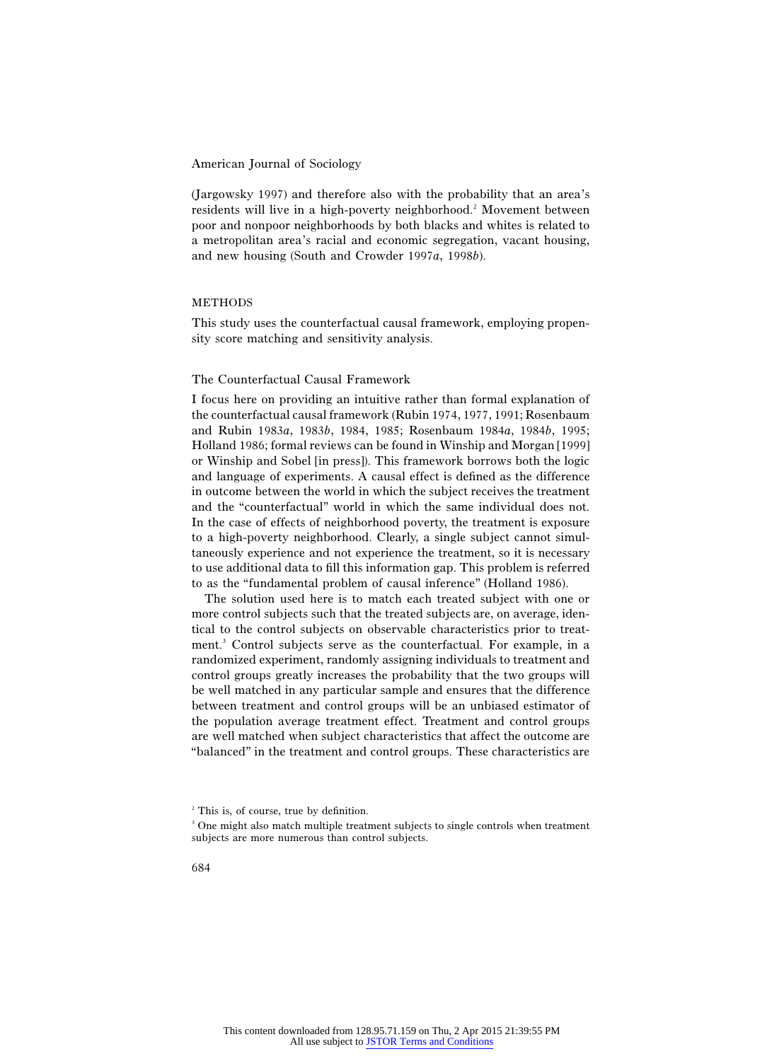(Jargowsky 1997) and therefore also with the probability that an area's residents will live in a high-poverty neighborhood.[2] Movement between poor and nonpoor neighborhoods by both blacks and whites is related to a metropolitan area's racial and economic segregation, vacant housing, and new housing (South and Crowder 1997*a*, 1998*b*).

## METHODS

This study uses the counterfactual causal framework, employing propensity score matching and sensitivity analysis.

### The Counterfactual Causal Framework

I focus here on providing an intuitive rather than formal explanation of the counterfactual causal framework (Rubin 1974, 1977, 1991; Rosenbaum and Rubin 1983*a*, 1983*b*, 1984, 1985; Rosenbaum 1984*a*, 1984*b*, 1995; Holland 1986; formal reviews can be found in Winship and Morgan [1999] or Winship and Sobel [in press]). This framework borrows both the logic and language of experiments. A causal effect is defined as the difference in outcome between the world in which the subject receives the treatment and the "counterfactual" world in which the same individual does not. In the case of effects of neighborhood poverty, the treatment is exposure to a high-poverty neighborhood. Clearly, a single subject cannot simultaneously experience and not experience the treatment, so it is necessary to use additional data to fill this information gap. This problem is referred to as the "fundamental problem of causal inference" (Holland 1986).

The solution used here is to match each treated subject with one or more control subjects such that the treated subjects are, on average, identical to the control subjects on observable characteristics prior to treatment.[3] Control subjects serve as the counterfactual. For example, in a randomized experiment, randomly assigning individuals to treatment and control groups greatly increases the probability that the two groups will be well matched in any particular sample and ensures that the difference between treatment and control groups will be an unbiased estimator of the population average treatment effect. Treatment and control groups are well matched when subject characteristics that affect the outcome are "balanced" in the treatment and control groups. These characteristics are

[2] This is, of course, true by definition.

[3] One might also match multiple treatment subjects to single controls when treatment subjects are more numerous than control subjects.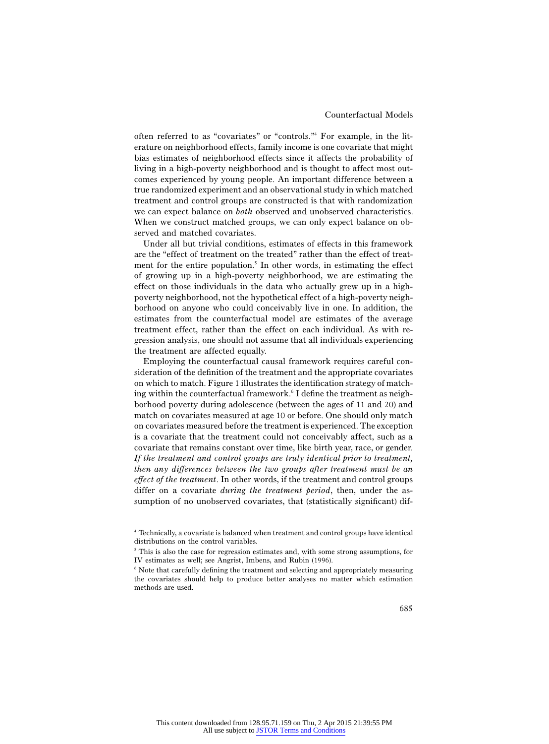often referred to as "covariates" or "controls."[4] For example, in the literature on neighborhood effects, family income is one covariate that might bias estimates of neighborhood effects since it affects the probability of living in a high-poverty neighborhood and is thought to affect most outcomes experienced by young people. An important difference between a true randomized experiment and an observational study in which matched treatment and control groups are constructed is that with randomization we can expect balance on *both* observed and unobserved characteristics. When we construct matched groups, we can only expect balance on observed and matched covariates.

Under all but trivial conditions, estimates of effects in this framework are the "effect of treatment on the treated" rather than the effect of treatment for the entire population.[5] In other words, in estimating the effect of growing up in a high-poverty neighborhood, we are estimating the effect on those individuals in the data who actually grew up in a high-poverty neighborhood, not the hypothetical effect of a high-poverty neighborhood on anyone who could conceivably live in one. In addition, the estimates from the counterfactual model are estimates of the average treatment effect, rather than the effect on each individual. As with regression analysis, one should not assume that all individuals experiencing the treatment are affected equally.

Employing the counterfactual causal framework requires careful consideration of the definition of the treatment and the appropriate covariates on which to match. Figure 1 illustrates the identification strategy of matching within the counterfactual framework.[6] I define the treatment as neighborhood poverty during adolescence (between the ages of 11 and 20) and match on covariates measured at age 10 or before. One should only match on covariates measured before the treatment is experienced. The exception is a covariate that the treatment could not conceivably affect, such as a covariate that remains constant over time, like birth year, race, or gender. *If the treatment and control groups are truly identical prior to treatment, then any differences between the two groups after treatment must be an effect of the treatment*. In other words, if the treatment and control groups differ on a covariate *during the treatment period*, then, under the assumption of no unobserved covariates, that (statistically significant) dif-

[4] Technically, a covariate is balanced when treatment and control groups have identical distributions on the control variables.

[5] This is also the case for regression estimates and, with some strong assumptions, for IV estimates as well; see Angrist, Imbens, and Rubin (1996).

[6] Note that carefully defining the treatment and selecting and appropriately measuring the covariates should help to produce better analyses no matter which estimation methods are used.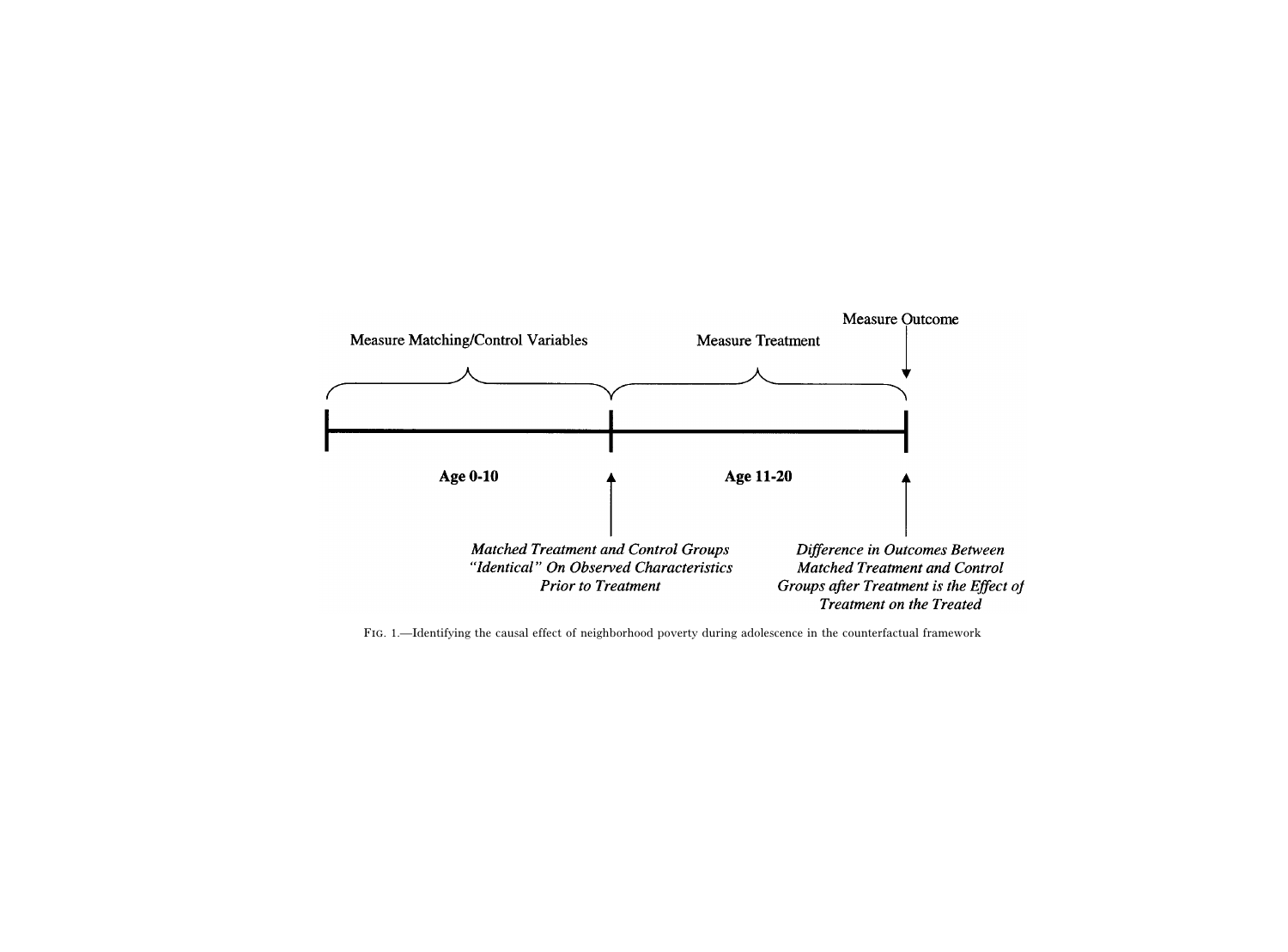Measure Outcome

Measure Matching/Control Variables

Measure Treatment

**Age 0-10**

**Age 11-20**

***Matched Treatment and Control Groups "Identical" On Observed Characteristics Prior to Treatment***

***Difference in Outcomes Between Matched Treatment and Control Groups after Treatment is the Effect of Treatment on the Treated***

FIG. 1.—Identifying the causal effect of neighborhood poverty during adolescence in the counterfactual framework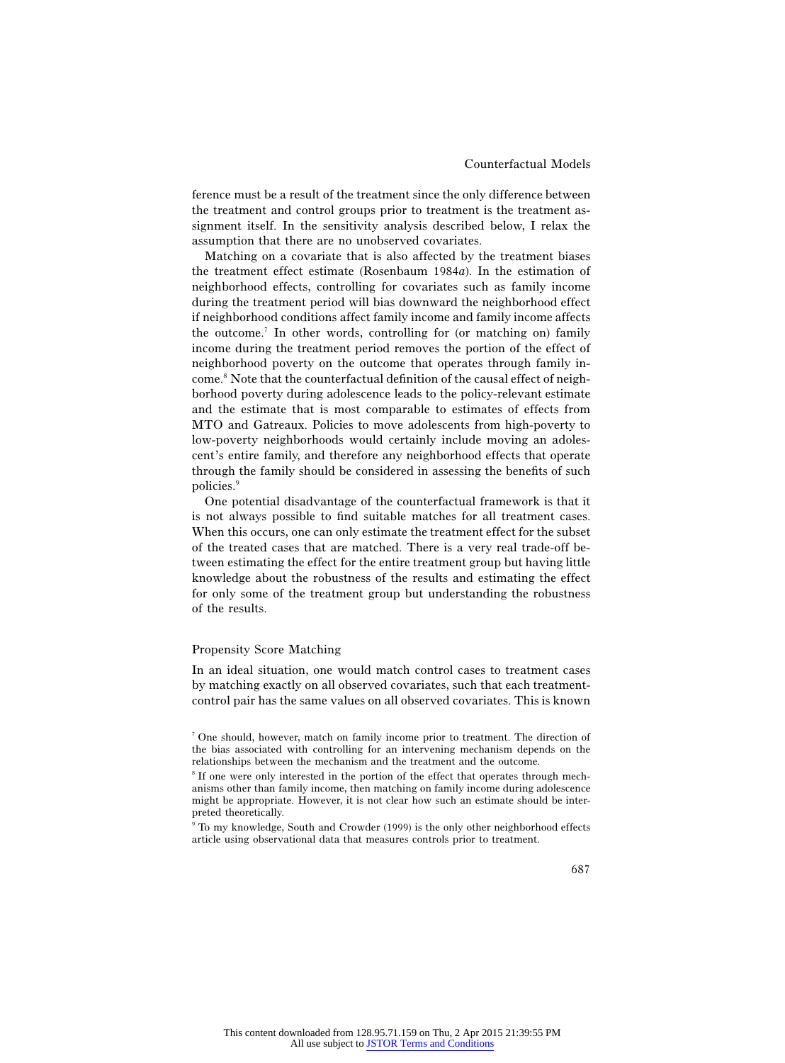ference must be a result of the treatment since the only difference between the treatment and control groups prior to treatment is the treatment assignment itself. In the sensitivity analysis described below, I relax the assumption that there are no unobserved covariates.

Matching on a covariate that is also affected by the treatment biases the treatment effect estimate (Rosenbaum 1984*a*). In the estimation of neighborhood effects, controlling for covariates such as family income during the treatment period will bias downward the neighborhood effect if neighborhood conditions affect family income and family income affects the outcome.[7] In other words, controlling for (or matching on) family income during the treatment period removes the portion of the effect of neighborhood poverty on the outcome that operates through family income.[8] Note that the counterfactual definition of the causal effect of neighborhood poverty during adolescence leads to the policy-relevant estimate and the estimate that is most comparable to estimates of effects from MTO and Gatreaux. Policies to move adolescents from high-poverty to low-poverty neighborhoods would certainly include moving an adolescent's entire family, and therefore any neighborhood effects that operate through the family should be considered in assessing the benefits of such policies.[9]

One potential disadvantage of the counterfactual framework is that it is not always possible to find suitable matches for all treatment cases. When this occurs, one can only estimate the treatment effect for the subset of the treated cases that are matched. There is a very real trade-off between estimating the effect for the entire treatment group but having little knowledge about the robustness of the results and estimating the effect for only some of the treatment group but understanding the robustness of the results.

## Propensity Score Matching

In an ideal situation, one would match control cases to treatment cases by matching exactly on all observed covariates, such that each treatment-control pair has the same values on all observed covariates. This is known

---

[7] One should, however, match on family income prior to treatment. The direction of the bias associated with controlling for an intervening mechanism depends on the relationships between the mechanism and the treatment and the outcome.

[8] If one were only interested in the portion of the effect that operates through mechanisms other than family income, then matching on family income during adolescence might be appropriate. However, it is not clear how such an estimate should be interpreted theoretically.

[9] To my knowledge, South and Crowder (1999) is the only other neighborhood effects article using observational data that measures controls prior to treatment.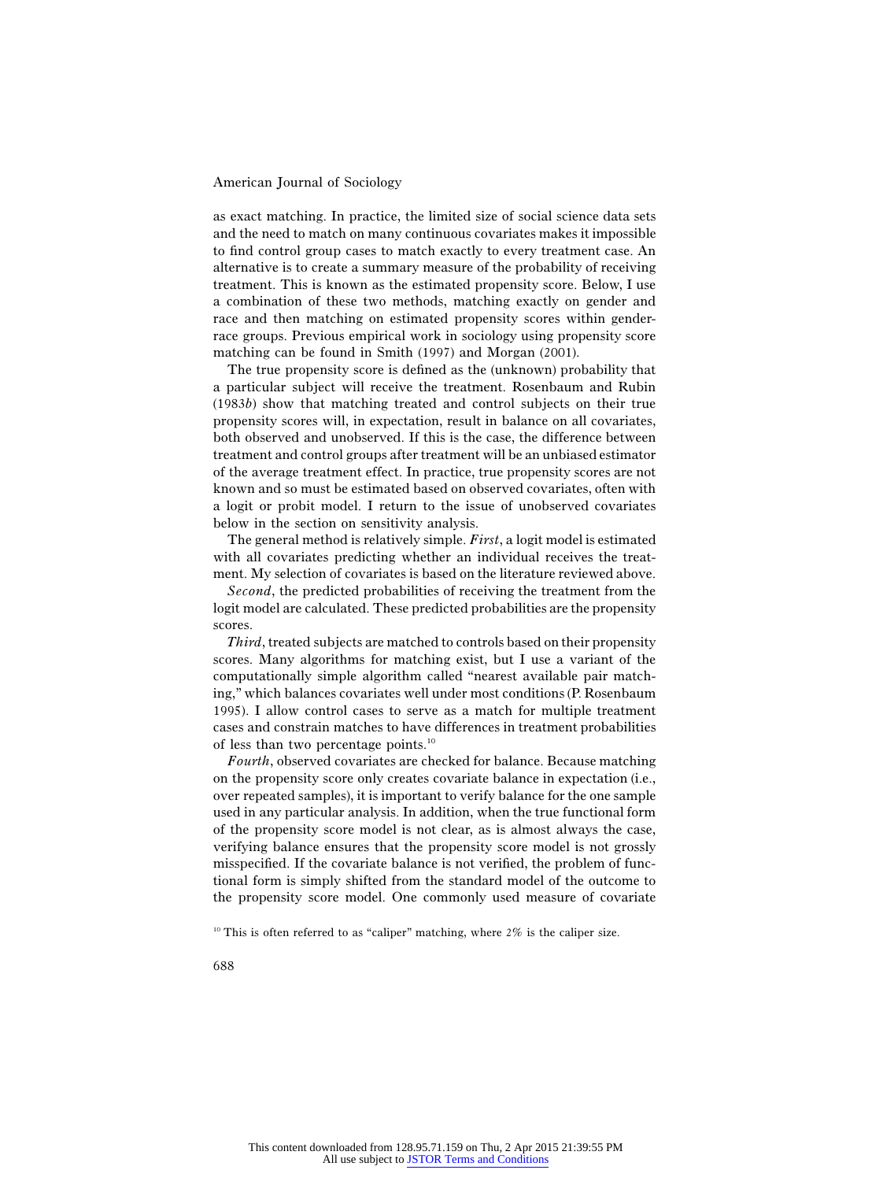as exact matching. In practice, the limited size of social science data sets and the need to match on many continuous covariates makes it impossible to find control group cases to match exactly to every treatment case. An alternative is to create a summary measure of the probability of receiving treatment. This is known as the estimated propensity score. Below, I use a combination of these two methods, matching exactly on gender and race and then matching on estimated propensity scores within gender-race groups. Previous empirical work in sociology using propensity score matching can be found in Smith (1997) and Morgan (2001).

The true propensity score is defined as the (unknown) probability that a particular subject will receive the treatment. Rosenbaum and Rubin (1983*b*) show that matching treated and control subjects on their true propensity scores will, in expectation, result in balance on all covariates, both observed and unobserved. If this is the case, the difference between treatment and control groups after treatment will be an unbiased estimator of the average treatment effect. In practice, true propensity scores are not known and so must be estimated based on observed covariates, often with a logit or probit model. I return to the issue of unobserved covariates below in the section on sensitivity analysis.

The general method is relatively simple. *First*, a logit model is estimated with all covariates predicting whether an individual receives the treatment. My selection of covariates is based on the literature reviewed above.

*Second*, the predicted probabilities of receiving the treatment from the logit model are calculated. These predicted probabilities are the propensity scores.

*Third*, treated subjects are matched to controls based on their propensity scores. Many algorithms for matching exist, but I use a variant of the computationally simple algorithm called "nearest available pair matching," which balances covariates well under most conditions (P. Rosenbaum 1995). I allow control cases to serve as a match for multiple treatment cases and constrain matches to have differences in treatment probabilities of less than two percentage points.[10]

*Fourth*, observed covariates are checked for balance. Because matching on the propensity score only creates covariate balance in expectation (i.e., over repeated samples), it is important to verify balance for the one sample used in any particular analysis. In addition, when the true functional form of the propensity score model is not clear, as is almost always the case, verifying balance ensures that the propensity score model is not grossly misspecified. If the covariate balance is not verified, the problem of functional form is simply shifted from the standard model of the outcome to the propensity score model. One commonly used measure of covariate

[10] This is often referred to as "caliper" matching, where 2% is the caliper size.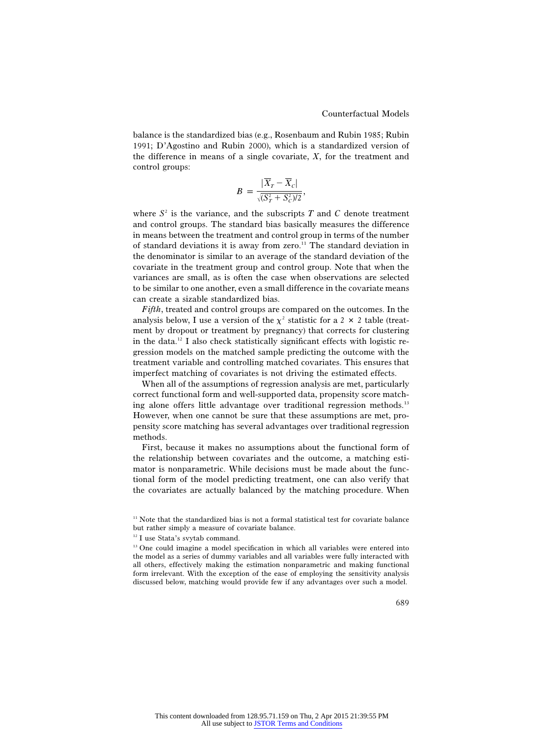balance is the standardized bias (e.g., Rosenbaum and Rubin 1985; Rubin 1991; D'Agostino and Rubin 2000), which is a standardized version of the difference in means of a single covariate, $X$, for the treatment and control groups:

$$B = \frac{|\overline{X}_T - \overline{X}_C|}{\sqrt{(S_T^2 + S_C^2)/2}},$$

where $S^2$ is the variance, and the subscripts $T$ and $C$ denote treatment and control groups. The standard bias basically measures the difference in means between the treatment and control group in terms of the number of standard deviations it is away from zero.[11] The standard deviation in the denominator is similar to an average of the standard deviation of the covariate in the treatment group and control group. Note that when the variances are small, as is often the case when observations are selected to be similar to one another, even a small difference in the covariate means can create a sizable standardized bias.

*Fifth*, treated and control groups are compared on the outcomes. In the analysis below, I use a version of the $\chi^2$ statistic for a $2 \times 2$ table (treatment by dropout or treatment by pregnancy) that corrects for clustering in the data.[12] I also check statistically significant effects with logistic regression models on the matched sample predicting the outcome with the treatment variable and controlling matched covariates. This ensures that imperfect matching of covariates is not driving the estimated effects.

When all of the assumptions of regression analysis are met, particularly correct functional form and well-supported data, propensity score matching alone offers little advantage over traditional regression methods.[13] However, when one cannot be sure that these assumptions are met, propensity score matching has several advantages over traditional regression methods.

First, because it makes no assumptions about the functional form of the relationship between covariates and the outcome, a matching estimator is nonparametric. While decisions must be made about the functional form of the model predicting treatment, one can also verify that the covariates are actually balanced by the matching procedure. When

[11] Note that the standardized bias is not a formal statistical test for covariate balance but rather simply a measure of covariate balance.

[12] I use Stata's svytab command.

[13] One could imagine a model specification in which all variables were entered into the model as a series of dummy variables and all variables were fully interacted with all others, effectively making the estimation nonparametric and making functional form irrelevant. With the exception of the ease of employing the sensitivity analysis discussed below, matching would provide few if any advantages over such a model.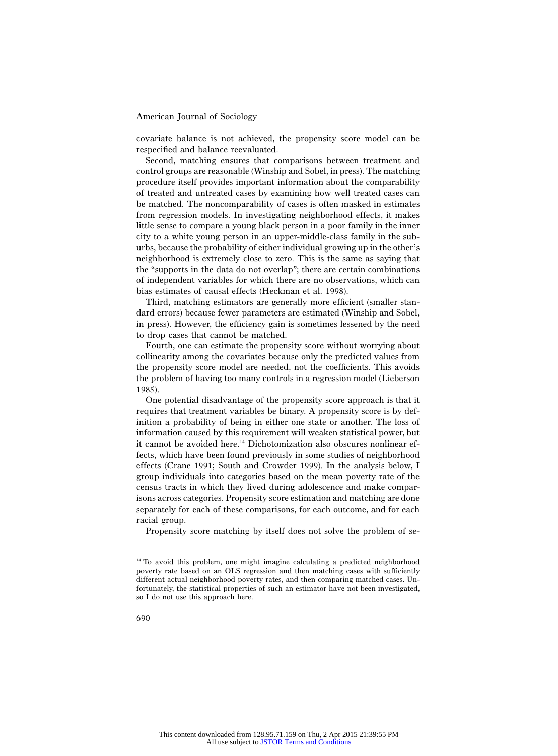covariate balance is not achieved, the propensity score model can be respecified and balance reevaluated.

Second, matching ensures that comparisons between treatment and control groups are reasonable (Winship and Sobel, in press). The matching procedure itself provides important information about the comparability of treated and untreated cases by examining how well treated cases can be matched. The noncomparability of cases is often masked in estimates from regression models. In investigating neighborhood effects, it makes little sense to compare a young black person in a poor family in the inner city to a white young person in an upper-middle-class family in the suburbs, because the probability of either individual growing up in the other's neighborhood is extremely close to zero. This is the same as saying that the "supports in the data do not overlap"; there are certain combinations of independent variables for which there are no observations, which can bias estimates of causal effects (Heckman et al. 1998).

Third, matching estimators are generally more efficient (smaller standard errors) because fewer parameters are estimated (Winship and Sobel, in press). However, the efficiency gain is sometimes lessened by the need to drop cases that cannot be matched.

Fourth, one can estimate the propensity score without worrying about collinearity among the covariates because only the predicted values from the propensity score model are needed, not the coefficients. This avoids the problem of having too many controls in a regression model (Lieberson 1985).

One potential disadvantage of the propensity score approach is that it requires that treatment variables be binary. A propensity score is by definition a probability of being in either one state or another. The loss of information caused by this requirement will weaken statistical power, but it cannot be avoided here.[14] Dichotomization also obscures nonlinear effects, which have been found previously in some studies of neighborhood effects (Crane 1991; South and Crowder 1999). In the analysis below, I group individuals into categories based on the mean poverty rate of the census tracts in which they lived during adolescence and make comparisons across categories. Propensity score estimation and matching are done separately for each of these comparisons, for each outcome, and for each racial group.

Propensity score matching by itself does not solve the problem of se-

[14] To avoid this problem, one might imagine calculating a predicted neighborhood poverty rate based on an OLS regression and then matching cases with sufficiently different actual neighborhood poverty rates, and then comparing matched cases. Unfortunately, the statistical properties of such an estimator have not been investigated, so I do not use this approach here.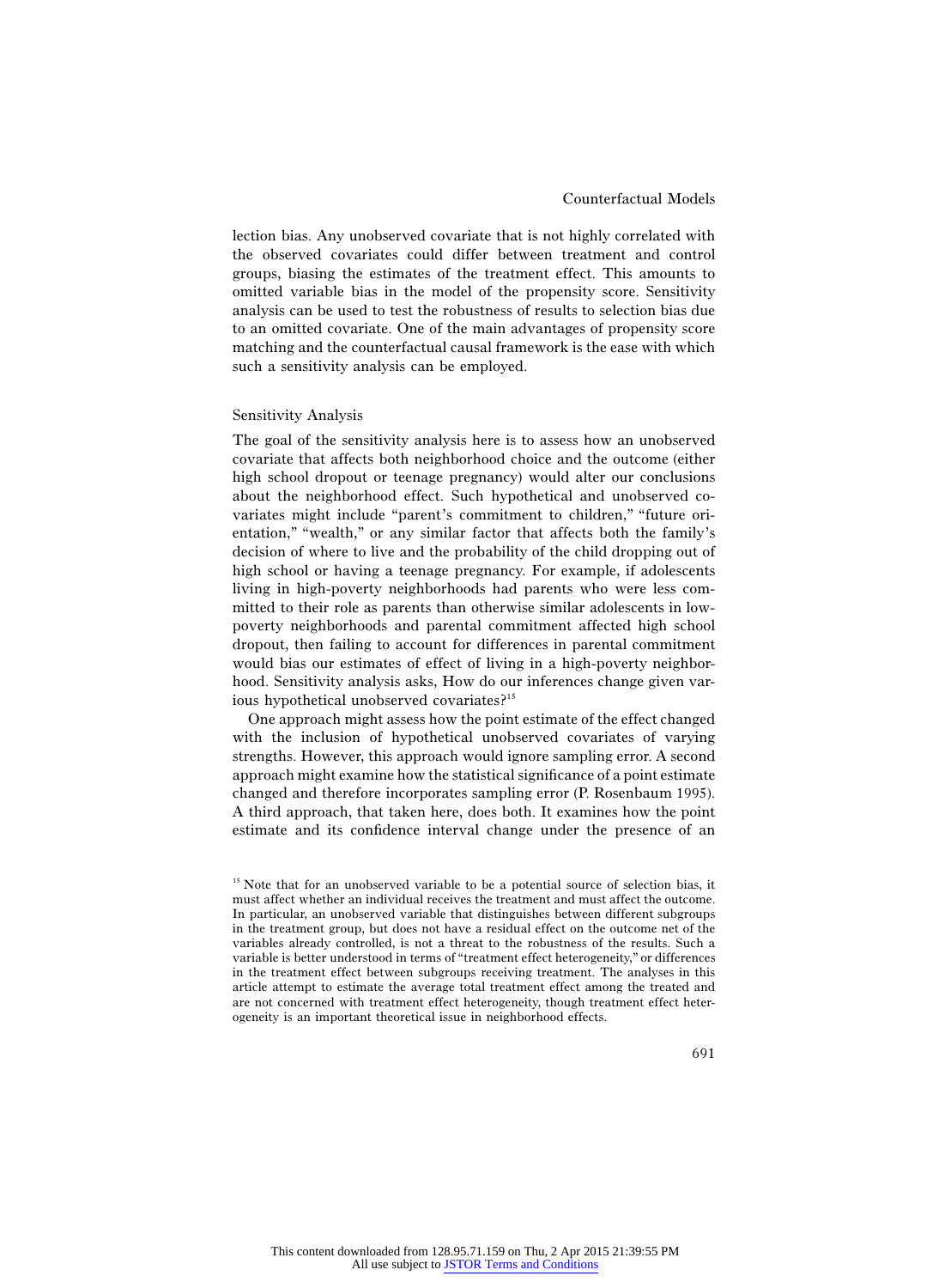lection bias. Any unobserved covariate that is not highly correlated with the observed covariates could differ between treatment and control groups, biasing the estimates of the treatment effect. This amounts to omitted variable bias in the model of the propensity score. Sensitivity analysis can be used to test the robustness of results to selection bias due to an omitted covariate. One of the main advantages of propensity score matching and the counterfactual causal framework is the ease with which such a sensitivity analysis can be employed.

## Sensitivity Analysis

The goal of the sensitivity analysis here is to assess how an unobserved covariate that affects both neighborhood choice and the outcome (either high school dropout or teenage pregnancy) would alter our conclusions about the neighborhood effect. Such hypothetical and unobserved covariates might include "parent's commitment to children," "future orientation," "wealth," or any similar factor that affects both the family's decision of where to live and the probability of the child dropping out of high school or having a teenage pregnancy. For example, if adolescents living in high-poverty neighborhoods had parents who were less committed to their role as parents than otherwise similar adolescents in low-poverty neighborhoods and parental commitment affected high school dropout, then failing to account for differences in parental commitment would bias our estimates of effect of living in a high-poverty neighborhood. Sensitivity analysis asks, How do our inferences change given various hypothetical unobserved covariates?[15]

One approach might assess how the point estimate of the effect changed with the inclusion of hypothetical unobserved covariates of varying strengths. However, this approach would ignore sampling error. A second approach might examine how the statistical significance of a point estimate changed and therefore incorporates sampling error (P. Rosenbaum 1995). A third approach, that taken here, does both. It examines how the point estimate and its confidence interval change under the presence of an

[15] Note that for an unobserved variable to be a potential source of selection bias, it must affect whether an individual receives the treatment and must affect the outcome. In particular, an unobserved variable that distinguishes between different subgroups in the treatment group, but does not have a residual effect on the outcome net of the variables already controlled, is not a threat to the robustness of the results. Such a variable is better understood in terms of "treatment effect heterogeneity," or differences in the treatment effect between subgroups receiving treatment. The analyses in this article attempt to estimate the average total treatment effect among the treated and are not concerned with treatment effect heterogeneity, though treatment effect heterogeneity is an important theoretical issue in neighborhood effects.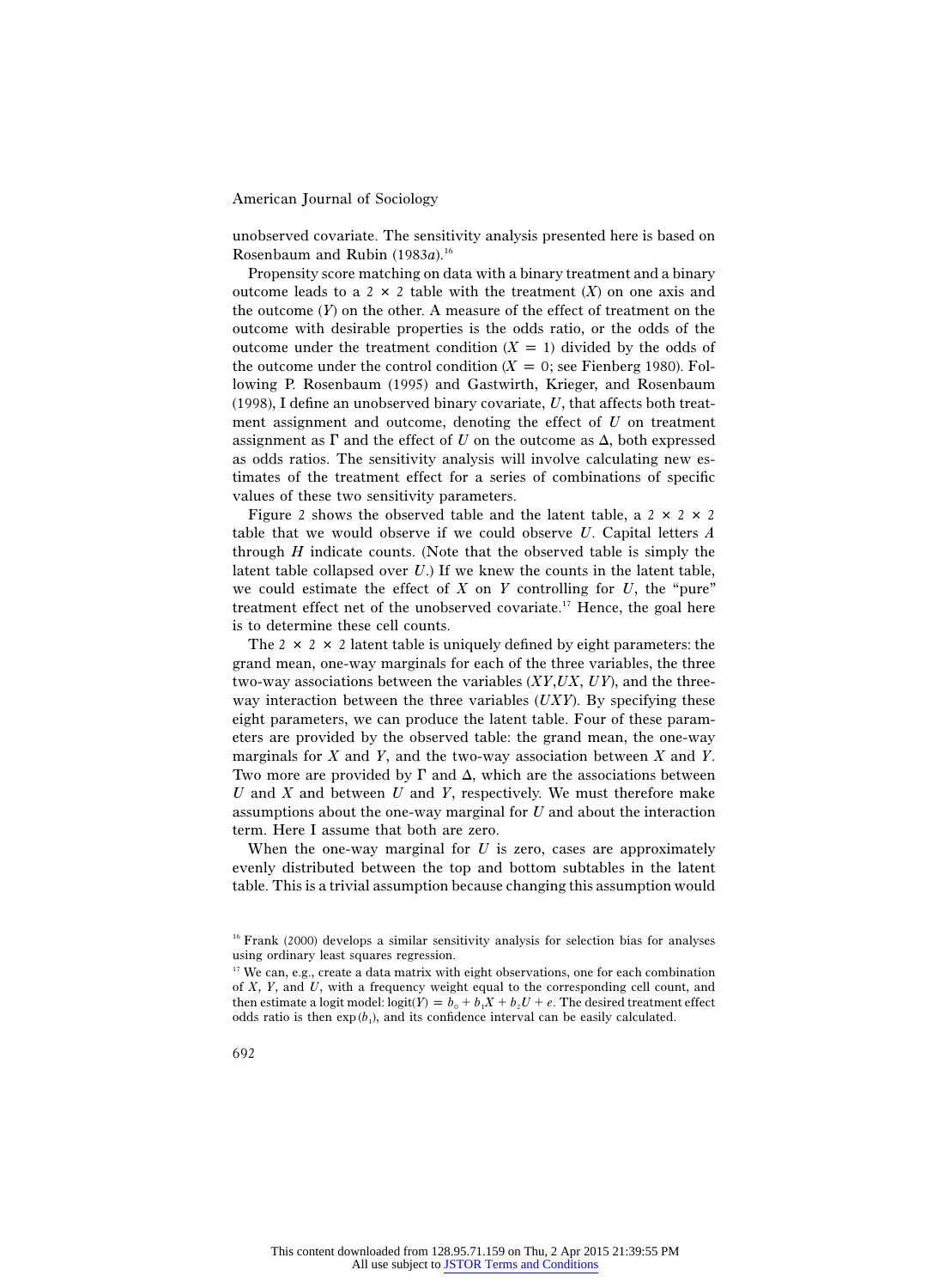unobserved covariate. The sensitivity analysis presented here is based on Rosenbaum and Rubin (1983*a*).[16]

Propensity score matching on data with a binary treatment and a binary outcome leads to a 2 × 2 table with the treatment ($X$) on one axis and the outcome ($Y$) on the other. A measure of the effect of treatment on the outcome with desirable properties is the odds ratio, or the odds of the outcome under the treatment condition ($X = 1$) divided by the odds of the outcome under the control condition ($X = 0$; see Fienberg 1980). Following P. Rosenbaum (1995) and Gastwirth, Krieger, and Rosenbaum (1998), I define an unobserved binary covariate, $U$, that affects both treatment assignment and outcome, denoting the effect of $U$ on treatment assignment as $\Gamma$ and the effect of $U$ on the outcome as $\Delta$, both expressed as odds ratios. The sensitivity analysis will involve calculating new estimates of the treatment effect for a series of combinations of specific values of these two sensitivity parameters.

Figure 2 shows the observed table and the latent table, a 2 × 2 × 2 table that we would observe if we could observe $U$. Capital letters $A$ through $H$ indicate counts. (Note that the observed table is simply the latent table collapsed over $U$.) If we knew the counts in the latent table, we could estimate the effect of $X$ on $Y$ controlling for $U$, the "pure" treatment effect net of the unobserved covariate.[17] Hence, the goal here is to determine these cell counts.

The 2 × 2 × 2 latent table is uniquely defined by eight parameters: the grand mean, one-way marginals for each of the three variables, the three two-way associations between the variables ($XY$,$UX$, $UY$), and the three-way interaction between the three variables ($UXY$). By specifying these eight parameters, we can produce the latent table. Four of these parameters are provided by the observed table: the grand mean, the one-way marginals for $X$ and $Y$, and the two-way association between $X$ and $Y$. Two more are provided by $\Gamma$ and $\Delta$, which are the associations between $U$ and $X$ and between $U$ and $Y$, respectively. We must therefore make assumptions about the one-way marginal for $U$ and about the interaction term. Here I assume that both are zero.

When the one-way marginal for $U$ is zero, cases are approximately evenly distributed between the top and bottom subtables in the latent table. This is a trivial assumption because changing this assumption would

[16] Frank (2000) develops a similar sensitivity analysis for selection bias for analyses using ordinary least squares regression.

[17] We can, e.g., create a data matrix with eight observations, one for each combination of $X$, $Y$, and $U$, with a frequency weight equal to the corresponding cell count, and then estimate a logit model: $\text{logit}(Y) = b_0 + b_1X + b_2U + e$. The desired treatment effect odds ratio is then $\exp(b_1)$, and its confidence interval can be easily calculated.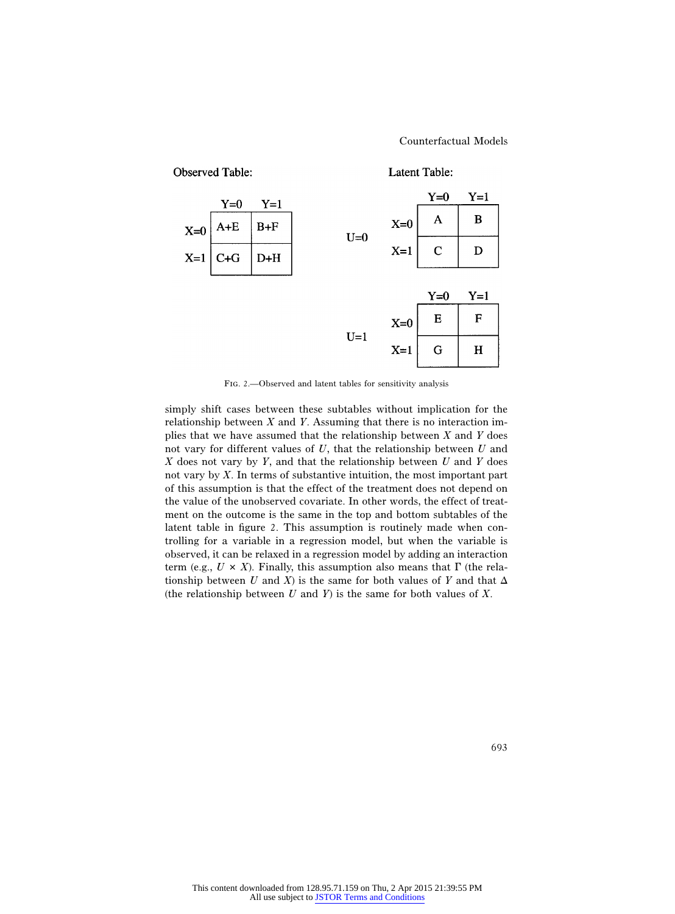**Observed Table:**

| | Y=0 | Y=1 |
|---|---|---|
| X=0 | A+E | B+F |
| X=1 | C+G | D+H |

**Latent Table:**

U=0

| | Y=0 | Y=1 |
|---|---|---|
| X=0 | A | B |
| X=1 | C | D |

U=1

| | Y=0 | Y=1 |
|---|---|---|
| X=0 | E | F |
| X=1 | G | H |

FIG. 2.—Observed and latent tables for sensitivity analysis

simply shift cases between these subtables without implication for the relationship between $X$ and $Y$. Assuming that there is no interaction implies that we have assumed that the relationship between $X$ and $Y$ does not vary for different values of $U$, that the relationship between $U$ and $X$ does not vary by $Y$, and that the relationship between $U$ and $Y$ does not vary by $X$. In terms of substantive intuition, the most important part of this assumption is that the effect of the treatment does not depend on the value of the unobserved covariate. In other words, the effect of treatment on the outcome is the same in the top and bottom subtables of the latent table in figure 2. This assumption is routinely made when controlling for a variable in a regression model, but when the variable is observed, it can be relaxed in a regression model by adding an interaction term (e.g., $U \times X$). Finally, this assumption also means that $\Gamma$ (the relationship between $U$ and $X$) is the same for both values of $Y$ and that $\Delta$ (the relationship between $U$ and $Y$) is the same for both values of $X$.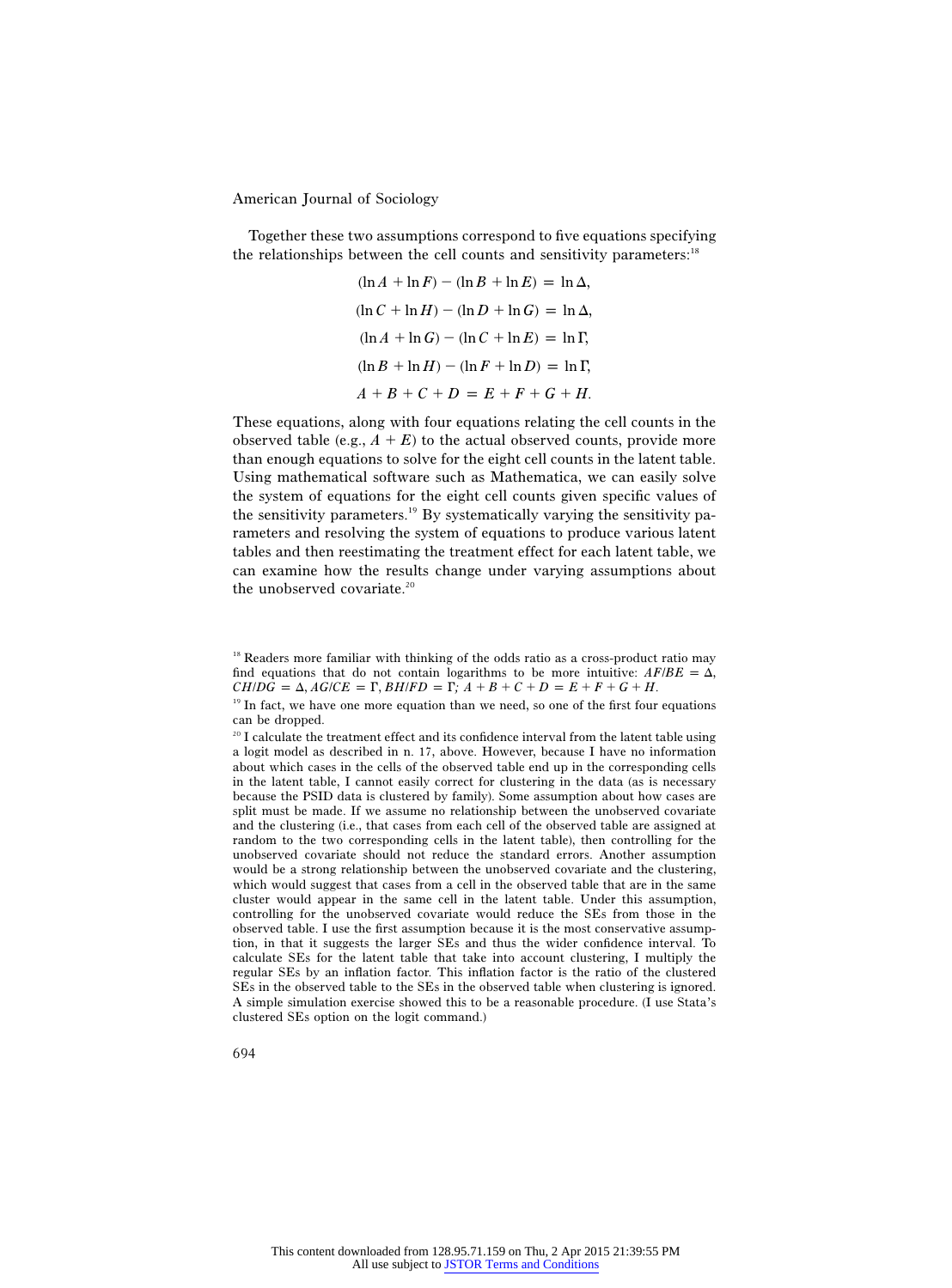Together these two assumptions correspond to five equations specifying the relationships between the cell counts and sensitivity parameters:[18]

$$(\ln A + \ln F) - (\ln B + \ln E) = \ln \Delta,$$

$$(\ln C + \ln H) - (\ln D + \ln G) = \ln \Delta,$$

$$(\ln A + \ln G) - (\ln C + \ln E) = \ln \Gamma,$$

$$(\ln B + \ln H) - (\ln F + \ln D) = \ln \Gamma,$$

$$A + B + C + D = E + F + G + H.$$

These equations, along with four equations relating the cell counts in the observed table (e.g., $A + E$) to the actual observed counts, provide more than enough equations to solve for the eight cell counts in the latent table. Using mathematical software such as Mathematica, we can easily solve the system of equations for the eight cell counts given specific values of the sensitivity parameters.[19] By systematically varying the sensitivity parameters and resolving the system of equations to produce various latent tables and then reestimating the treatment effect for each latent table, we can examine how the results change under varying assumptions about the unobserved covariate.[20]

[18] Readers more familiar with thinking of the odds ratio as a cross-product ratio may find equations that do not contain logarithms to be more intuitive: $AF/BE = \Delta$, $CH/DG = \Delta$, $AG/CE = \Gamma$, $BH/FD = \Gamma$; $A + B + C + D = E + F + G + H$.

[19] In fact, we have one more equation than we need, so one of the first four equations can be dropped.

[20] I calculate the treatment effect and its confidence interval from the latent table using a logit model as described in n. 17, above. However, because I have no information about which cases in the cells of the observed table end up in the corresponding cells in the latent table, I cannot easily correct for clustering in the data (as is necessary because the PSID data is clustered by family). Some assumption about how cases are split must be made. If we assume no relationship between the unobserved covariate and the clustering (i.e., that cases from each cell of the observed table are assigned at random to the two corresponding cells in the latent table), then controlling for the unobserved covariate should not reduce the standard errors. Another assumption would be a strong relationship between the unobserved covariate and the clustering, which would suggest that cases from a cell in the observed table that are in the same cluster would appear in the same cell in the latent table. Under this assumption, controlling for the unobserved covariate would reduce the SEs from those in the observed table. I use the first assumption because it is the most conservative assumption, in that it suggests the larger SEs and thus the wider confidence interval. To calculate SEs for the latent table that take into account clustering, I multiply the regular SEs by an inflation factor. This inflation factor is the ratio of the clustered SEs in the observed table to the SEs in the observed table when clustering is ignored. A simple simulation exercise showed this to be a reasonable procedure. (I use Stata's clustered SEs option on the logit command.)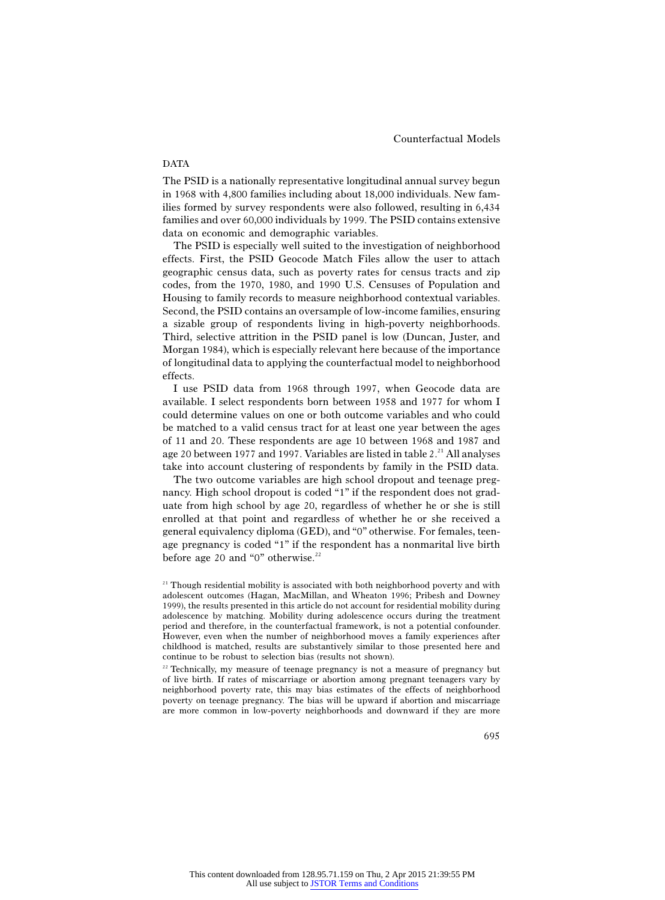## DATA

The PSID is a nationally representative longitudinal annual survey begun in 1968 with 4,800 families including about 18,000 individuals. New families formed by survey respondents were also followed, resulting in 6,434 families and over 60,000 individuals by 1999. The PSID contains extensive data on economic and demographic variables.

The PSID is especially well suited to the investigation of neighborhood effects. First, the PSID Geocode Match Files allow the user to attach geographic census data, such as poverty rates for census tracts and zip codes, from the 1970, 1980, and 1990 U.S. Censuses of Population and Housing to family records to measure neighborhood contextual variables. Second, the PSID contains an oversample of low-income families, ensuring a sizable group of respondents living in high-poverty neighborhoods. Third, selective attrition in the PSID panel is low (Duncan, Juster, and Morgan 1984), which is especially relevant here because of the importance of longitudinal data to applying the counterfactual model to neighborhood effects.

I use PSID data from 1968 through 1997, when Geocode data are available. I select respondents born between 1958 and 1977 for whom I could determine values on one or both outcome variables and who could be matched to a valid census tract for at least one year between the ages of 11 and 20. These respondents are age 10 between 1968 and 1987 and age 20 between 1977 and 1997. Variables are listed in table 2.[21] All analyses take into account clustering of respondents by family in the PSID data.

The two outcome variables are high school dropout and teenage pregnancy. High school dropout is coded "1" if the respondent does not graduate from high school by age 20, regardless of whether he or she is still enrolled at that point and regardless of whether he or she received a general equivalency diploma (GED), and "0" otherwise. For females, teenage pregnancy is coded "1" if the respondent has a nonmarital live birth before age 20 and "0" otherwise.[22]

[21] Though residential mobility is associated with both neighborhood poverty and with adolescent outcomes (Hagan, MacMillan, and Wheaton 1996; Pribesh and Downey 1999), the results presented in this article do not account for residential mobility during adolescence by matching. Mobility during adolescence occurs during the treatment period and therefore, in the counterfactual framework, is not a potential confounder. However, even when the number of neighborhood moves a family experiences after childhood is matched, results are substantively similar to those presented here and continue to be robust to selection bias (results not shown).

[22] Technically, my measure of teenage pregnancy is not a measure of pregnancy but of live birth. If rates of miscarriage or abortion among pregnant teenagers vary by neighborhood poverty rate, this may bias estimates of the effects of neighborhood poverty on teenage pregnancy. The bias will be upward if abortion and miscarriage are more common in low-poverty neighborhoods and downward if they are more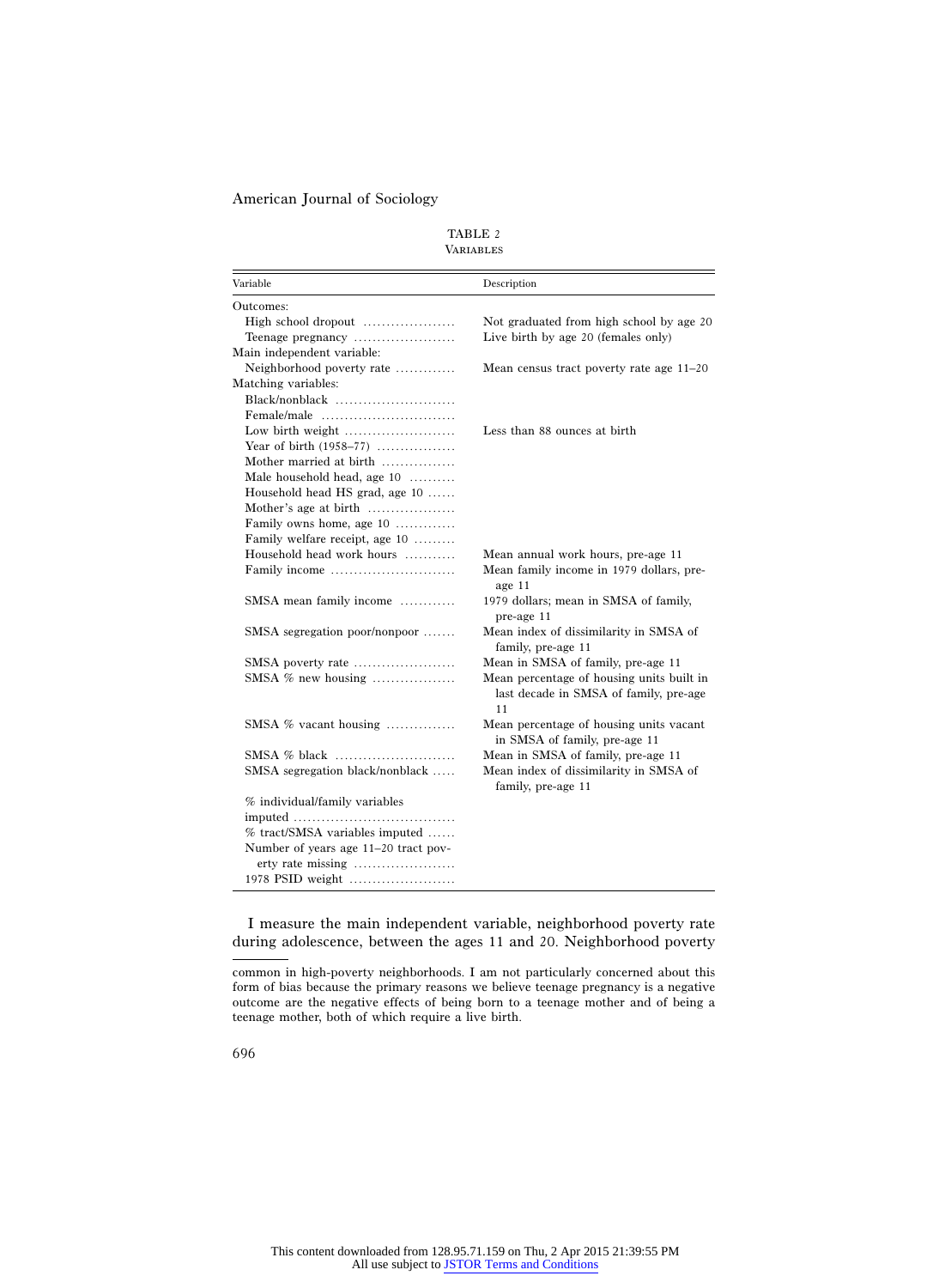TABLE 2

VARIABLES

| Variable | Description |
|---|---|
| Outcomes: | |
| High school dropout | Not graduated from high school by age 20 |
| Teenage pregnancy | Live birth by age 20 (females only) |
| Main independent variable: | |
| Neighborhood poverty rate | Mean census tract poverty rate age 11–20 |
| Matching variables: | |
| Black/nonblack | |
| Female/male | |
| Low birth weight | Less than 88 ounces at birth |
| Year of birth (1958–77) | |
| Mother married at birth | |
| Male household head, age 10 | |
| Household head HS grad, age 10 | |
| Mother's age at birth | |
| Family owns home, age 10 | |
| Family welfare receipt, age 10 | |
| Household head work hours | Mean annual work hours, pre-age 11 |
| Family income | Mean family income in 1979 dollars, pre-age 11 |
| SMSA mean family income | 1979 dollars; mean in SMSA of family, pre-age 11 |
| SMSA segregation poor/nonpoor | Mean index of dissimilarity in SMSA of family, pre-age 11 |
| SMSA poverty rate | Mean in SMSA of family, pre-age 11 |
| SMSA % new housing | Mean percentage of housing units built in last decade in SMSA of family, pre-age 11 |
| SMSA % vacant housing | Mean percentage of housing units vacant in SMSA of family, pre-age 11 |
| SMSA % black | Mean in SMSA of family, pre-age 11 |
| SMSA segregation black/nonblack | Mean index of dissimilarity in SMSA of family, pre-age 11 |
| % individual/family variables imputed | |
| % tract/SMSA variables imputed | |
| Number of years age 11–20 tract poverty rate missing | |
| 1978 PSID weight | |

I measure the main independent variable, neighborhood poverty rate during adolescence, between the ages 11 and 20. Neighborhood poverty

---

common in high-poverty neighborhoods. I am not particularly concerned about this form of bias because the primary reasons we believe teenage pregnancy is a negative outcome are the negative effects of being born to a teenage mother and of being a teenage mother, both of which require a live birth.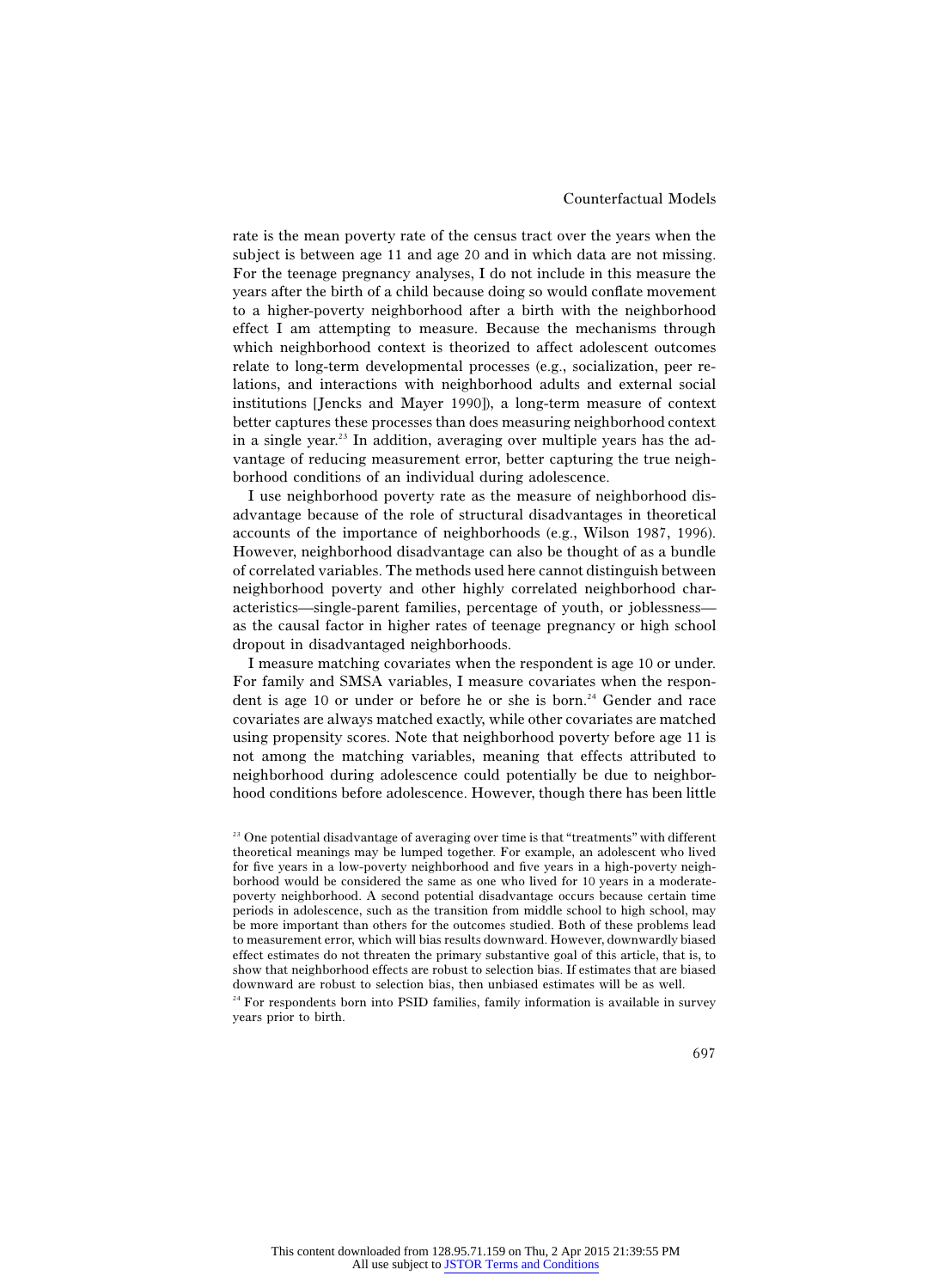rate is the mean poverty rate of the census tract over the years when the subject is between age 11 and age 20 and in which data are not missing. For the teenage pregnancy analyses, I do not include in this measure the years after the birth of a child because doing so would conflate movement to a higher-poverty neighborhood after a birth with the neighborhood effect I am attempting to measure. Because the mechanisms through which neighborhood context is theorized to affect adolescent outcomes relate to long-term developmental processes (e.g., socialization, peer relations, and interactions with neighborhood adults and external social institutions [Jencks and Mayer 1990]), a long-term measure of context better captures these processes than does measuring neighborhood context in a single year.[23] In addition, averaging over multiple years has the advantage of reducing measurement error, better capturing the true neighborhood conditions of an individual during adolescence.

I use neighborhood poverty rate as the measure of neighborhood disadvantage because of the role of structural disadvantages in theoretical accounts of the importance of neighborhoods (e.g., Wilson 1987, 1996). However, neighborhood disadvantage can also be thought of as a bundle of correlated variables. The methods used here cannot distinguish between neighborhood poverty and other highly correlated neighborhood characteristics—single-parent families, percentage of youth, or joblessness—as the causal factor in higher rates of teenage pregnancy or high school dropout in disadvantaged neighborhoods.

I measure matching covariates when the respondent is age 10 or under. For family and SMSA variables, I measure covariates when the respondent is age 10 or under or before he or she is born.[24] Gender and race covariates are always matched exactly, while other covariates are matched using propensity scores. Note that neighborhood poverty before age 11 is not among the matching variables, meaning that effects attributed to neighborhood during adolescence could potentially be due to neighborhood conditions before adolescence. However, though there has been little

[23] One potential disadvantage of averaging over time is that "treatments" with different theoretical meanings may be lumped together. For example, an adolescent who lived for five years in a low-poverty neighborhood and five years in a high-poverty neighborhood would be considered the same as one who lived for 10 years in a moderate-poverty neighborhood. A second potential disadvantage occurs because certain time periods in adolescence, such as the transition from middle school to high school, may be more important than others for the outcomes studied. Both of these problems lead to measurement error, which will bias results downward. However, downwardly biased effect estimates do not threaten the primary substantive goal of this article, that is, to show that neighborhood effects are robust to selection bias. If estimates that are biased downward are robust to selection bias, then unbiased estimates will be as well.

[24] For respondents born into PSID families, family information is available in survey years prior to birth.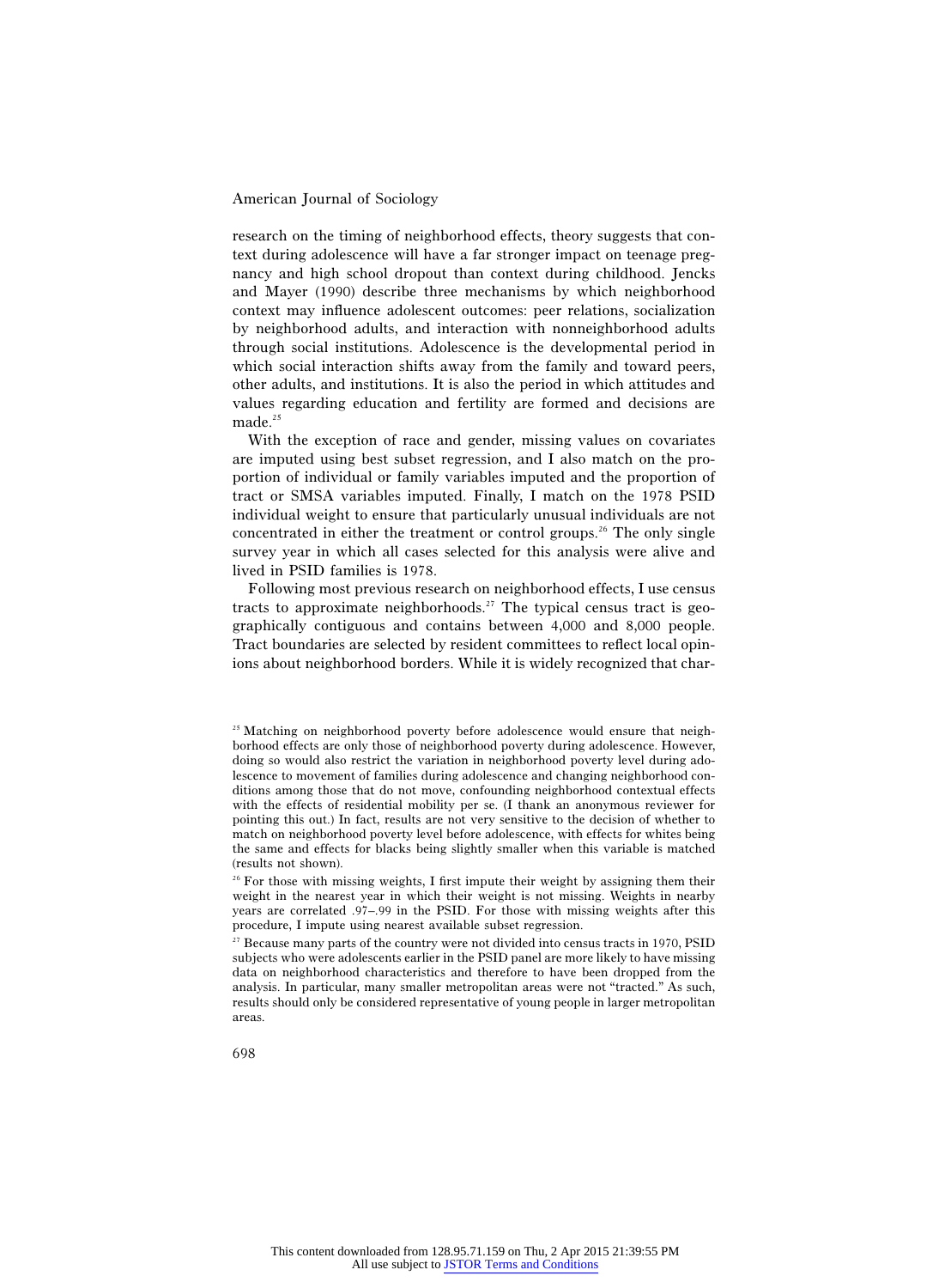research on the timing of neighborhood effects, theory suggests that context during adolescence will have a far stronger impact on teenage pregnancy and high school dropout than context during childhood. Jencks and Mayer (1990) describe three mechanisms by which neighborhood context may influence adolescent outcomes: peer relations, socialization by neighborhood adults, and interaction with nonneighborhood adults through social institutions. Adolescence is the developmental period in which social interaction shifts away from the family and toward peers, other adults, and institutions. It is also the period in which attitudes and values regarding education and fertility are formed and decisions are made.[25]

With the exception of race and gender, missing values on covariates are imputed using best subset regression, and I also match on the proportion of individual or family variables imputed and the proportion of tract or SMSA variables imputed. Finally, I match on the 1978 PSID individual weight to ensure that particularly unusual individuals are not concentrated in either the treatment or control groups.[26] The only single survey year in which all cases selected for this analysis were alive and lived in PSID families is 1978.

Following most previous research on neighborhood effects, I use census tracts to approximate neighborhoods.[27] The typical census tract is geographically contiguous and contains between 4,000 and 8,000 people. Tract boundaries are selected by resident committees to reflect local opinions about neighborhood borders. While it is widely recognized that char-

---

[25] Matching on neighborhood poverty before adolescence would ensure that neighborhood effects are only those of neighborhood poverty during adolescence. However, doing so would also restrict the variation in neighborhood poverty level during adolescence to movement of families during adolescence and changing neighborhood conditions among those that do not move, confounding neighborhood contextual effects with the effects of residential mobility per se. (I thank an anonymous reviewer for pointing this out.) In fact, results are not very sensitive to the decision of whether to match on neighborhood poverty level before adolescence, with effects for whites being the same and effects for blacks being slightly smaller when this variable is matched (results not shown).

[26] For those with missing weights, I first impute their weight by assigning them their weight in the nearest year in which their weight is not missing. Weights in nearby years are correlated .97–.99 in the PSID. For those with missing weights after this procedure, I impute using nearest available subset regression.

[27] Because many parts of the country were not divided into census tracts in 1970, PSID subjects who were adolescents earlier in the PSID panel are more likely to have missing data on neighborhood characteristics and therefore to have been dropped from the analysis. In particular, many smaller metropolitan areas were not "tracted." As such, results should only be considered representative of young people in larger metropolitan areas.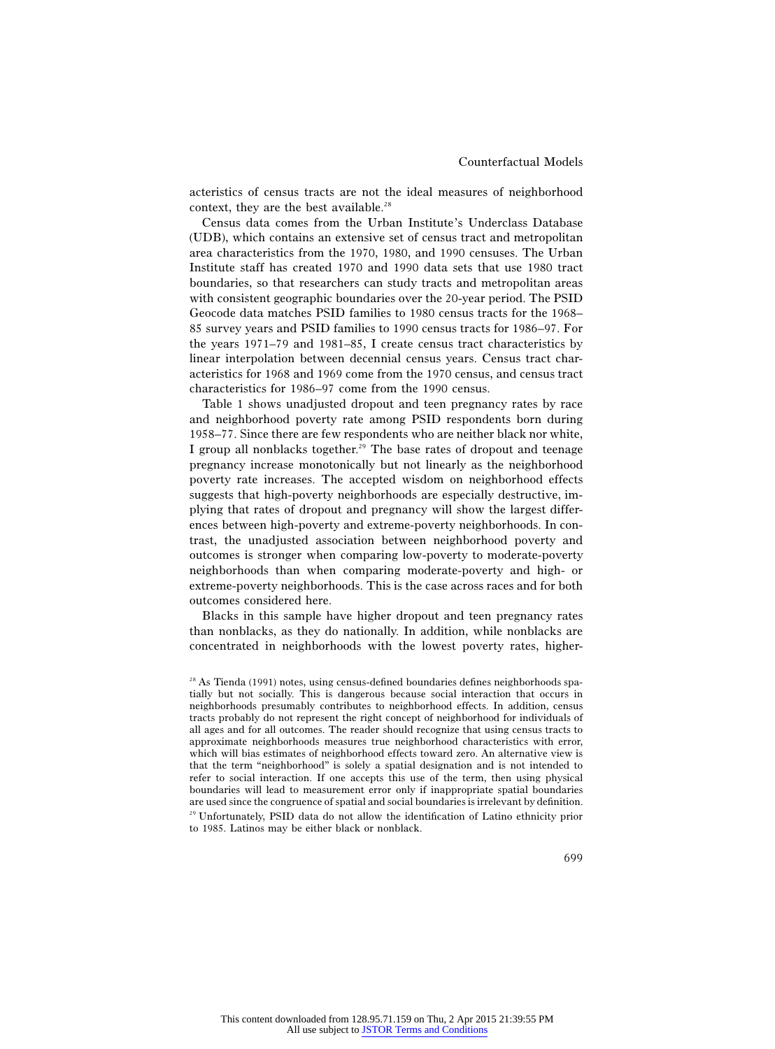acteristics of census tracts are not the ideal measures of neighborhood context, they are the best available.[28]

Census data comes from the Urban Institute's Underclass Database (UDB), which contains an extensive set of census tract and metropolitan area characteristics from the 1970, 1980, and 1990 censuses. The Urban Institute staff has created 1970 and 1990 data sets that use 1980 tract boundaries, so that researchers can study tracts and metropolitan areas with consistent geographic boundaries over the 20-year period. The PSID Geocode data matches PSID families to 1980 census tracts for the 1968–85 survey years and PSID families to 1990 census tracts for 1986–97. For the years 1971–79 and 1981–85, I create census tract characteristics by linear interpolation between decennial census years. Census tract characteristics for 1968 and 1969 come from the 1970 census, and census tract characteristics for 1986–97 come from the 1990 census.

Table 1 shows unadjusted dropout and teen pregnancy rates by race and neighborhood poverty rate among PSID respondents born during 1958–77. Since there are few respondents who are neither black nor white, I group all nonblacks together.[29] The base rates of dropout and teenage pregnancy increase monotonically but not linearly as the neighborhood poverty rate increases. The accepted wisdom on neighborhood effects suggests that high-poverty neighborhoods are especially destructive, implying that rates of dropout and pregnancy will show the largest differences between high-poverty and extreme-poverty neighborhoods. In contrast, the unadjusted association between neighborhood poverty and outcomes is stronger when comparing low-poverty to moderate-poverty neighborhoods than when comparing moderate-poverty and high- or extreme-poverty neighborhoods. This is the case across races and for both outcomes considered here.

Blacks in this sample have higher dropout and teen pregnancy rates than nonblacks, as they do nationally. In addition, while nonblacks are concentrated in neighborhoods with the lowest poverty rates, higher-

[28] As Tienda (1991) notes, using census-defined boundaries defines neighborhoods spatially but not socially. This is dangerous because social interaction that occurs in neighborhoods presumably contributes to neighborhood effects. In addition, census tracts probably do not represent the right concept of neighborhood for individuals of all ages and for all outcomes. The reader should recognize that using census tracts to approximate neighborhoods measures true neighborhood characteristics with error, which will bias estimates of neighborhood effects toward zero. An alternative view is that the term "neighborhood" is solely a spatial designation and is not intended to refer to social interaction. If one accepts this use of the term, then using physical boundaries will lead to measurement error only if inappropriate spatial boundaries are used since the congruence of spatial and social boundaries is irrelevant by definition.

[29] Unfortunately, PSID data do not allow the identification of Latino ethnicity prior to 1985. Latinos may be either black or nonblack.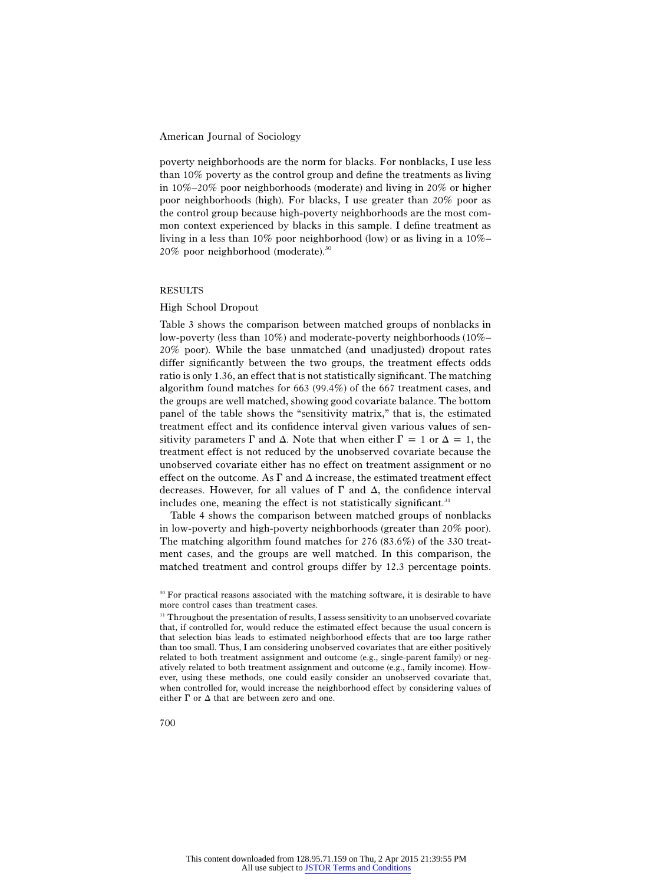poverty neighborhoods are the norm for blacks. For nonblacks, I use less than 10% poverty as the control group and define the treatments as living in 10%–20% poor neighborhoods (moderate) and living in 20% or higher poor neighborhoods (high). For blacks, I use greater than 20% poor as the control group because high-poverty neighborhoods are the most common context experienced by blacks in this sample. I define treatment as living in a less than 10% poor neighborhood (low) or as living in a 10%–20% poor neighborhood (moderate).[30]

## RESULTS

### High School Dropout

Table 3 shows the comparison between matched groups of nonblacks in low-poverty (less than 10%) and moderate-poverty neighborhoods (10%–20% poor). While the base unmatched (and unadjusted) dropout rates differ significantly between the two groups, the treatment effects odds ratio is only 1.36, an effect that is not statistically significant. The matching algorithm found matches for 663 (99.4%) of the 667 treatment cases, and the groups are well matched, showing good covariate balance. The bottom panel of the table shows the "sensitivity matrix," that is, the estimated treatment effect and its confidence interval given various values of sensitivity parameters $\Gamma$ and $\Delta$. Note that when either $\Gamma = 1$ or $\Delta = 1$, the treatment effect is not reduced by the unobserved covariate because the unobserved covariate either has no effect on treatment assignment or no effect on the outcome. As $\Gamma$ and $\Delta$ increase, the estimated treatment effect decreases. However, for all values of $\Gamma$ and $\Delta$, the confidence interval includes one, meaning the effect is not statistically significant.[31]

Table 4 shows the comparison between matched groups of nonblacks in low-poverty and high-poverty neighborhoods (greater than 20% poor). The matching algorithm found matches for 276 (83.6%) of the 330 treatment cases, and the groups are well matched. In this comparison, the matched treatment and control groups differ by 12.3 percentage points.

[30] For practical reasons associated with the matching software, it is desirable to have more control cases than treatment cases.

[31] Throughout the presentation of results, I assess sensitivity to an unobserved covariate that, if controlled for, would reduce the estimated effect because the usual concern is that selection bias leads to estimated neighborhood effects that are too large rather than too small. Thus, I am considering unobserved covariates that are either positively related to both treatment assignment and outcome (e.g., single-parent family) or negatively related to both treatment assignment and outcome (e.g., family income). However, using these methods, one could easily consider an unobserved covariate that, when controlled for, would increase the neighborhood effect by considering values of either $\Gamma$ or $\Delta$ that are between zero and one.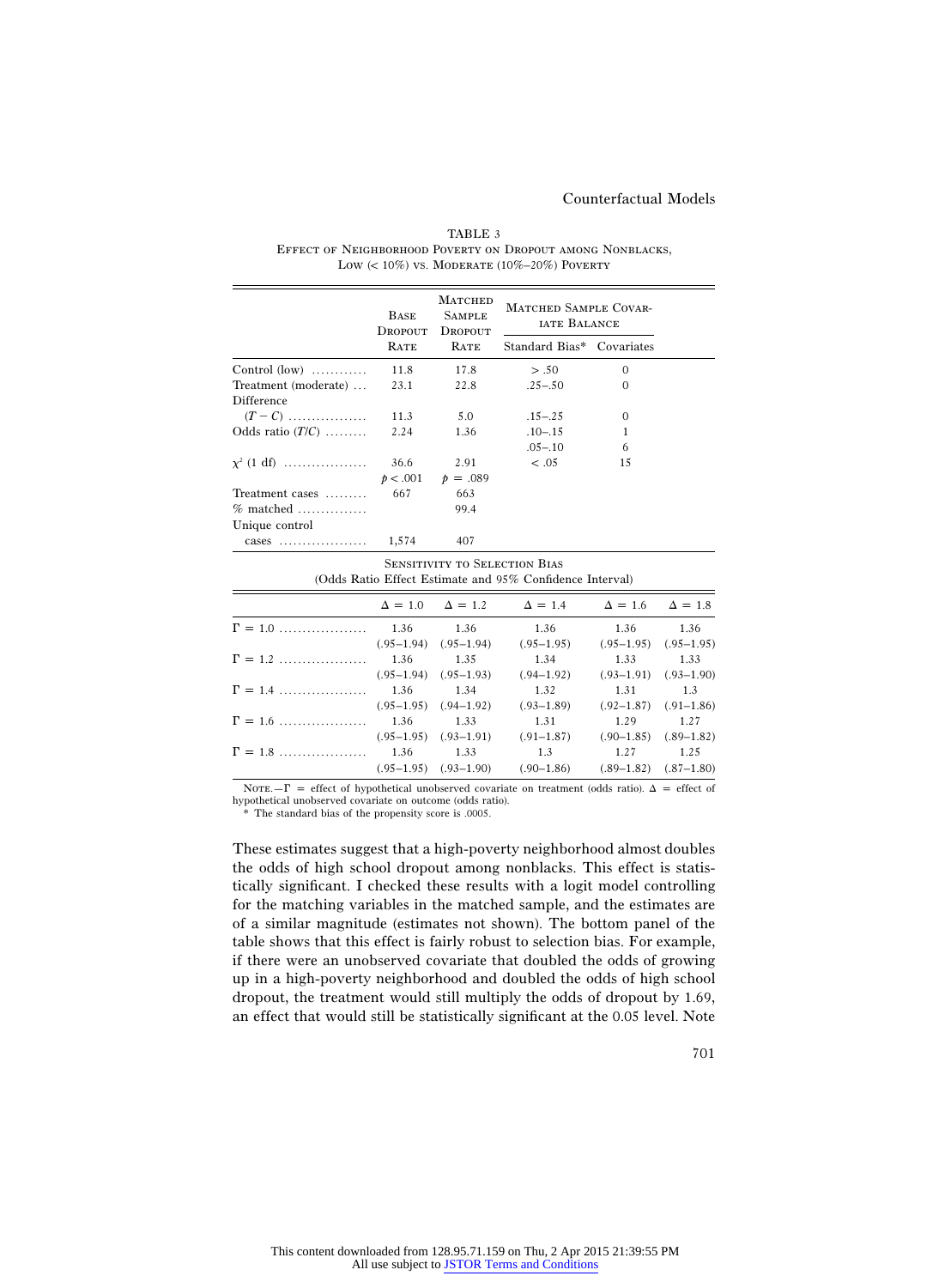TABLE 3
EFFECT OF NEIGHBORHOOD POVERTY ON DROPOUT AMONG NONBLACKS, LOW (< 10%) VS. MODERATE (10%–20%) POVERTY

| | Base Dropout Rate | Matched Sample Dropout Rate | Matched Sample Covariate Balance | |
|---|---|---|---|---|
| | | | Standard Bias* | Covariates |
| Control (low) | 11.8 | 17.8 | > .50 | 0 |
| Treatment (moderate) | 23.1 | 22.8 | .25–.50 | 0 |
| Difference ($T - C$) | 11.3 | 5.0 | .15–.25 | 0 |
| Odds ratio ($T/C$) | 2.24 | 1.36 | .10–.15 | 1 |
| | | | .05–.10 | 6 |
| $\chi^2$ (1 df) | 36.6 | 2.91 | < .05 | 15 |
| | $p < .001$ | $p = .089$ | | |
| Treatment cases | 667 | 663 | | |
| % matched | | 99.4 | | |
| Unique control cases | 1,574 | 407 | | |

SENSITIVITY TO SELECTION BIAS
(Odds Ratio Effect Estimate and 95% Confidence Interval)

| | $\Delta = 1.0$ | $\Delta = 1.2$ | $\Delta = 1.4$ | $\Delta = 1.6$ | $\Delta = 1.8$ |
|---|---|---|---|---|---|
| $\Gamma = 1.0$ | 1.36 | 1.36 | 1.36 | 1.36 | 1.36 |
| | (.95–1.94) | (.95–1.94) | (.95–1.95) | (.95–1.95) | (.95–1.95) |
| $\Gamma = 1.2$ | 1.36 | 1.35 | 1.34 | 1.33 | 1.33 |
| | (.95–1.94) | (.95–1.93) | (.94–1.92) | (.93–1.91) | (.93–1.90) |
| $\Gamma = 1.4$ | 1.36 | 1.34 | 1.32 | 1.31 | 1.3 |
| | (.95–1.95) | (.94–1.92) | (.93–1.89) | (.92–1.87) | (.91–1.86) |
| $\Gamma = 1.6$ | 1.36 | 1.33 | 1.31 | 1.29 | 1.27 |
| | (.95–1.95) | (.93–1.91) | (.91–1.87) | (.90–1.85) | (.89–1.82) |
| $\Gamma = 1.8$ | 1.36 | 1.33 | 1.3 | 1.27 | 1.25 |
| | (.95–1.95) | (.93–1.90) | (.90–1.86) | (.89–1.82) | (.87–1.80) |

NOTE.—$\Gamma$ = effect of hypothetical unobserved covariate on treatment (odds ratio). $\Delta$ = effect of hypothetical unobserved covariate on outcome (odds ratio).
* The standard bias of the propensity score is .0005.

These estimates suggest that a high-poverty neighborhood almost doubles the odds of high school dropout among nonblacks. This effect is statistically significant. I checked these results with a logit model controlling for the matching variables in the matched sample, and the estimates are of a similar magnitude (estimates not shown). The bottom panel of the table shows that this effect is fairly robust to selection bias. For example, if there were an unobserved covariate that doubled the odds of growing up in a high-poverty neighborhood and doubled the odds of high school dropout, the treatment would still multiply the odds of dropout by 1.69, an effect that would still be statistically significant at the 0.05 level. Note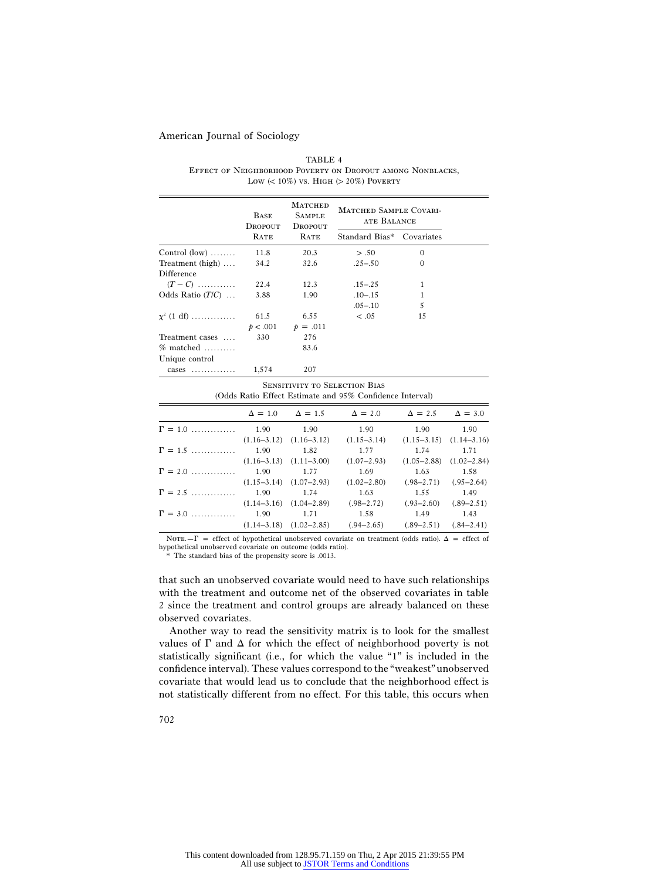TABLE 4

Effect of Neighborhood Poverty on Dropout among Nonblacks, Low (< 10%) vs. High (> 20%) Poverty

| | Base Dropout Rate | Matched Sample Dropout Rate | Matched Sample Covariate Balance | |
|---|---|---|---|---|
| | | | Standard Bias* | Covariates |
| Control (low) | 11.8 | 20.3 | > .50 | 0 |
| Treatment (high) | 34.2 | 32.6 | .25–.50 | 0 |
| Difference $(T - C)$ | 22.4 | 12.3 | .15–.25 | 1 |
| Odds Ratio $(T/C)$ | 3.88 | 1.90 | .10–.15 | 1 |
| | | | .05–.10 | 5 |
| $\chi^2$ (1 df) | 61.5 | 6.55 | < .05 | 15 |
| | $p < .001$ | $p = .011$ | | |
| Treatment cases | 330 | 276 | | |
| % matched | | 83.6 | | |
| Unique control cases | 1,574 | 207 | | |

Sensitivity to Selection Bias

(Odds Ratio Effect Estimate and 95% Confidence Interval)

| | $\Delta = 1.0$ | $\Delta = 1.5$ | $\Delta = 2.0$ | $\Delta = 2.5$ | $\Delta = 3.0$ |
|---|---|---|---|---|---|
| $\Gamma = 1.0$ | 1.90 | 1.90 | 1.90 | 1.90 | 1.90 |
| | (1.16–3.12) | (1.16–3.12) | (1.15–3.14) | (1.15–3.15) | (1.14–3.16) |
| $\Gamma = 1.5$ | 1.90 | 1.82 | 1.77 | 1.74 | 1.71 |
| | (1.16–3.13) | (1.11–3.00) | (1.07–2.93) | (1.05–2.88) | (1.02–2.84) |
| $\Gamma = 2.0$ | 1.90 | 1.77 | 1.69 | 1.63 | 1.58 |
| | (1.15–3.14) | (1.07–2.93) | (1.02–2.80) | (.98–2.71) | (.95–2.64) |
| $\Gamma = 2.5$ | 1.90 | 1.74 | 1.63 | 1.55 | 1.49 |
| | (1.14–3.16) | (1.04–2.89) | (.98–2.72) | (.93–2.60) | (.89–2.51) |
| $\Gamma = 3.0$ | 1.90 | 1.71 | 1.58 | 1.49 | 1.43 |
| | (1.14–3.18) | (1.02–2.85) | (.94–2.65) | (.89–2.51) | (.84–2.41) |

Note.—$\Gamma$ = effect of hypothetical unobserved covariate on treatment (odds ratio). $\Delta$ = effect of hypothetical unobserved covariate on outcome (odds ratio).

\* The standard bias of the propensity score is .0013.

that such an unobserved covariate would need to have such relationships with the treatment and outcome net of the observed covariates in table 2 since the treatment and control groups are already balanced on these observed covariates.

Another way to read the sensitivity matrix is to look for the smallest values of $\Gamma$ and $\Delta$ for which the effect of neighborhood poverty is not statistically significant (i.e., for which the value "1" is included in the confidence interval). These values correspond to the "weakest" unobserved covariate that would lead us to conclude that the neighborhood effect is not statistically different from no effect. For this table, this occurs when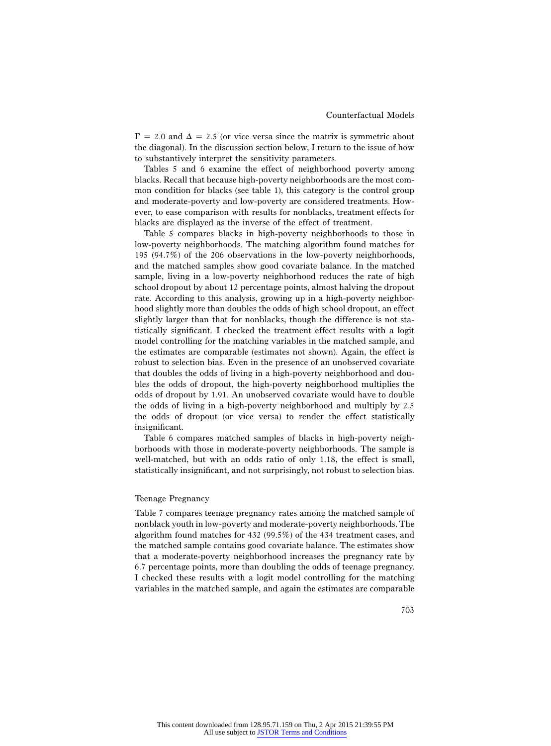$\Gamma = 2.0$ and $\Delta = 2.5$ (or vice versa since the matrix is symmetric about the diagonal). In the discussion section below, I return to the issue of how to substantively interpret the sensitivity parameters.

Tables 5 and 6 examine the effect of neighborhood poverty among blacks. Recall that because high-poverty neighborhoods are the most common condition for blacks (see table 1), this category is the control group and moderate-poverty and low-poverty are considered treatments. However, to ease comparison with results for nonblacks, treatment effects for blacks are displayed as the inverse of the effect of treatment.

Table 5 compares blacks in high-poverty neighborhoods to those in low-poverty neighborhoods. The matching algorithm found matches for 195 (94.7%) of the 206 observations in the low-poverty neighborhoods, and the matched samples show good covariate balance. In the matched sample, living in a low-poverty neighborhood reduces the rate of high school dropout by about 12 percentage points, almost halving the dropout rate. According to this analysis, growing up in a high-poverty neighborhood slightly more than doubles the odds of high school dropout, an effect slightly larger than that for nonblacks, though the difference is not statistically significant. I checked the treatment effect results with a logit model controlling for the matching variables in the matched sample, and the estimates are comparable (estimates not shown). Again, the effect is robust to selection bias. Even in the presence of an unobserved covariate that doubles the odds of living in a high-poverty neighborhood and doubles the odds of dropout, the high-poverty neighborhood multiplies the odds of dropout by 1.91. An unobserved covariate would have to double the odds of living in a high-poverty neighborhood and multiply by 2.5 the odds of dropout (or vice versa) to render the effect statistically insignificant.

Table 6 compares matched samples of blacks in high-poverty neighborhoods with those in moderate-poverty neighborhoods. The sample is well-matched, but with an odds ratio of only 1.18, the effect is small, statistically insignificant, and not surprisingly, not robust to selection bias.

## Teenage Pregnancy

Table 7 compares teenage pregnancy rates among the matched sample of nonblack youth in low-poverty and moderate-poverty neighborhoods. The algorithm found matches for 432 (99.5%) of the 434 treatment cases, and the matched sample contains good covariate balance. The estimates show that a moderate-poverty neighborhood increases the pregnancy rate by 6.7 percentage points, more than doubling the odds of teenage pregnancy. I checked these results with a logit model controlling for the matching variables in the matched sample, and again the estimates are comparable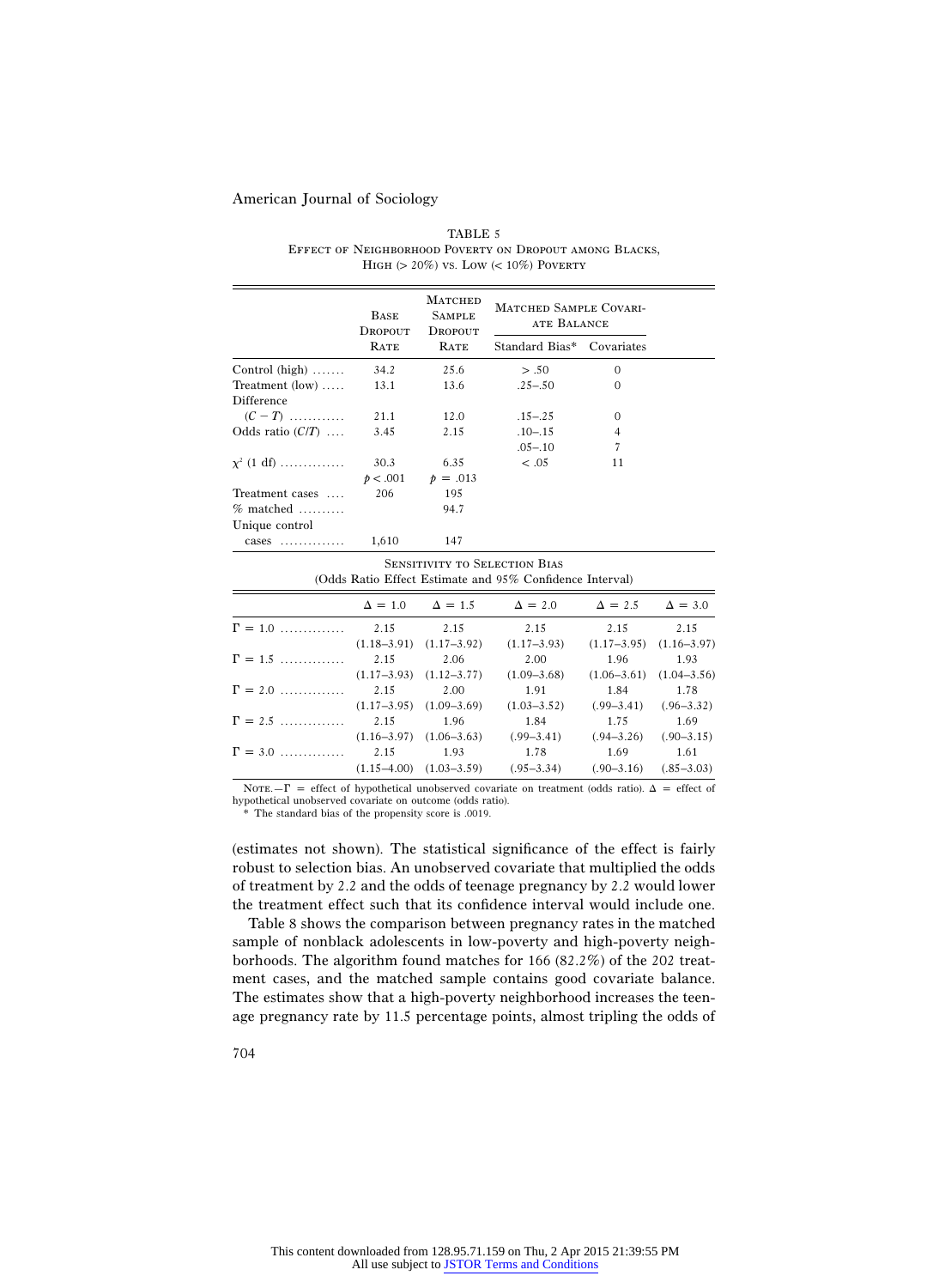TABLE 5
Effect of Neighborhood Poverty on Dropout among Blacks, High (> 20%) vs. Low (< 10%) Poverty

| | Base Dropout Rate | Matched Sample Dropout Rate | Matched Sample Covariate Balance | |
|---|---|---|---|---|
| | | | Standard Bias* | Covariates |
| Control (high) | 34.2 | 25.6 | > .50 | 0 |
| Treatment (low) | 13.1 | 13.6 | .25–.50 | 0 |
| Difference $(C - T)$ | 21.1 | 12.0 | .15–.25 | 0 |
| Odds ratio $(C/T)$ | 3.45 | 2.15 | .10–.15 | 4 |
| | | | .05–.10 | 7 |
| $\chi^2$ (1 df) | 30.3 | 6.35 | < .05 | 11 |
| | $p < .001$ | $p = .013$ | | |
| Treatment cases | 206 | 195 | | |
| % matched | | 94.7 | | |
| Unique control cases | 1,610 | 147 | | |

Sensitivity to Selection Bias
(Odds Ratio Effect Estimate and 95% Confidence Interval)

| | $\Delta = 1.0$ | $\Delta = 1.5$ | $\Delta = 2.0$ | $\Delta = 2.5$ | $\Delta = 3.0$ |
|---|---|---|---|---|---|
| $\Gamma = 1.0$ | 2.15 | 2.15 | 2.15 | 2.15 | 2.15 |
| | (1.18–3.91) | (1.17–3.92) | (1.17–3.93) | (1.17–3.95) | (1.16–3.97) |
| $\Gamma = 1.5$ | 2.15 | 2.06 | 2.00 | 1.96 | 1.93 |
| | (1.17–3.93) | (1.12–3.77) | (1.09–3.68) | (1.06–3.61) | (1.04–3.56) |
| $\Gamma = 2.0$ | 2.15 | 2.00 | 1.91 | 1.84 | 1.78 |
| | (1.17–3.95) | (1.09–3.69) | (1.03–3.52) | (.99–3.41) | (.96–3.32) |
| $\Gamma = 2.5$ | 2.15 | 1.96 | 1.84 | 1.75 | 1.69 |
| | (1.16–3.97) | (1.06–3.63) | (.99–3.41) | (.94–3.26) | (.90–3.15) |
| $\Gamma = 3.0$ | 2.15 | 1.93 | 1.78 | 1.69 | 1.61 |
| | (1.15–4.00) | (1.03–3.59) | (.95–3.34) | (.90–3.16) | (.85–3.03) |

Note.—$\Gamma$ = effect of hypothetical unobserved covariate on treatment (odds ratio). $\Delta$ = effect of hypothetical unobserved covariate on outcome (odds ratio).
* The standard bias of the propensity score is .0019.

(estimates not shown). The statistical significance of the effect is fairly robust to selection bias. An unobserved covariate that multiplied the odds of treatment by 2.2 and the odds of teenage pregnancy by 2.2 would lower the treatment effect such that its confidence interval would include one.

Table 8 shows the comparison between pregnancy rates in the matched sample of nonblack adolescents in low-poverty and high-poverty neighborhoods. The algorithm found matches for 166 (82.2%) of the 202 treatment cases, and the matched sample contains good covariate balance. The estimates show that a high-poverty neighborhood increases the teenage pregnancy rate by 11.5 percentage points, almost tripling the odds of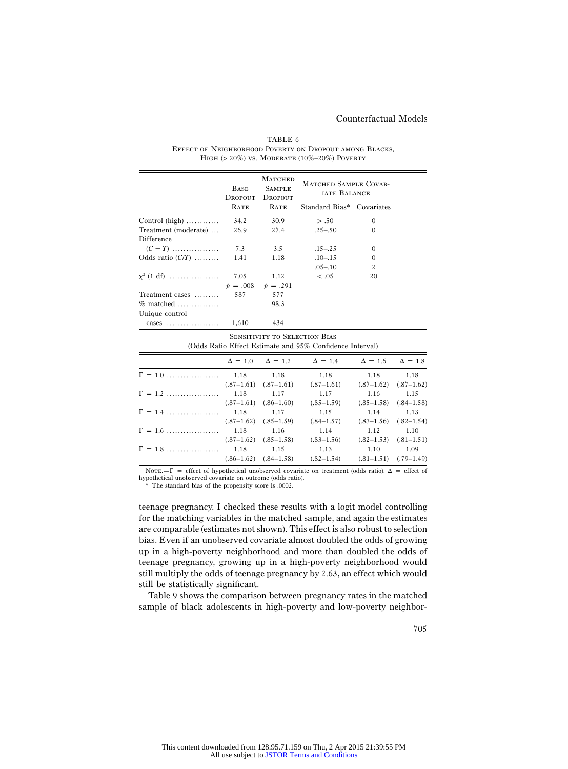TABLE 6

Effect of Neighborhood Poverty on Dropout among Blacks, High (> 20%) vs. Moderate (10%–20%) Poverty

| | Base Dropout Rate | Matched Sample Dropout Rate | Matched Sample Covariate Balance | |
|---|---|---|---|---|
| | | | Standard Bias* | Covariates |
| Control (high) | 34.2 | 30.9 | > .50 | 0 |
| Treatment (moderate) | 26.9 | 27.4 | .25–.50 | 0 |
| Difference ($C - T$) | 7.3 | 3.5 | .15–.25 | 0 |
| Odds ratio ($C/T$) | 1.41 | 1.18 | .10–.15 | 0 |
| | | | .05–.10 | 2 |
| $\chi^2$ (1 df) | 7.05 | 1.12 | < .05 | 20 |
| | $p = .008$ | $p = .291$ | | |
| Treatment cases | 587 | 577 | | |
| % matched | | 98.3 | | |
| Unique control cases | 1,610 | 434 | | |

Sensitivity to Selection Bias
(Odds Ratio Effect Estimate and 95% Confidence Interval)

| | $\Delta = 1.0$ | $\Delta = 1.2$ | $\Delta = 1.4$ | $\Delta = 1.6$ | $\Delta = 1.8$ |
|---|---|---|---|---|---|
| $\Gamma = 1.0$ | 1.18 | 1.18 | 1.18 | 1.18 | 1.18 |
| | (.87–1.61) | (.87–1.61) | (.87–1.61) | (.87–1.62) | (.87–1.62) |
| $\Gamma = 1.2$ | 1.18 | 1.17 | 1.17 | 1.16 | 1.15 |
| | (.87–1.61) | (.86–1.60) | (.85–1.59) | (.85–1.58) | (.84–1.58) |
| $\Gamma = 1.4$ | 1.18 | 1.17 | 1.15 | 1.14 | 1.13 |
| | (.87–1.62) | (.85–1.59) | (.84–1.57) | (.83–1.56) | (.82–1.54) |
| $\Gamma = 1.6$ | 1.18 | 1.16 | 1.14 | 1.12 | 1.10 |
| | (.87–1.62) | (.85–1.58) | (.83–1.56) | (.82–1.53) | (.81–1.51) |
| $\Gamma = 1.8$ | 1.18 | 1.15 | 1.13 | 1.10 | 1.09 |
| | (.86–1.62) | (.84–1.58) | (.82–1.54) | (.81–1.51) | (.79–1.49) |

Note.—$\Gamma$ = effect of hypothetical unobserved covariate on treatment (odds ratio). $\Delta$ = effect of hypothetical unobserved covariate on outcome (odds ratio).

\* The standard bias of the propensity score is .0002.

teenage pregnancy. I checked these results with a logit model controlling for the matching variables in the matched sample, and again the estimates are comparable (estimates not shown). This effect is also robust to selection bias. Even if an unobserved covariate almost doubled the odds of growing up in a high-poverty neighborhood and more than doubled the odds of teenage pregnancy, growing up in a high-poverty neighborhood would still multiply the odds of teenage pregnancy by 2.63, an effect which would still be statistically significant.

Table 9 shows the comparison between pregnancy rates in the matched sample of black adolescents in high-poverty and low-poverty neighbor-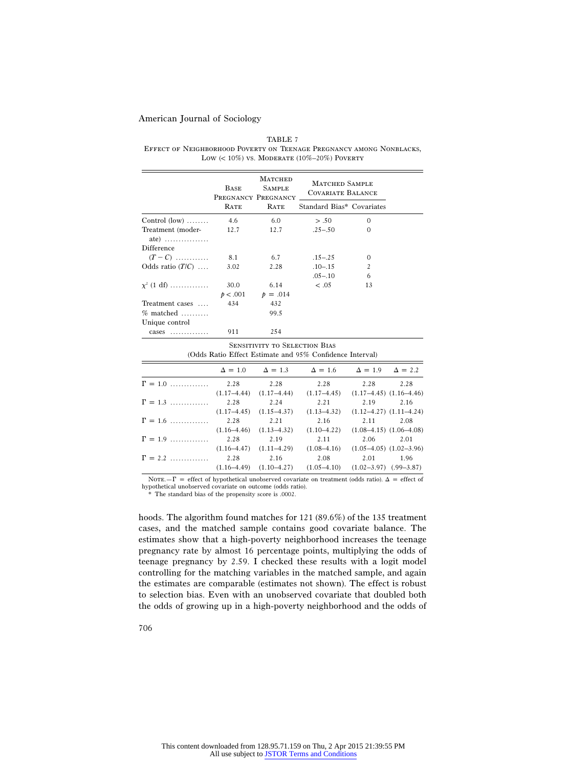TABLE 7

Effect of Neighborhood Poverty on Teenage Pregnancy among Nonblacks, Low (< 10%) vs. Moderate (10%–20%) Poverty

| | Base Pregnancy Rate | Matched Sample Pregnancy Rate | Matched Sample Covariate Balance | |
|---|---|---|---|---|
| | | | Standard Bias* | Covariates |
| Control (low) | 4.6 | 6.0 | > .50 | 0 |
| Treatment (moderate) | 12.7 | 12.7 | .25–.50 | 0 |
| Difference ($T - C$) | 8.1 | 6.7 | .15–.25 | 0 |
| Odds ratio ($T/C$) | 3.02 | 2.28 | .10–.15 | 2 |
| | | | .05–.10 | 6 |
| $\chi^2$ (1 df) | 30.0 | 6.14 | < .05 | 13 |
| | $p < .001$ | $p = .014$ | | |
| Treatment cases | 434 | 432 | | |
| % matched | | 99.5 | | |
| Unique control cases | 911 | 254 | | |

Sensitivity to Selection Bias
(Odds Ratio Effect Estimate and 95% Confidence Interval)

| | $\Delta = 1.0$ | $\Delta = 1.3$ | $\Delta = 1.6$ | $\Delta = 1.9$ | $\Delta = 2.2$ |
|---|---|---|---|---|---|
| $\Gamma = 1.0$ | 2.28 (1.17–4.44) | 2.28 (1.17–4.44) | 2.28 (1.17–4.45) | 2.28 (1.17–4.45) | 2.28 (1.16–4.46) |
| $\Gamma = 1.3$ | 2.28 (1.17–4.45) | 2.24 (1.15–4.37) | 2.21 (1.13–4.32) | 2.19 (1.12–4.27) | 2.16 (1.11–4.24) |
| $\Gamma = 1.6$ | 2.28 (1.16–4.46) | 2.21 (1.13–4.32) | 2.16 (1.10–4.22) | 2.11 (1.08–4.15) | 2.08 (1.06–4.08) |
| $\Gamma = 1.9$ | 2.28 (1.16–4.47) | 2.19 (1.11–4.29) | 2.11 (1.08–4.16) | 2.06 (1.05–4.05) | 2.01 (1.02–3.96) |
| $\Gamma = 2.2$ | 2.28 (1.16–4.49) | 2.16 (1.10–4.27) | 2.08 (1.05–4.10) | 2.01 (1.02–3.97) | 1.96 (.99–3.87) |

Note.—$\Gamma$ = effect of hypothetical unobserved covariate on treatment (odds ratio). $\Delta$ = effect of hypothetical unobserved covariate on outcome (odds ratio).

* The standard bias of the propensity score is .0002.

hoods. The algorithm found matches for 121 (89.6%) of the 135 treatment cases, and the matched sample contains good covariate balance. The estimates show that a high-poverty neighborhood increases the teenage pregnancy rate by almost 16 percentage points, multiplying the odds of teenage pregnancy by 2.59. I checked these results with a logit model controlling for the matching variables in the matched sample, and again the estimates are comparable (estimates not shown). The effect is robust to selection bias. Even with an unobserved covariate that doubled both the odds of growing up in a high-poverty neighborhood and the odds of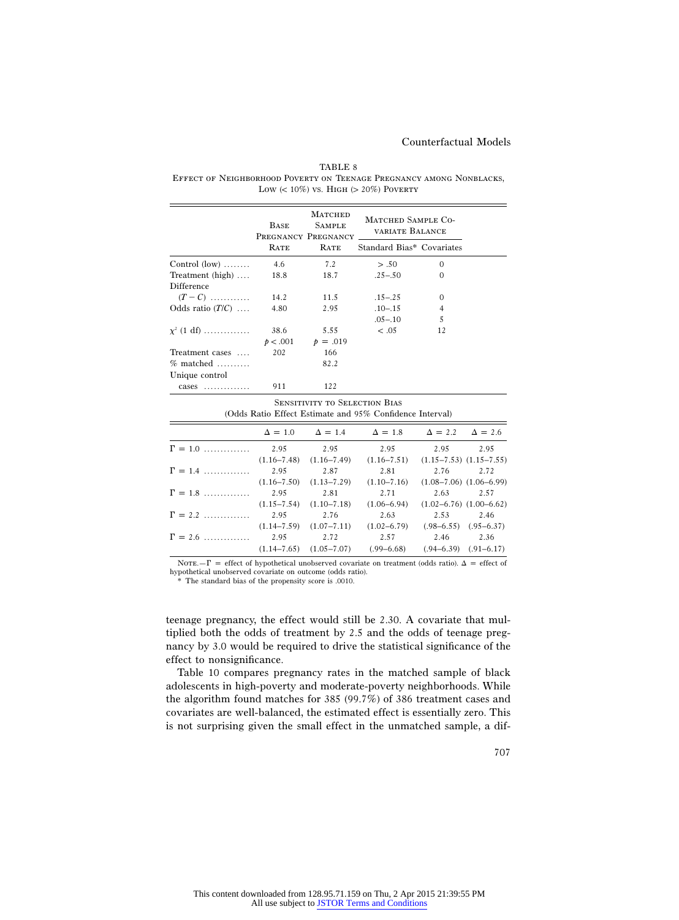TABLE 8

Effect of Neighborhood Poverty on Teenage Pregnancy among Nonblacks, Low (< 10%) vs. High (> 20%) Poverty

| | Base Pregnancy Rate | Matched Sample Pregnancy Rate | Matched Sample Covariate Balance | |
|---|---|---|---|---|
| | | | Standard Bias* | Covariates |
| Control (low) | 4.6 | 7.2 | > .50 | 0 |
| Treatment (high) | 18.8 | 18.7 | .25–.50 | 0 |
| Difference ($T - C$) | 14.2 | 11.5 | .15–.25 | 0 |
| Odds ratio ($T/C$) | 4.80 | 2.95 | .10–.15 | 4 |
| | | | .05–.10 | 5 |
| $\chi^2$ (1 df) | 38.6 | 5.55 | < .05 | 12 |
| | $p < .001$ | $p = .019$ | | |
| Treatment cases | 202 | 166 | | |
| % matched | | 82.2 | | |
| Unique control cases | 911 | 122 | | |

Sensitivity to Selection Bias
(Odds Ratio Effect Estimate and 95% Confidence Interval)

| | $\Delta = 1.0$ | $\Delta = 1.4$ | $\Delta = 1.8$ | $\Delta = 2.2$ | $\Delta = 2.6$ |
|---|---|---|---|---|---|
| $\Gamma = 1.0$ | 2.95 | 2.95 | 2.95 | 2.95 | 2.95 |
| | (1.16–7.48) | (1.16–7.49) | (1.16–7.51) | (1.15–7.53) | (1.15–7.55) |
| $\Gamma = 1.4$ | 2.95 | 2.87 | 2.81 | 2.76 | 2.72 |
| | (1.16–7.50) | (1.13–7.29) | (1.10–7.16) | (1.08–7.06) | (1.06–6.99) |
| $\Gamma = 1.8$ | 2.95 | 2.81 | 2.71 | 2.63 | 2.57 |
| | (1.15–7.54) | (1.10–7.18) | (1.06–6.94) | (1.02–6.76) | (1.00–6.62) |
| $\Gamma = 2.2$ | 2.95 | 2.76 | 2.63 | 2.53 | 2.46 |
| | (1.14–7.59) | (1.07–7.11) | (1.02–6.79) | (.98–6.55) | (.95–6.37) |
| $\Gamma = 2.6$ | 2.95 | 2.72 | 2.57 | 2.46 | 2.36 |
| | (1.14–7.65) | (1.05–7.07) | (.99–6.68) | (.94–6.39) | (.91–6.17) |

Note.—$\Gamma$ = effect of hypothetical unobserved covariate on treatment (odds ratio). $\Delta$ = effect of hypothetical unobserved covariate on outcome (odds ratio).

\* The standard bias of the propensity score is .0010.

teenage pregnancy, the effect would still be 2.30. A covariate that multiplied both the odds of treatment by 2.5 and the odds of teenage pregnancy by 3.0 would be required to drive the statistical significance of the effect to nonsignificance.

Table 10 compares pregnancy rates in the matched sample of black adolescents in high-poverty and moderate-poverty neighborhoods. While the algorithm found matches for 385 (99.7%) of 386 treatment cases and covariates are well-balanced, the estimated effect is essentially zero. This is not surprising given the small effect in the unmatched sample, a dif-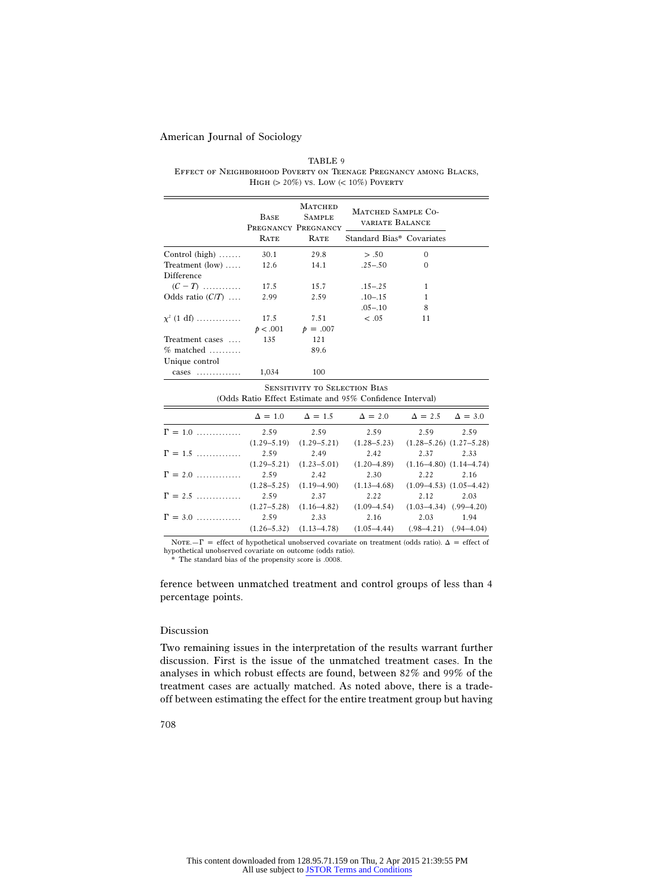TABLE 9
Effect of Neighborhood Poverty on Teenage Pregnancy among Blacks, High (> 20%) vs. Low (< 10%) Poverty

| | Base Pregnancy Rate | Matched Sample Pregnancy Rate | Matched Sample Covariate Balance | |
|---|---|---|---|---|
| | | | Standard Bias* | Covariates |
| Control (high) | 30.1 | 29.8 | > .50 | 0 |
| Treatment (low) | 12.6 | 14.1 | .25–.50 | 0 |
| Difference ($C - T$) | 17.5 | 15.7 | .15–.25 | 1 |
| Odds ratio ($C/T$) | 2.99 | 2.59 | .10–.15 | 1 |
| | | | .05–.10 | 8 |
| $\chi^2$ (1 df) | 17.5 | 7.51 | < .05 | 11 |
| | $p < .001$ | $p = .007$ | | |
| Treatment cases | 135 | 121 | | |
| % matched | | 89.6 | | |
| Unique control cases | 1,034 | 100 | | |

Sensitivity to Selection Bias
(Odds Ratio Effect Estimate and 95% Confidence Interval)

| | $\Delta = 1.0$ | $\Delta = 1.5$ | $\Delta = 2.0$ | $\Delta = 2.5$ | $\Delta = 3.0$ |
|---|---|---|---|---|---|
| $\Gamma = 1.0$ | 2.59 | 2.59 | 2.59 | 2.59 | 2.59 |
| | (1.29–5.19) | (1.29–5.21) | (1.28–5.23) | (1.28–5.26) | (1.27–5.28) |
| $\Gamma = 1.5$ | 2.59 | 2.49 | 2.42 | 2.37 | 2.33 |
| | (1.29–5.21) | (1.23–5.01) | (1.20–4.89) | (1.16–4.80) | (1.14–4.74) |
| $\Gamma = 2.0$ | 2.59 | 2.42 | 2.30 | 2.22 | 2.16 |
| | (1.28–5.25) | (1.19–4.90) | (1.13–4.68) | (1.09–4.53) | (1.05–4.42) |
| $\Gamma = 2.5$ | 2.59 | 2.37 | 2.22 | 2.12 | 2.03 |
| | (1.27–5.28) | (1.16–4.82) | (1.09–4.54) | (1.03–4.34) | (.99–4.20) |
| $\Gamma = 3.0$ | 2.59 | 2.33 | 2.16 | 2.03 | 1.94 |
| | (1.26–5.32) | (1.13–4.78) | (1.05–4.44) | (.98–4.21) | (.94–4.04) |

Note.—$\Gamma$ = effect of hypothetical unobserved covariate on treatment (odds ratio). $\Delta$ = effect of hypothetical unobserved covariate on outcome (odds ratio).
* The standard bias of the propensity score is .0008.

ference between unmatched treatment and control groups of less than 4 percentage points.

## Discussion

Two remaining issues in the interpretation of the results warrant further discussion. First is the issue of the unmatched treatment cases. In the analyses in which robust effects are found, between 82% and 99% of the treatment cases are actually matched. As noted above, there is a trade-off between estimating the effect for the entire treatment group but having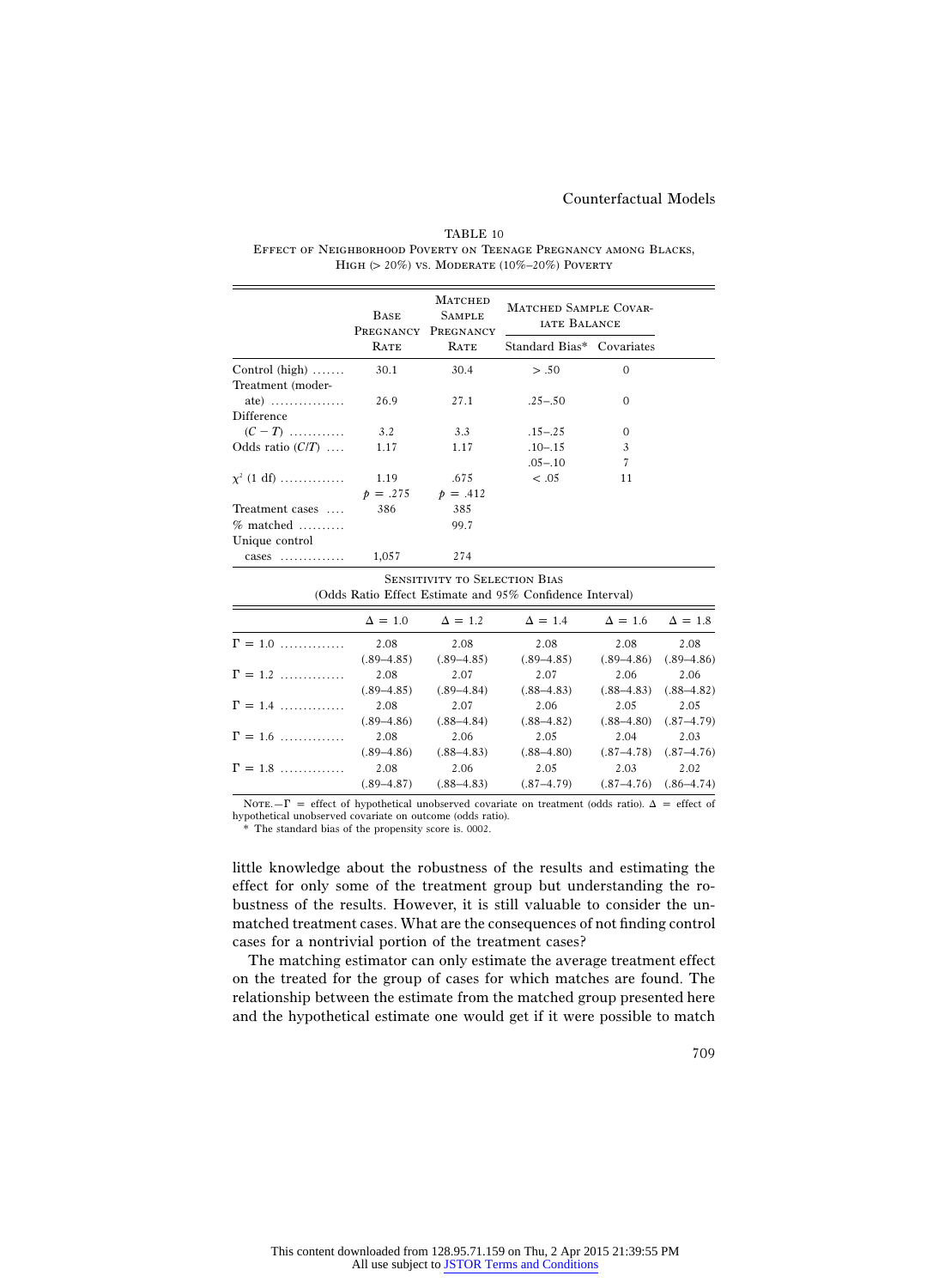TABLE 10

Effect of Neighborhood Poverty on Teenage Pregnancy among Blacks, High (> 20%) vs. Moderate (10%–20%) Poverty

| | Base Pregnancy Rate | Matched Sample Pregnancy Rate | Matched Sample Covariate Balance | |
|---|---|---|---|---|
| | | | Standard Bias* | Covariates |
| Control (high) | 30.1 | 30.4 | > .50 | 0 |
| Treatment (moderate) | 26.9 | 27.1 | .25–.50 | 0 |
| Difference ($C - T$) | 3.2 | 3.3 | .15–.25 | 0 |
| Odds ratio ($C/T$) | 1.17 | 1.17 | .10–.15 | 3 |
| | | | .05–.10 | 7 |
| $\chi^2$ (1 df) | 1.19 | .675 | < .05 | 11 |
| | $p = .275$ | $p = .412$ | | |
| Treatment cases | 386 | 385 | | |
| % matched | | 99.7 | | |
| Unique control cases | 1,057 | 274 | | |

Sensitivity to Selection Bias
(Odds Ratio Effect Estimate and 95% Confidence Interval)

| | $\Delta = 1.0$ | $\Delta = 1.2$ | $\Delta = 1.4$ | $\Delta = 1.6$ | $\Delta = 1.8$ |
|---|---|---|---|---|---|
| $\Gamma = 1.0$ | 2.08 | 2.08 | 2.08 | 2.08 | 2.08 |
| | (.89–4.85) | (.89–4.85) | (.89–4.85) | (.89–4.86) | (.89–4.86) |
| $\Gamma = 1.2$ | 2.08 | 2.07 | 2.07 | 2.06 | 2.06 |
| | (.89–4.85) | (.89–4.84) | (.88–4.83) | (.88–4.83) | (.88–4.82) |
| $\Gamma = 1.4$ | 2.08 | 2.07 | 2.06 | 2.05 | 2.05 |
| | (.89–4.86) | (.88–4.84) | (.88–4.82) | (.88–4.80) | (.87–4.79) |
| $\Gamma = 1.6$ | 2.08 | 2.06 | 2.05 | 2.04 | 2.03 |
| | (.89–4.86) | (.88–4.83) | (.88–4.80) | (.87–4.78) | (.87–4.76) |
| $\Gamma = 1.8$ | 2.08 | 2.06 | 2.05 | 2.03 | 2.02 |
| | (.89–4.87) | (.88–4.83) | (.87–4.79) | (.87–4.76) | (.86–4.74) |

Note.—$\Gamma$ = effect of hypothetical unobserved covariate on treatment (odds ratio). $\Delta$ = effect of hypothetical unobserved covariate on outcome (odds ratio).
\* The standard bias of the propensity score is .0002.

little knowledge about the robustness of the results and estimating the effect for only some of the treatment group but understanding the robustness of the results. However, it is still valuable to consider the unmatched treatment cases. What are the consequences of not finding control cases for a nontrivial portion of the treatment cases?

The matching estimator can only estimate the average treatment effect on the treated for the group of cases for which matches are found. The relationship between the estimate from the matched group presented here and the hypothetical estimate one would get if it were possible to match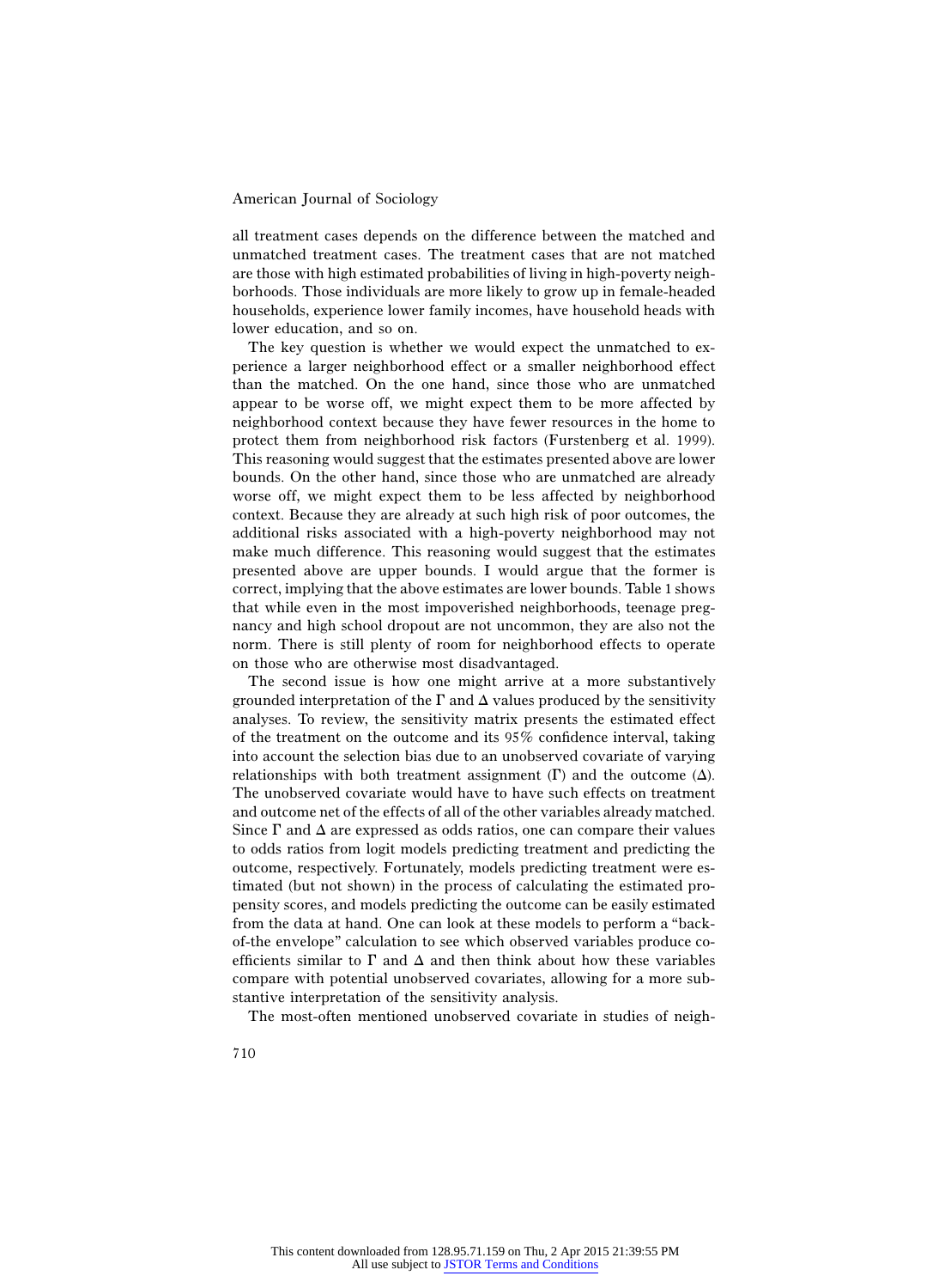all treatment cases depends on the difference between the matched and unmatched treatment cases. The treatment cases that are not matched are those with high estimated probabilities of living in high-poverty neighborhoods. Those individuals are more likely to grow up in female-headed households, experience lower family incomes, have household heads with lower education, and so on.

The key question is whether we would expect the unmatched to experience a larger neighborhood effect or a smaller neighborhood effect than the matched. On the one hand, since those who are unmatched appear to be worse off, we might expect them to be more affected by neighborhood context because they have fewer resources in the home to protect them from neighborhood risk factors (Furstenberg et al. 1999). This reasoning would suggest that the estimates presented above are lower bounds. On the other hand, since those who are unmatched are already worse off, we might expect them to be less affected by neighborhood context. Because they are already at such high risk of poor outcomes, the additional risks associated with a high-poverty neighborhood may not make much difference. This reasoning would suggest that the estimates presented above are upper bounds. I would argue that the former is correct, implying that the above estimates are lower bounds. Table 1 shows that while even in the most impoverished neighborhoods, teenage pregnancy and high school dropout are not uncommon, they are also not the norm. There is still plenty of room for neighborhood effects to operate on those who are otherwise most disadvantaged.

The second issue is how one might arrive at a more substantively grounded interpretation of the $\Gamma$ and $\Delta$ values produced by the sensitivity analyses. To review, the sensitivity matrix presents the estimated effect of the treatment on the outcome and its 95% confidence interval, taking into account the selection bias due to an unobserved covariate of varying relationships with both treatment assignment ($\Gamma$) and the outcome ($\Delta$). The unobserved covariate would have to have such effects on treatment and outcome net of the effects of all of the other variables already matched. Since $\Gamma$ and $\Delta$ are expressed as odds ratios, one can compare their values to odds ratios from logit models predicting treatment and predicting the outcome, respectively. Fortunately, models predicting treatment were estimated (but not shown) in the process of calculating the estimated propensity scores, and models predicting the outcome can be easily estimated from the data at hand. One can look at these models to perform a "back-of-the envelope" calculation to see which observed variables produce coefficients similar to $\Gamma$ and $\Delta$ and then think about how these variables compare with potential unobserved covariates, allowing for a more substantive interpretation of the sensitivity analysis.

The most-often mentioned unobserved covariate in studies of neigh-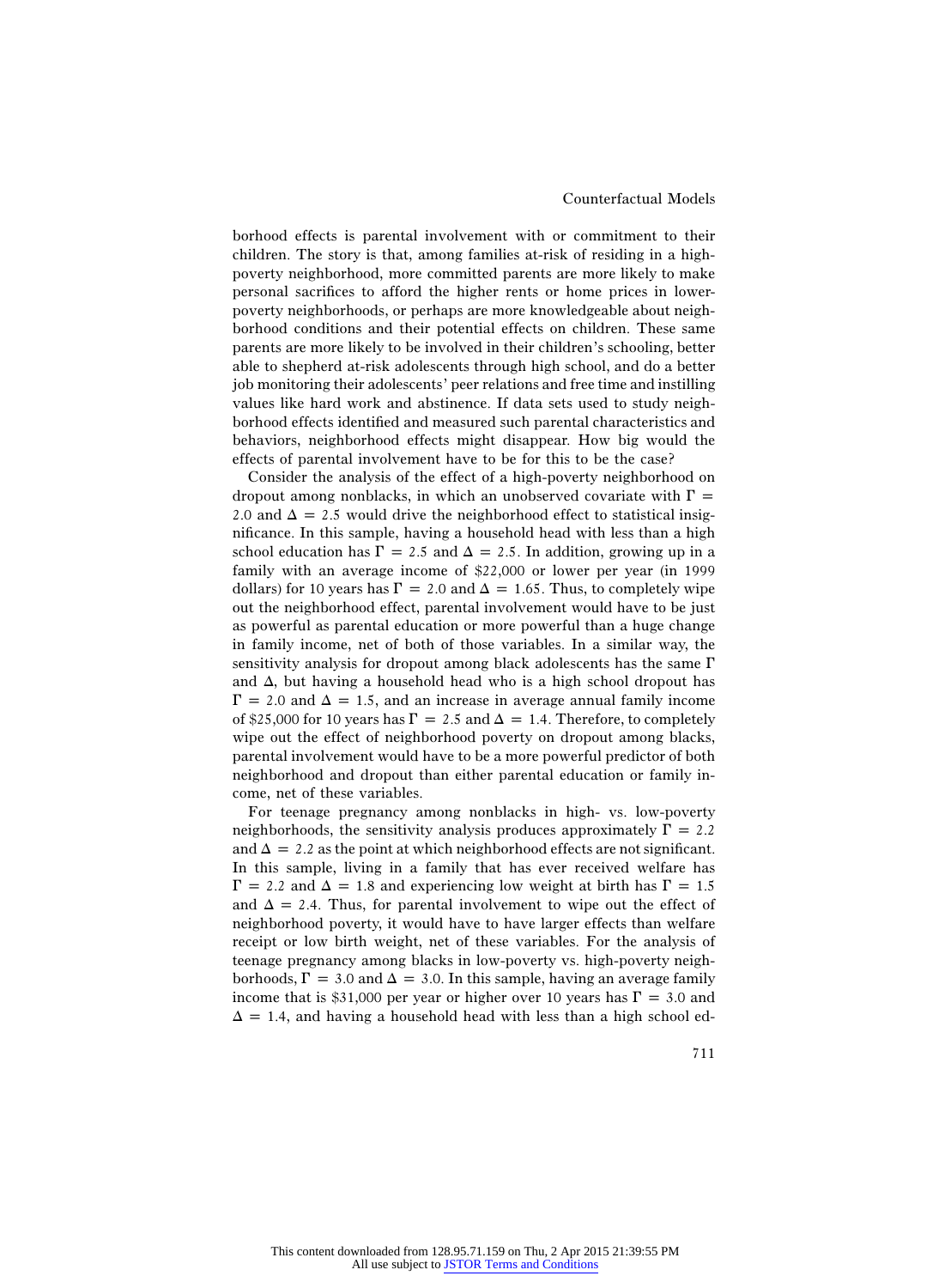borhood effects is parental involvement with or commitment to their children. The story is that, among families at-risk of residing in a high-poverty neighborhood, more committed parents are more likely to make personal sacrifices to afford the higher rents or home prices in lower-poverty neighborhoods, or perhaps are more knowledgeable about neighborhood conditions and their potential effects on children. These same parents are more likely to be involved in their children's schooling, better able to shepherd at-risk adolescents through high school, and do a better job monitoring their adolescents' peer relations and free time and instilling values like hard work and abstinence. If data sets used to study neighborhood effects identified and measured such parental characteristics and behaviors, neighborhood effects might disappear. How big would the effects of parental involvement have to be for this to be the case?

Consider the analysis of the effect of a high-poverty neighborhood on dropout among nonblacks, in which an unobserved covariate with $\Gamma = 2.0$ and $\Delta = 2.5$ would drive the neighborhood effect to statistical insignificance. In this sample, having a household head with less than a high school education has $\Gamma = 2.5$ and $\Delta = 2.5$. In addition, growing up in a family with an average income of \$22,000 or lower per year (in 1999 dollars) for 10 years has $\Gamma = 2.0$ and $\Delta = 1.65$. Thus, to completely wipe out the neighborhood effect, parental involvement would have to be just as powerful as parental education or more powerful than a huge change in family income, net of both of those variables. In a similar way, the sensitivity analysis for dropout among black adolescents has the same $\Gamma$ and $\Delta$, but having a household head who is a high school dropout has $\Gamma = 2.0$ and $\Delta = 1.5$, and an increase in average annual family income of \$25,000 for 10 years has $\Gamma = 2.5$ and $\Delta = 1.4$. Therefore, to completely wipe out the effect of neighborhood poverty on dropout among blacks, parental involvement would have to be a more powerful predictor of both neighborhood and dropout than either parental education or family income, net of these variables.

For teenage pregnancy among nonblacks in high- vs. low-poverty neighborhoods, the sensitivity analysis produces approximately $\Gamma = 2.2$ and $\Delta = 2.2$ as the point at which neighborhood effects are not significant. In this sample, living in a family that has ever received welfare has $\Gamma = 2.2$ and $\Delta = 1.8$ and experiencing low weight at birth has $\Gamma = 1.5$ and $\Delta = 2.4$. Thus, for parental involvement to wipe out the effect of neighborhood poverty, it would have to have larger effects than welfare receipt or low birth weight, net of these variables. For the analysis of teenage pregnancy among blacks in low-poverty vs. high-poverty neighborhoods, $\Gamma = 3.0$ and $\Delta = 3.0$. In this sample, having an average family income that is \$31,000 per year or higher over 10 years has $\Gamma = 3.0$ and $\Delta = 1.4$, and having a household head with less than a high school ed-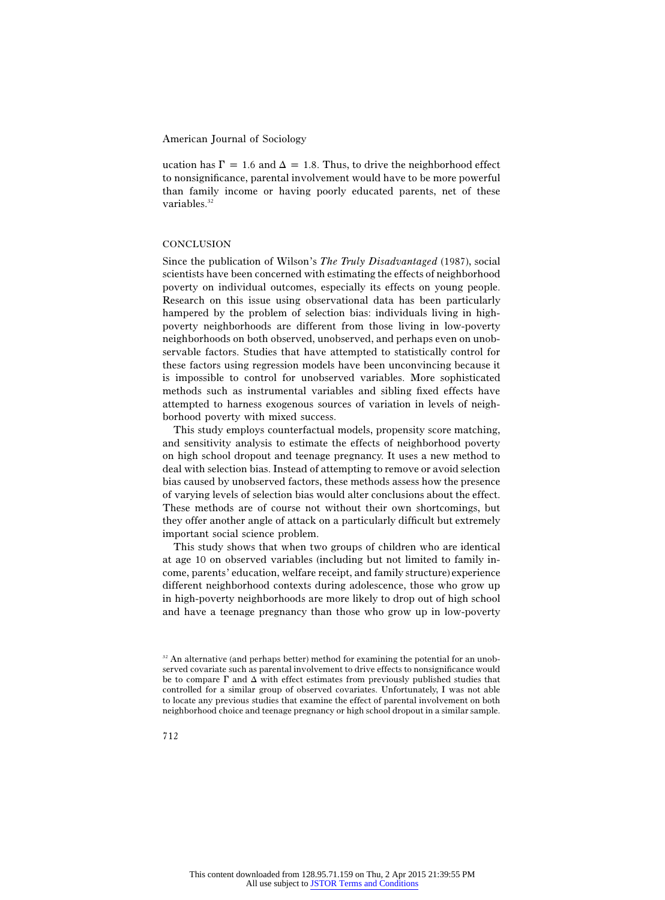ucation has $\Gamma = 1.6$ and $\Delta = 1.8$. Thus, to drive the neighborhood effect to nonsignificance, parental involvement would have to be more powerful than family income or having poorly educated parents, net of these variables.[32]

## CONCLUSION

Since the publication of Wilson's *The Truly Disadvantaged* (1987), social scientists have been concerned with estimating the effects of neighborhood poverty on individual outcomes, especially its effects on young people. Research on this issue using observational data has been particularly hampered by the problem of selection bias: individuals living in high-poverty neighborhoods are different from those living in low-poverty neighborhoods on both observed, unobserved, and perhaps even on unobservable factors. Studies that have attempted to statistically control for these factors using regression models have been unconvincing because it is impossible to control for unobserved variables. More sophisticated methods such as instrumental variables and sibling fixed effects have attempted to harness exogenous sources of variation in levels of neighborhood poverty with mixed success.

This study employs counterfactual models, propensity score matching, and sensitivity analysis to estimate the effects of neighborhood poverty on high school dropout and teenage pregnancy. It uses a new method to deal with selection bias. Instead of attempting to remove or avoid selection bias caused by unobserved factors, these methods assess how the presence of varying levels of selection bias would alter conclusions about the effect. These methods are of course not without their own shortcomings, but they offer another angle of attack on a particularly difficult but extremely important social science problem.

This study shows that when two groups of children who are identical at age 10 on observed variables (including but not limited to family income, parents' education, welfare receipt, and family structure) experience different neighborhood contexts during adolescence, those who grow up in high-poverty neighborhoods are more likely to drop out of high school and have a teenage pregnancy than those who grow up in low-poverty

[32] An alternative (and perhaps better) method for examining the potential for an unobserved covariate such as parental involvement to drive effects to nonsignificance would be to compare $\Gamma$ and $\Delta$ with effect estimates from previously published studies that controlled for a similar group of observed covariates. Unfortunately, I was not able to locate any previous studies that examine the effect of parental involvement on both neighborhood choice and teenage pregnancy or high school dropout in a similar sample.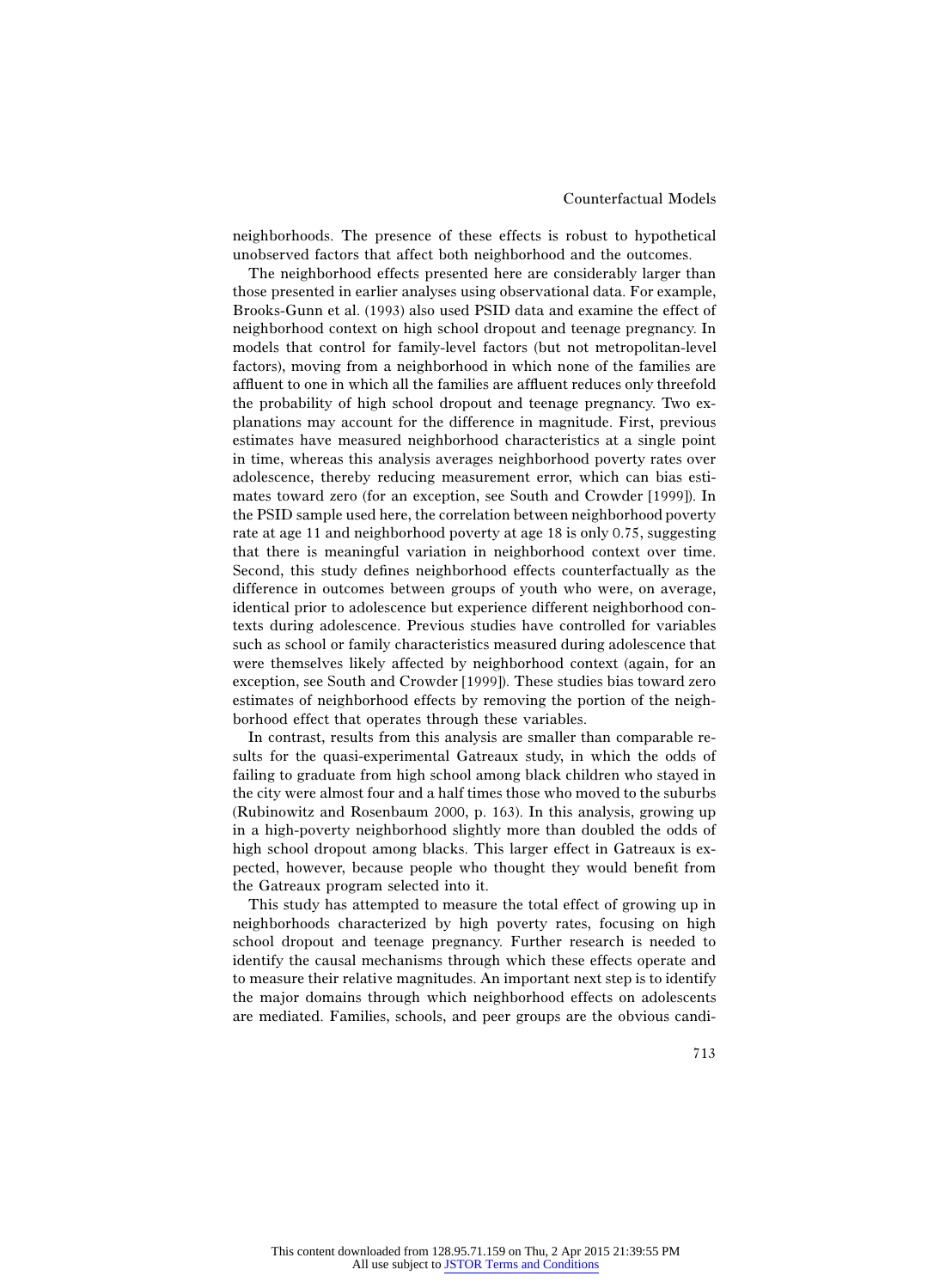neighborhoods. The presence of these effects is robust to hypothetical unobserved factors that affect both neighborhood and the outcomes.

The neighborhood effects presented here are considerably larger than those presented in earlier analyses using observational data. For example, Brooks-Gunn et al. (1993) also used PSID data and examine the effect of neighborhood context on high school dropout and teenage pregnancy. In models that control for family-level factors (but not metropolitan-level factors), moving from a neighborhood in which none of the families are affluent to one in which all the families are affluent reduces only threefold the probability of high school dropout and teenage pregnancy. Two explanations may account for the difference in magnitude. First, previous estimates have measured neighborhood characteristics at a single point in time, whereas this analysis averages neighborhood poverty rates over adolescence, thereby reducing measurement error, which can bias estimates toward zero (for an exception, see South and Crowder [1999]). In the PSID sample used here, the correlation between neighborhood poverty rate at age 11 and neighborhood poverty at age 18 is only 0.75, suggesting that there is meaningful variation in neighborhood context over time. Second, this study defines neighborhood effects counterfactually as the difference in outcomes between groups of youth who were, on average, identical prior to adolescence but experience different neighborhood contexts during adolescence. Previous studies have controlled for variables such as school or family characteristics measured during adolescence that were themselves likely affected by neighborhood context (again, for an exception, see South and Crowder [1999]). These studies bias toward zero estimates of neighborhood effects by removing the portion of the neighborhood effect that operates through these variables.

In contrast, results from this analysis are smaller than comparable results for the quasi-experimental Gatreaux study, in which the odds of failing to graduate from high school among black children who stayed in the city were almost four and a half times those who moved to the suburbs (Rubinowitz and Rosenbaum 2000, p. 163). In this analysis, growing up in a high-poverty neighborhood slightly more than doubled the odds of high school dropout among blacks. This larger effect in Gatreaux is expected, however, because people who thought they would benefit from the Gatreaux program selected into it.

This study has attempted to measure the total effect of growing up in neighborhoods characterized by high poverty rates, focusing on high school dropout and teenage pregnancy. Further research is needed to identify the causal mechanisms through which these effects operate and to measure their relative magnitudes. An important next step is to identify the major domains through which neighborhood effects on adolescents are mediated. Families, schools, and peer groups are the obvious candi-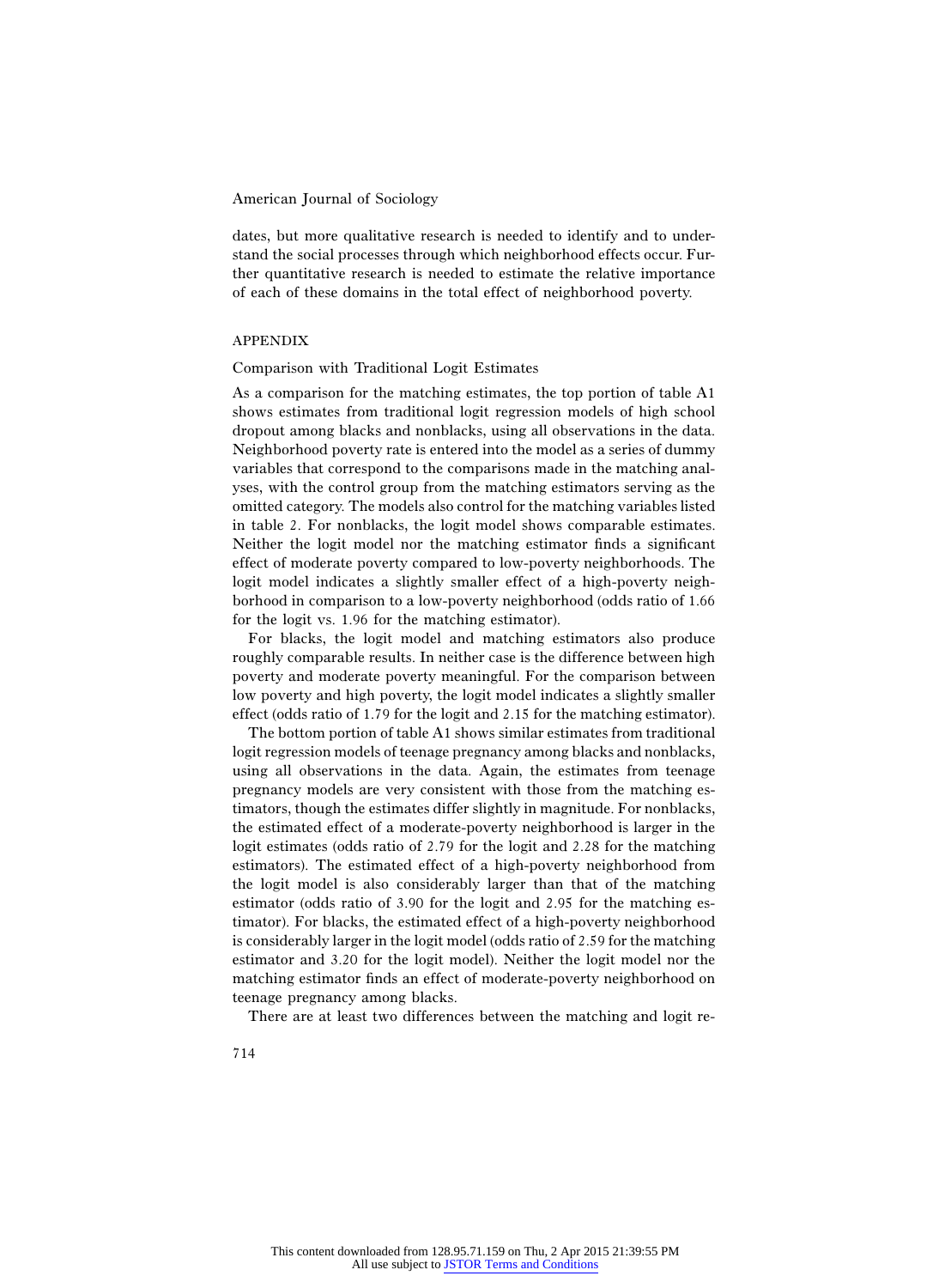dates, but more qualitative research is needed to identify and to understand the social processes through which neighborhood effects occur. Further quantitative research is needed to estimate the relative importance of each of these domains in the total effect of neighborhood poverty.

## APPENDIX

### Comparison with Traditional Logit Estimates

As a comparison for the matching estimates, the top portion of table A1 shows estimates from traditional logit regression models of high school dropout among blacks and nonblacks, using all observations in the data. Neighborhood poverty rate is entered into the model as a series of dummy variables that correspond to the comparisons made in the matching analyses, with the control group from the matching estimators serving as the omitted category. The models also control for the matching variables listed in table 2. For nonblacks, the logit model shows comparable estimates. Neither the logit model nor the matching estimator finds a significant effect of moderate poverty compared to low-poverty neighborhoods. The logit model indicates a slightly smaller effect of a high-poverty neighborhood in comparison to a low-poverty neighborhood (odds ratio of 1.66 for the logit vs. 1.96 for the matching estimator).

For blacks, the logit model and matching estimators also produce roughly comparable results. In neither case is the difference between high poverty and moderate poverty meaningful. For the comparison between low poverty and high poverty, the logit model indicates a slightly smaller effect (odds ratio of 1.79 for the logit and 2.15 for the matching estimator).

The bottom portion of table A1 shows similar estimates from traditional logit regression models of teenage pregnancy among blacks and nonblacks, using all observations in the data. Again, the estimates from teenage pregnancy models are very consistent with those from the matching estimators, though the estimates differ slightly in magnitude. For nonblacks, the estimated effect of a moderate-poverty neighborhood is larger in the logit estimates (odds ratio of 2.79 for the logit and 2.28 for the matching estimators). The estimated effect of a high-poverty neighborhood from the logit model is also considerably larger than that of the matching estimator (odds ratio of 3.90 for the logit and 2.95 for the matching estimator). For blacks, the estimated effect of a high-poverty neighborhood is considerably larger in the logit model (odds ratio of 2.59 for the matching estimator and 3.20 for the logit model). Neither the logit model nor the matching estimator finds an effect of moderate-poverty neighborhood on teenage pregnancy among blacks.

There are at least two differences between the matching and logit re-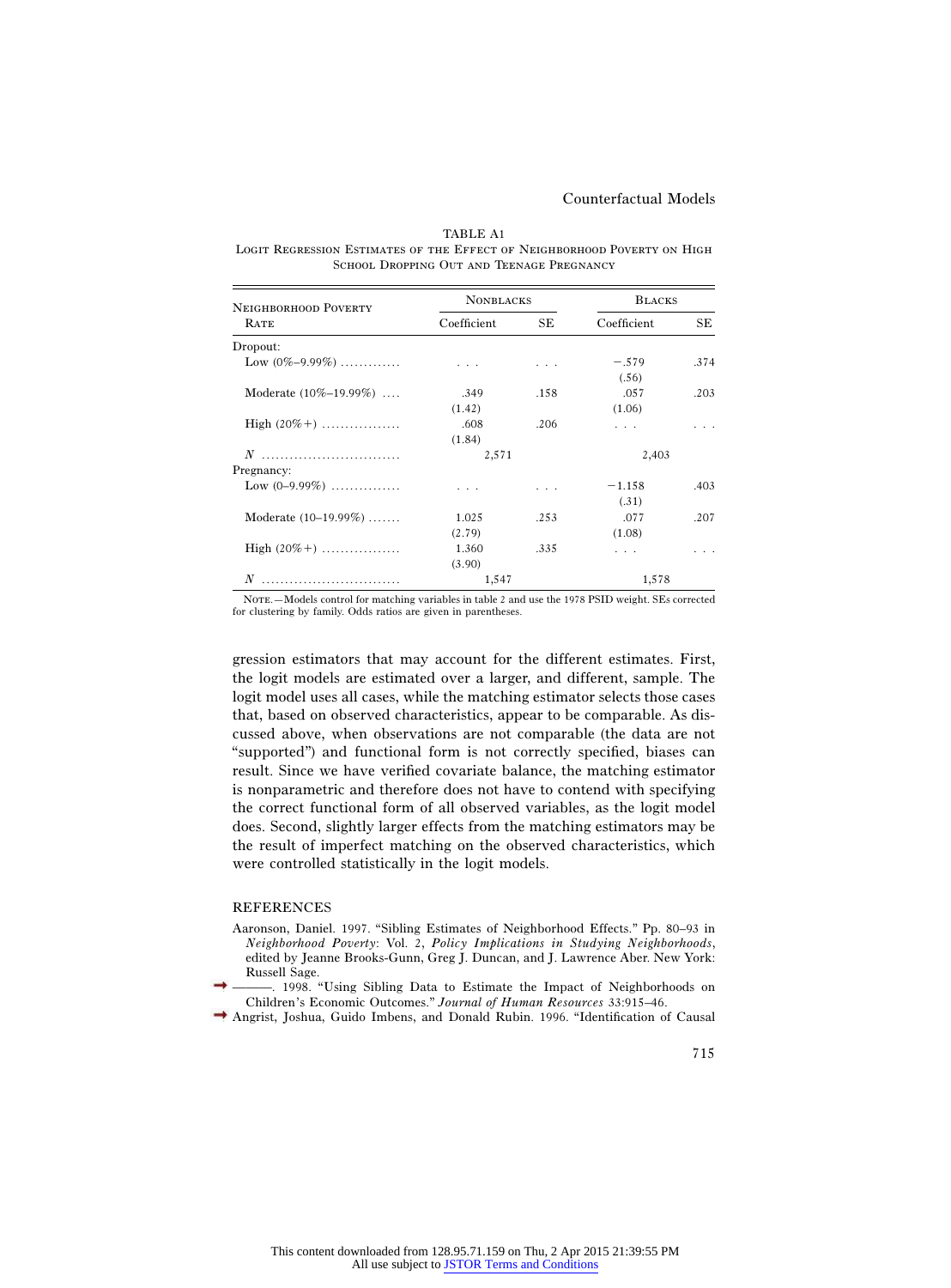TABLE A1

Logit Regression Estimates of the Effect of Neighborhood Poverty on High School Dropping Out and Teenage Pregnancy

| Neighborhood Poverty Rate | Nonblacks | | Blacks | |
|---|---|---|---|---|
| | Coefficient | SE | Coefficient | SE |
| Dropout: | | | | |
| Low (0%–9.99%) | . . . | . . . | −.579 (.56) | .374 |
| Moderate (10%–19.99%) | .349 (1.42) | .158 | .057 (1.06) | .203 |
| High (20%+) | .608 (1.84) | .206 | . . . | . . . |
| *N* | 2,571 | | 2,403 | |
| Pregnancy: | | | | |
| Low (0–9.99%) | . . . | . . . | −1.158 (.31) | .403 |
| Moderate (10–19.99%) | 1.025 (2.79) | .253 | .077 (1.08) | .207 |
| High (20%+) | 1.360 (3.90) | .335 | . . . | . . . |
| *N* | 1,547 | | 1,578 | |

Note.—Models control for matching variables in table 2 and use the 1978 PSID weight. SEs corrected for clustering by family. Odds ratios are given in parentheses.

gression estimators that may account for the different estimates. First, the logit models are estimated over a larger, and different, sample. The logit model uses all cases, while the matching estimator selects those cases that, based on observed characteristics, appear to be comparable. As discussed above, when observations are not comparable (the data are not "supported") and functional form is not correctly specified, biases can result. Since we have verified covariate balance, the matching estimator is nonparametric and therefore does not have to contend with specifying the correct functional form of all observed variables, as the logit model does. Second, slightly larger effects from the matching estimators may be the result of imperfect matching on the observed characteristics, which were controlled statistically in the logit models.

## REFERENCES

Aaronson, Daniel. 1997. "Sibling Estimates of Neighborhood Effects." Pp. 80–93 in *Neighborhood Poverty*: Vol. 2, *Policy Implications in Studying Neighborhoods*, edited by Jeanne Brooks-Gunn, Greg J. Duncan, and J. Lawrence Aber. New York: Russell Sage.

———. 1998. "Using Sibling Data to Estimate the Impact of Neighborhoods on Children's Economic Outcomes." *Journal of Human Resources* 33:915–46.

Angrist, Joshua, Guido Imbens, and Donald Rubin. 1996. "Identification of Causal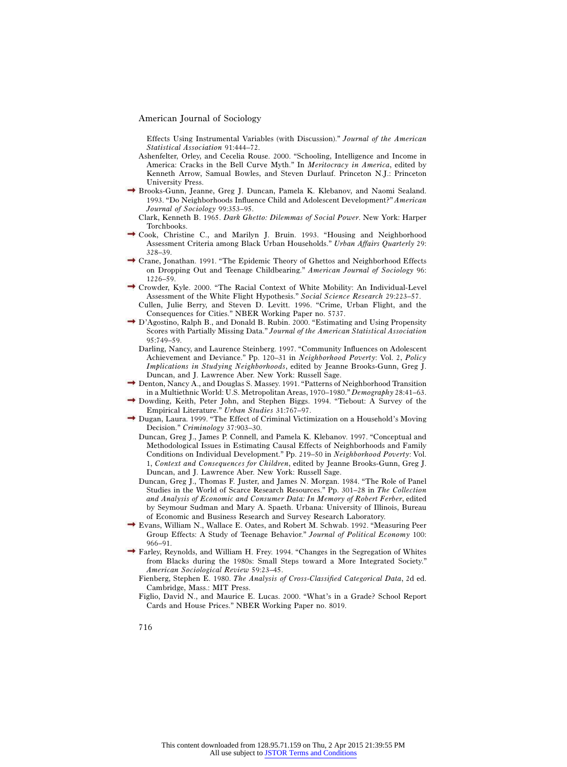Effects Using Instrumental Variables (with Discussion)." *Journal of the American Statistical Association* 91:444–72.

Ashenfelter, Orley, and Cecelia Rouse. 2000. "Schooling, Intelligence and Income in America: Cracks in the Bell Curve Myth." In *Meritocracy in America*, edited by Kenneth Arrow, Samual Bowles, and Steven Durlauf. Princeton N.J.: Princeton University Press.

Brooks-Gunn, Jeanne, Greg J. Duncan, Pamela K. Klebanov, and Naomi Sealand. 1993. "Do Neighborhoods Influence Child and Adolescent Development?" *American Journal of Sociology* 99:353–95.

Clark, Kenneth B. 1965. *Dark Ghetto: Dilemmas of Social Power*. New York: Harper Torchbooks.

Cook, Christine C., and Marilyn J. Bruin. 1993. "Housing and Neighborhood Assessment Criteria among Black Urban Households." *Urban Affairs Quarterly* 29: 328–39.

Crane, Jonathan. 1991. "The Epidemic Theory of Ghettos and Neighborhood Effects on Dropping Out and Teenage Childbearing." *American Journal of Sociology* 96: 1226–59.

Crowder, Kyle. 2000. "The Racial Context of White Mobility: An Individual-Level Assessment of the White Flight Hypothesis." *Social Science Research* 29:223–57.

Cullen, Julie Berry, and Steven D. Levitt. 1996. "Crime, Urban Flight, and the Consequences for Cities." NBER Working Paper no. 5737.

D'Agostino, Ralph B., and Donald B. Rubin. 2000. "Estimating and Using Propensity Scores with Partially Missing Data." *Journal of the American Statistical Association* 95:749–59.

Darling, Nancy, and Laurence Steinberg. 1997. "Community Influences on Adolescent Achievement and Deviance." Pp. 120–31 in *Neighborhood Poverty*: Vol. 2, *Policy Implications in Studying Neighborhoods*, edited by Jeanne Brooks-Gunn, Greg J. Duncan, and J. Lawrence Aber. New York: Russell Sage.

Denton, Nancy A., and Douglas S. Massey. 1991. "Patterns of Neighborhood Transition in a Multiethnic World: U.S. Metropolitan Areas, 1970–1980." *Demography* 28:41–63.

Dowding, Keith, Peter John, and Stephen Biggs. 1994. "Tiebout: A Survey of the Empirical Literature." *Urban Studies* 31:767–97.

Dugan, Laura. 1999. "The Effect of Criminal Victimization on a Household's Moving Decision." *Criminology* 37:903–30.

Duncan, Greg J., James P. Connell, and Pamela K. Klebanov. 1997. "Conceptual and Methodological Issues in Estimating Causal Effects of Neighborhoods and Family Conditions on Individual Development." Pp. 219–50 in *Neighborhood Poverty*: Vol. 1, *Context and Consequences for Children*, edited by Jeanne Brooks-Gunn, Greg J. Duncan, and J. Lawrence Aber. New York: Russell Sage.

Duncan, Greg J., Thomas F. Juster, and James N. Morgan. 1984. "The Role of Panel Studies in the World of Scarce Research Resources." Pp. 301–28 in *The Collection and Analysis of Economic and Consumer Data: In Memory of Robert Ferber*, edited by Seymour Sudman and Mary A. Spaeth. Urbana: University of Illinois, Bureau of Economic and Business Research and Survey Research Laboratory.

Evans, William N., Wallace E. Oates, and Robert M. Schwab. 1992. "Measuring Peer Group Effects: A Study of Teenage Behavior." *Journal of Political Economy* 100: 966–91.

Farley, Reynolds, and William H. Frey. 1994. "Changes in the Segregation of Whites from Blacks during the 1980s: Small Steps toward a More Integrated Society." *American Sociological Review* 59:23–45.

Fienberg, Stephen E. 1980. *The Analysis of Cross-Classified Categorical Data*, 2d ed. Cambridge, Mass.: MIT Press.

Figlio, David N., and Maurice E. Lucas. 2000. "What's in a Grade? School Report Cards and House Prices." NBER Working Paper no. 8019.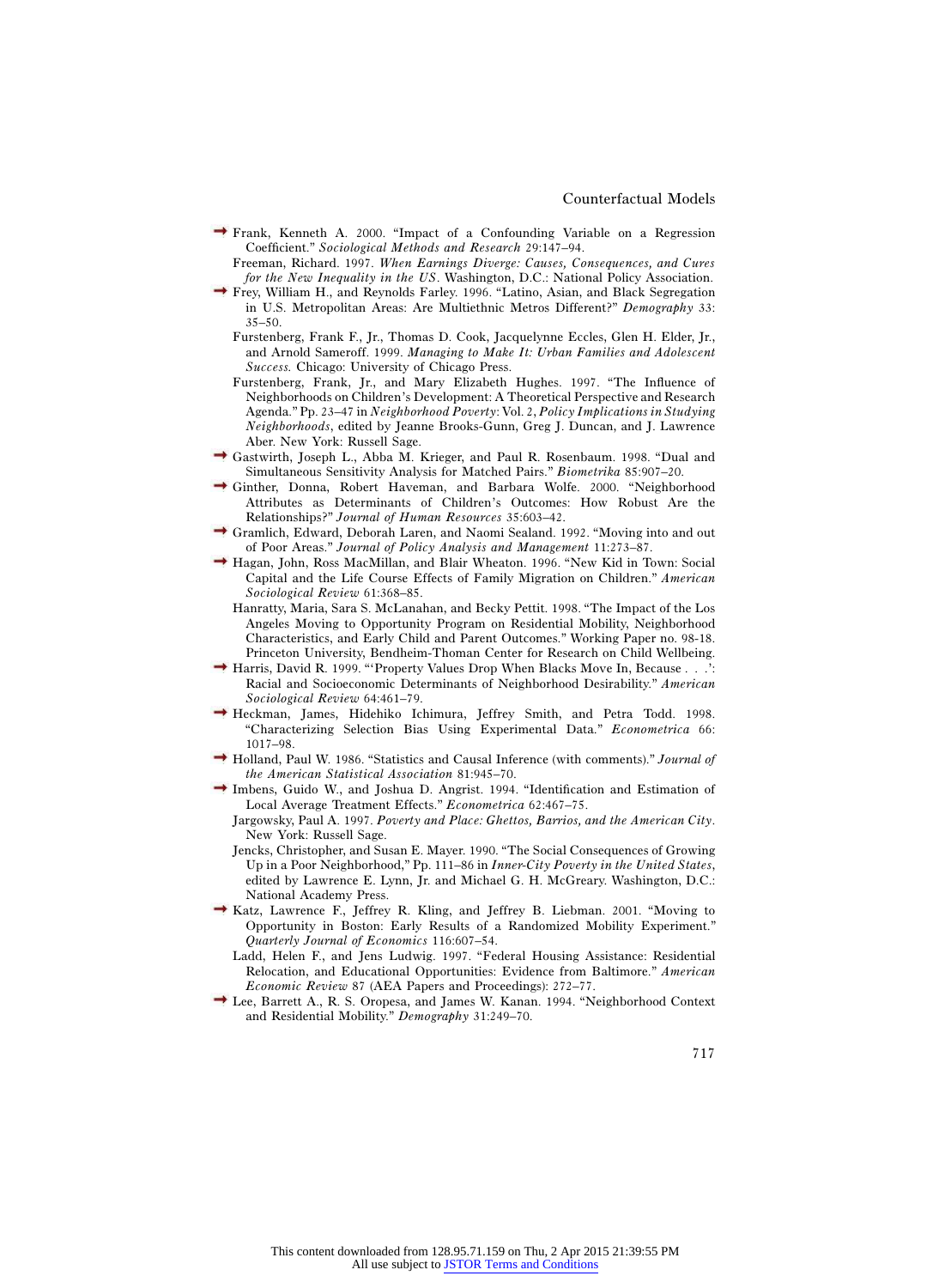Frank, Kenneth A. 2000. "Impact of a Confounding Variable on a Regression Coefficient." *Sociological Methods and Research* 29:147–94.

Freeman, Richard. 1997. *When Earnings Diverge: Causes, Consequences, and Cures for the New Inequality in the US*. Washington, D.C.: National Policy Association.

Frey, William H., and Reynolds Farley. 1996. "Latino, Asian, and Black Segregation in U.S. Metropolitan Areas: Are Multiethnic Metros Different?" *Demography* 33: 35–50.

Furstenberg, Frank F., Jr., Thomas D. Cook, Jacquelynne Eccles, Glen H. Elder, Jr., and Arnold Sameroff. 1999. *Managing to Make It: Urban Families and Adolescent Success.* Chicago: University of Chicago Press.

Furstenberg, Frank, Jr., and Mary Elizabeth Hughes. 1997. "The Influence of Neighborhoods on Children's Development: A Theoretical Perspective and Research Agenda." Pp. 23–47 in *Neighborhood Poverty*: Vol. 2, *Policy Implications in Studying Neighborhoods*, edited by Jeanne Brooks-Gunn, Greg J. Duncan, and J. Lawrence Aber. New York: Russell Sage.

Gastwirth, Joseph L., Abba M. Krieger, and Paul R. Rosenbaum. 1998. "Dual and Simultaneous Sensitivity Analysis for Matched Pairs." *Biometrika* 85:907–20.

Ginther, Donna, Robert Haveman, and Barbara Wolfe. 2000. "Neighborhood Attributes as Determinants of Children's Outcomes: How Robust Are the Relationships?" *Journal of Human Resources* 35:603–42.

Gramlich, Edward, Deborah Laren, and Naomi Sealand. 1992. "Moving into and out of Poor Areas." *Journal of Policy Analysis and Management* 11:273–87.

Hagan, John, Ross MacMillan, and Blair Wheaton. 1996. "New Kid in Town: Social Capital and the Life Course Effects of Family Migration on Children." *American Sociological Review* 61:368–85.

Hanratty, Maria, Sara S. McLanahan, and Becky Pettit. 1998. "The Impact of the Los Angeles Moving to Opportunity Program on Residential Mobility, Neighborhood Characteristics, and Early Child and Parent Outcomes." Working Paper no. 98-18. Princeton University, Bendheim-Thoman Center for Research on Child Wellbeing.

Harris, David R. 1999. "'Property Values Drop When Blacks Move In, Because . . .': Racial and Socioeconomic Determinants of Neighborhood Desirability." *American Sociological Review* 64:461–79.

Heckman, James, Hidehiko Ichimura, Jeffrey Smith, and Petra Todd. 1998. "Characterizing Selection Bias Using Experimental Data." *Econometrica* 66: 1017–98.

Holland, Paul W. 1986. "Statistics and Causal Inference (with comments)." *Journal of the American Statistical Association* 81:945–70.

Imbens, Guido W., and Joshua D. Angrist. 1994. "Identification and Estimation of Local Average Treatment Effects." *Econometrica* 62:467–75.

Jargowsky, Paul A. 1997. *Poverty and Place: Ghettos, Barrios, and the American City*. New York: Russell Sage.

Jencks, Christopher, and Susan E. Mayer. 1990. "The Social Consequences of Growing Up in a Poor Neighborhood," Pp. 111–86 in *Inner-City Poverty in the United States*, edited by Lawrence E. Lynn, Jr. and Michael G. H. McGreary. Washington, D.C.: National Academy Press.

Katz, Lawrence F., Jeffrey R. Kling, and Jeffrey B. Liebman. 2001. "Moving to Opportunity in Boston: Early Results of a Randomized Mobility Experiment." *Quarterly Journal of Economics* 116:607–54.

Ladd, Helen F., and Jens Ludwig. 1997. "Federal Housing Assistance: Residential Relocation, and Educational Opportunities: Evidence from Baltimore." *American Economic Review* 87 (AEA Papers and Proceedings): 272–77.

Lee, Barrett A., R. S. Oropesa, and James W. Kanan. 1994. "Neighborhood Context and Residential Mobility." *Demography* 31:249–70.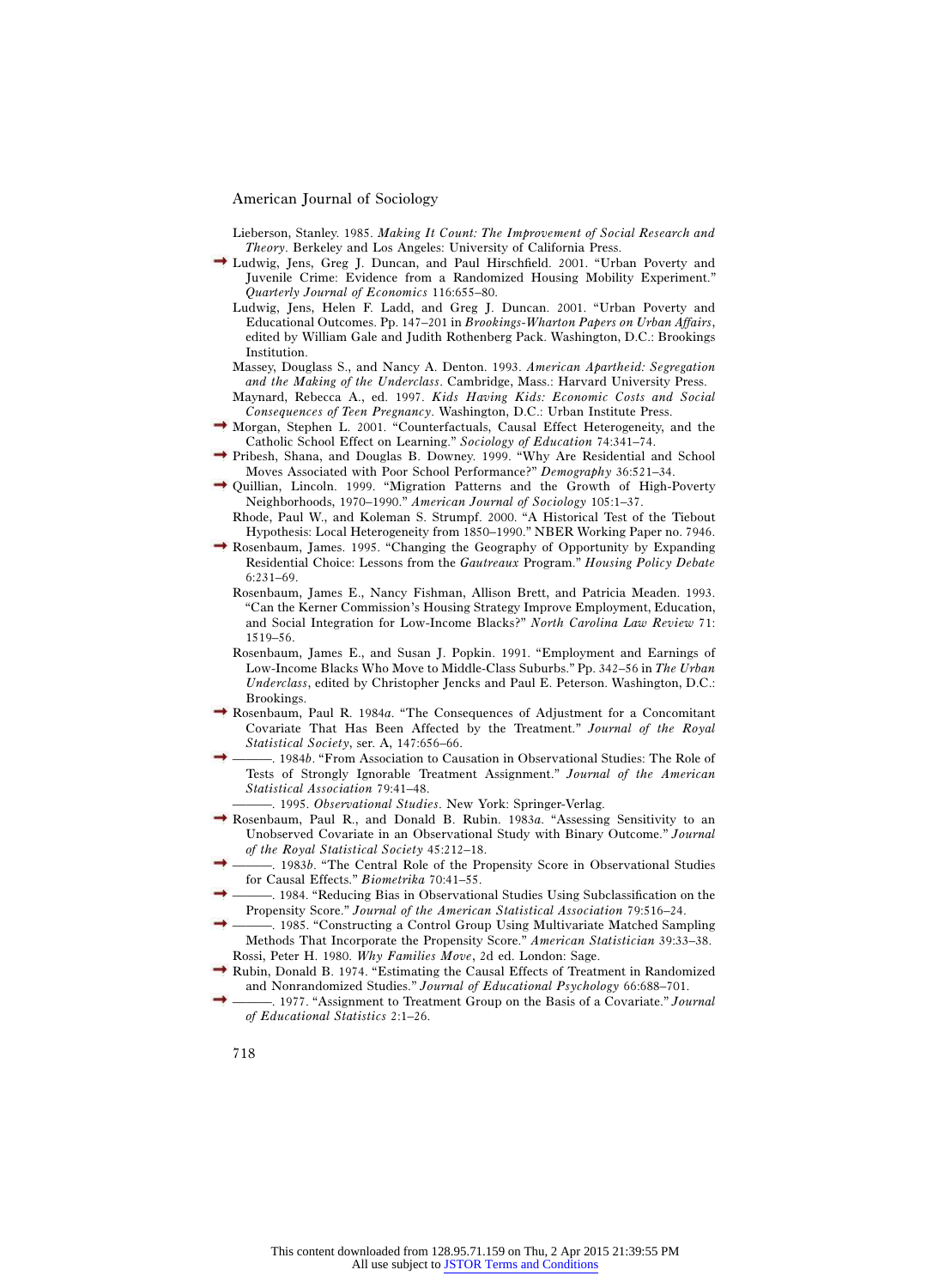Lieberson, Stanley. 1985. *Making It Count: The Improvement of Social Research and Theory*. Berkeley and Los Angeles: University of California Press.

Ludwig, Jens, Greg J. Duncan, and Paul Hirschfield. 2001. "Urban Poverty and Juvenile Crime: Evidence from a Randomized Housing Mobility Experiment." *Quarterly Journal of Economics* 116:655–80.

Ludwig, Jens, Helen F. Ladd, and Greg J. Duncan. 2001. "Urban Poverty and Educational Outcomes. Pp. 147–201 in *Brookings-Wharton Papers on Urban Affairs*, edited by William Gale and Judith Rothenberg Pack. Washington, D.C.: Brookings Institution.

Massey, Douglass S., and Nancy A. Denton. 1993. *American Apartheid: Segregation and the Making of the Underclass*. Cambridge, Mass.: Harvard University Press.

Maynard, Rebecca A., ed. 1997. *Kids Having Kids: Economic Costs and Social Consequences of Teen Pregnancy*. Washington, D.C.: Urban Institute Press.

Morgan, Stephen L. 2001. "Counterfactuals, Causal Effect Heterogeneity, and the Catholic School Effect on Learning." *Sociology of Education* 74:341–74.

Pribesh, Shana, and Douglas B. Downey. 1999. "Why Are Residential and School Moves Associated with Poor School Performance?" *Demography* 36:521–34.

Quillian, Lincoln. 1999. "Migration Patterns and the Growth of High-Poverty Neighborhoods, 1970–1990." *American Journal of Sociology* 105:1–37.

Rhode, Paul W., and Koleman S. Strumpf. 2000. "A Historical Test of the Tiebout Hypothesis: Local Heterogeneity from 1850–1990." NBER Working Paper no. 7946.

Rosenbaum, James. 1995. "Changing the Geography of Opportunity by Expanding Residential Choice: Lessons from the *Gautreaux* Program." *Housing Policy Debate* 6:231–69.

Rosenbaum, James E., Nancy Fishman, Allison Brett, and Patricia Meaden. 1993. "Can the Kerner Commission's Housing Strategy Improve Employment, Education, and Social Integration for Low-Income Blacks?" *North Carolina Law Review* 71: 1519–56.

Rosenbaum, James E., and Susan J. Popkin. 1991. "Employment and Earnings of Low-Income Blacks Who Move to Middle-Class Suburbs." Pp. 342–56 in *The Urban Underclass*, edited by Christopher Jencks and Paul E. Peterson. Washington, D.C.: Brookings.

Rosenbaum, Paul R. 1984*a*. "The Consequences of Adjustment for a Concomitant Covariate That Has Been Affected by the Treatment." *Journal of the Royal Statistical Society*, ser. A, 147:656–66.

———. 1984*b*. "From Association to Causation in Observational Studies: The Role of Tests of Strongly Ignorable Treatment Assignment." *Journal of the American Statistical Association* 79:41–48.

———. 1995. *Observational Studies*. New York: Springer-Verlag.

Rosenbaum, Paul R., and Donald B. Rubin. 1983*a*. "Assessing Sensitivity to an Unobserved Covariate in an Observational Study with Binary Outcome." *Journal of the Royal Statistical Society* 45:212–18.

———. 1983*b*. "The Central Role of the Propensity Score in Observational Studies for Causal Effects." *Biometrika* 70:41–55.

———. 1984. "Reducing Bias in Observational Studies Using Subclassification on the Propensity Score." *Journal of the American Statistical Association* 79:516–24.

———. 1985. "Constructing a Control Group Using Multivariate Matched Sampling Methods That Incorporate the Propensity Score." *American Statistician* 39:33–38.

Rossi, Peter H. 1980. *Why Families Move*, 2d ed. London: Sage.

Rubin, Donald B. 1974. "Estimating the Causal Effects of Treatment in Randomized and Nonrandomized Studies." *Journal of Educational Psychology* 66:688–701.

———. 1977. "Assignment to Treatment Group on the Basis of a Covariate." *Journal of Educational Statistics* 2:1–26.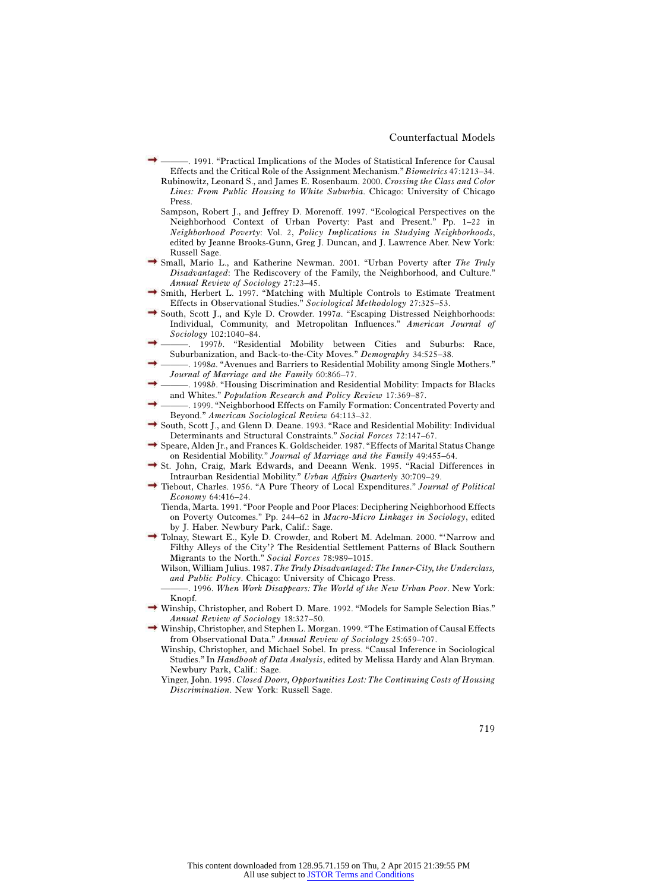———. 1991. "Practical Implications of the Modes of Statistical Inference for Causal Effects and the Critical Role of the Assignment Mechanism." *Biometrics* 47:1213–34.

Rubinowitz, Leonard S., and James E. Rosenbaum. 2000. *Crossing the Class and Color Lines: From Public Housing to White Suburbia*. Chicago: University of Chicago Press.

Sampson, Robert J., and Jeffrey D. Morenoff. 1997. "Ecological Perspectives on the Neighborhood Context of Urban Poverty: Past and Present." Pp. 1–22 in *Neighborhood Poverty*: Vol. 2, *Policy Implications in Studying Neighborhoods*, edited by Jeanne Brooks-Gunn, Greg J. Duncan, and J. Lawrence Aber. New York: Russell Sage.

Small, Mario L., and Katherine Newman. 2001. "Urban Poverty after *The Truly Disadvantaged*: The Rediscovery of the Family, the Neighborhood, and Culture." *Annual Review of Sociology* 27:23–45.

Smith, Herbert L. 1997. "Matching with Multiple Controls to Estimate Treatment Effects in Observational Studies." *Sociological Methodology* 27:325–53.

South, Scott J., and Kyle D. Crowder. 1997*a*. "Escaping Distressed Neighborhoods: Individual, Community, and Metropolitan Influences." *American Journal of Sociology* 102:1040–84.

———. 1997*b*. "Residential Mobility between Cities and Suburbs: Race, Suburbanization, and Back-to-the-City Moves." *Demography* 34:525–38.

———. 1998*a*. "Avenues and Barriers to Residential Mobility among Single Mothers." *Journal of Marriage and the Family* 60:866–77.

———. 1998*b*. "Housing Discrimination and Residential Mobility: Impacts for Blacks and Whites." *Population Research and Policy Review* 17:369–87.

———. 1999. "Neighborhood Effects on Family Formation: Concentrated Poverty and Beyond." *American Sociological Review* 64:113–32.

South, Scott J., and Glenn D. Deane. 1993. "Race and Residential Mobility: Individual Determinants and Structural Constraints." *Social Forces* 72:147–67.

Speare, Alden Jr., and Frances K. Goldscheider. 1987. "Effects of Marital Status Change on Residential Mobility." *Journal of Marriage and the Family* 49:455–64.

St. John, Craig, Mark Edwards, and Deeann Wenk. 1995. "Racial Differences in Intraurban Residential Mobility." *Urban Affairs Quarterly* 30:709–29.

Tiebout, Charles. 1956. "A Pure Theory of Local Expenditures." *Journal of Political Economy* 64:416–24.

Tienda, Marta. 1991. "Poor People and Poor Places: Deciphering Neighborhood Effects on Poverty Outcomes." Pp. 244–62 in *Macro-Micro Linkages in Sociology*, edited by J. Haber. Newbury Park, Calif.: Sage.

Tolnay, Stewart E., Kyle D. Crowder, and Robert M. Adelman. 2000. "'Narrow and Filthy Alleys of the City'? The Residential Settlement Patterns of Black Southern Migrants to the North." *Social Forces* 78:989–1015.

Wilson, William Julius. 1987. *The Truly Disadvantaged: The Inner-City, the Underclass, and Public Policy*. Chicago: University of Chicago Press.

———. 1996. *When Work Disappears: The World of the New Urban Poor*. New York: Knopf.

Winship, Christopher, and Robert D. Mare. 1992. "Models for Sample Selection Bias." *Annual Review of Sociology* 18:327–50.

Winship, Christopher, and Stephen L. Morgan. 1999. "The Estimation of Causal Effects from Observational Data." *Annual Review of Sociology* 25:659–707.

Winship, Christopher, and Michael Sobel. In press. "Causal Inference in Sociological Studies." In *Handbook of Data Analysis*, edited by Melissa Hardy and Alan Bryman. Newbury Park, Calif.: Sage.

Yinger, John. 1995. *Closed Doors, Opportunities Lost: The Continuing Costs of Housing Discrimination*. New York: Russell Sage.